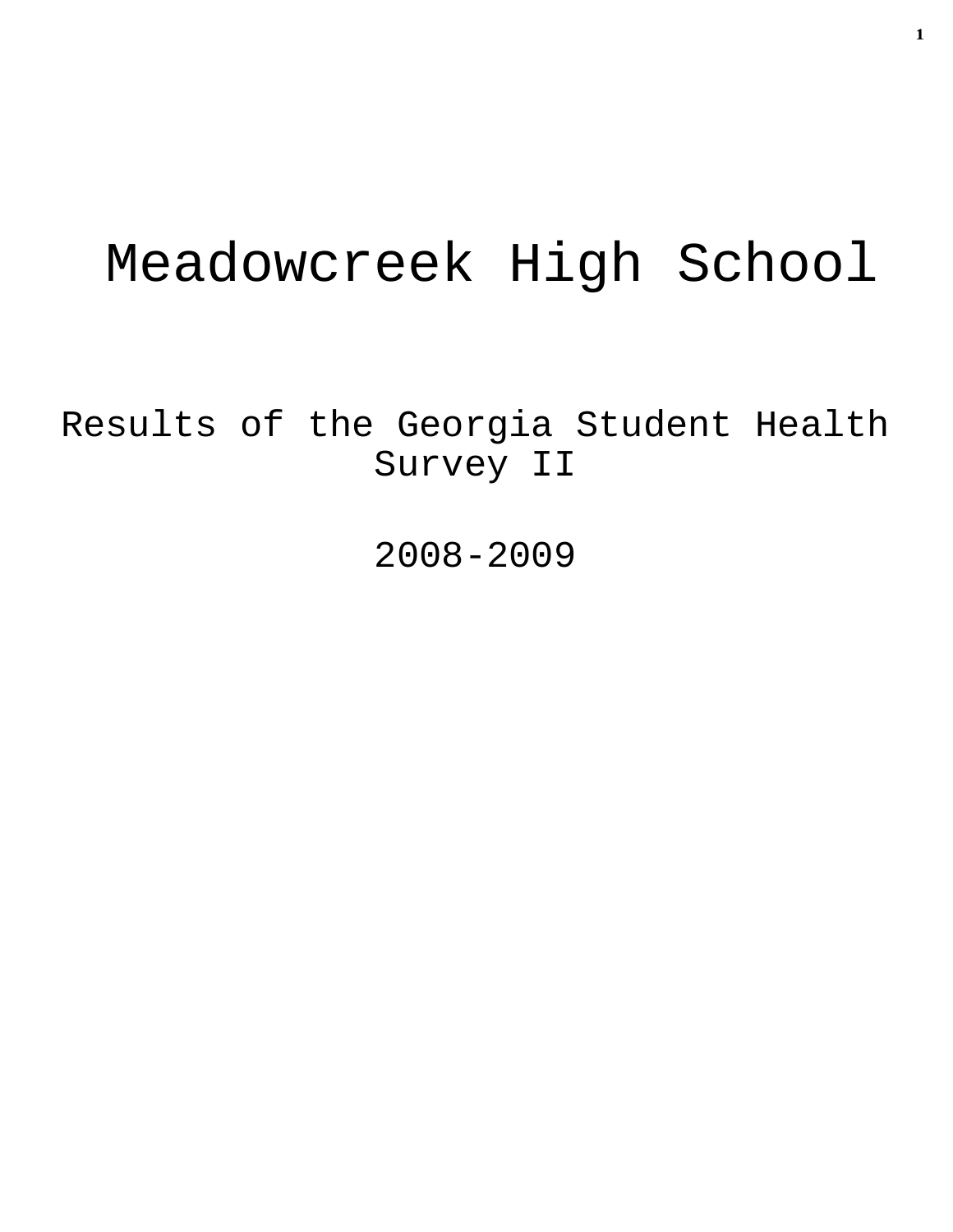# Meadowcreek High School

## Results of the Georgia Student Health Survey II

## 2008-2009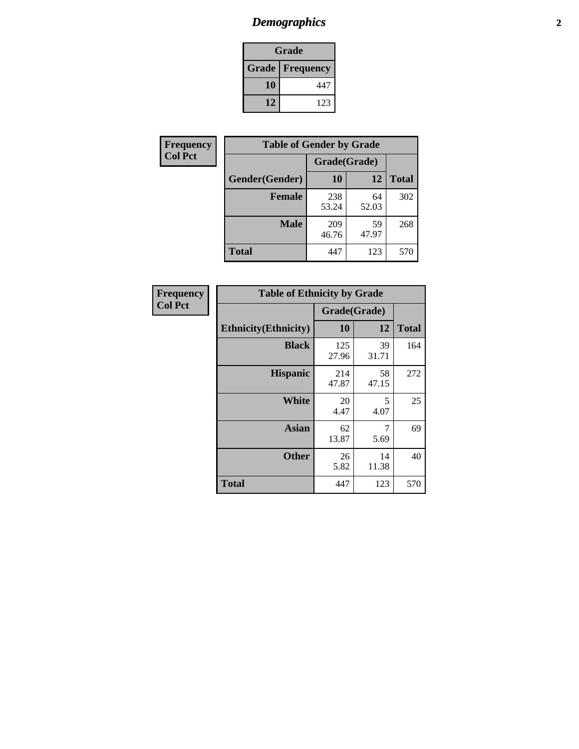# *Demographics*

| Grade | |
|---|---|
| **Grade** | **Frequency** |
| **10** | 447 |
| **12** | 123 |

**Frequency**
**Col Pct**

| Table of Gender by Grade | | | |
|---|---|---|---|
| | Grade(Grade) | | |
| **Gender(Gender)** | **10** | **12** | **Total** |
| **Female** | 238<br>53.24 | 64<br>52.03 | 302 |
| **Male** | 209<br>46.76 | 59<br>47.97 | 268 |
| **Total** | 447 | 123 | 570 |

**Frequency**
**Col Pct**

| Table of Ethnicity by Grade | | | |
|---|---|---|---|
| | Grade(Grade) | | |
| **Ethnicity(Ethnicity)** | **10** | **12** | **Total** |
| **Black** | 125<br>27.96 | 39<br>31.71 | 164 |
| **Hispanic** | 214<br>47.87 | 58<br>47.15 | 272 |
| **White** | 20<br>4.47 | 5<br>4.07 | 25 |
| **Asian** | 62<br>13.87 | 7<br>5.69 | 69 |
| **Other** | 26<br>5.82 | 14<br>11.38 | 40 |
| **Total** | 447 | 123 | 570 |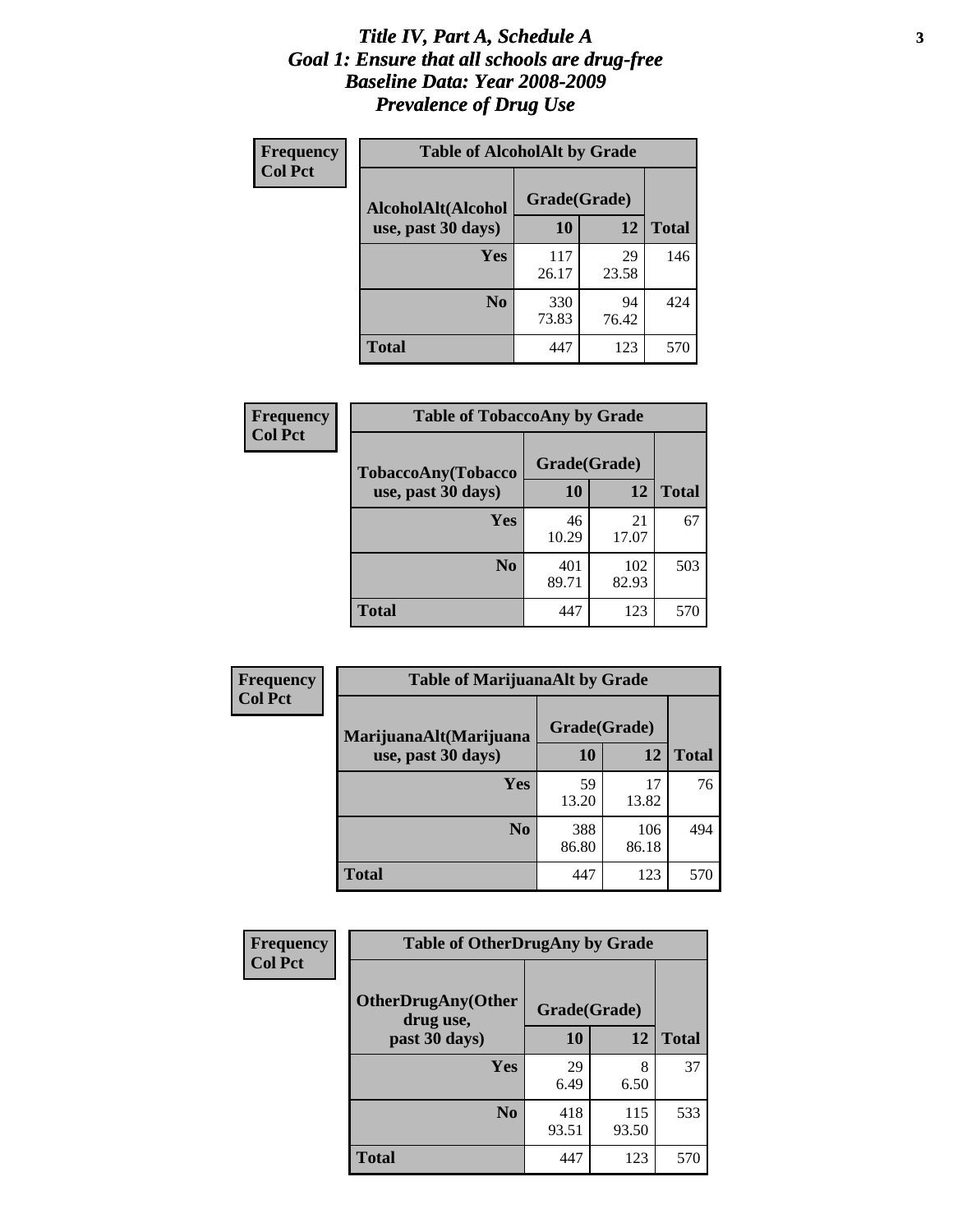# *Title IV, Part A, Schedule A*
# *Goal 1: Ensure that all schools are drug-free*
# *Baseline Data: Year 2008-2009*
# *Prevalence of Drug Use*

**Frequency**
**Col Pct**

**Table of AlcoholAlt by Grade**

| AlcoholAlt(Alcohol use, past 30 days) | Grade(Grade) 10 | 12 | Total |
|---|---|---|---|
| **Yes** | 117<br>26.17 | 29<br>23.58 | 146 |
| **No** | 330<br>73.83 | 94<br>76.42 | 424 |
| **Total** | 447 | 123 | 570 |

**Frequency**
**Col Pct**

**Table of TobaccoAny by Grade**

| TobaccoAny(Tobacco use, past 30 days) | Grade(Grade) 10 | 12 | Total |
|---|---|---|---|
| **Yes** | 46<br>10.29 | 21<br>17.07 | 67 |
| **No** | 401<br>89.71 | 102<br>82.93 | 503 |
| **Total** | 447 | 123 | 570 |

**Frequency**
**Col Pct**

**Table of MarijuanaAlt by Grade**

| MarijuanaAlt(Marijuana use, past 30 days) | Grade(Grade) 10 | 12 | Total |
|---|---|---|---|
| **Yes** | 59<br>13.20 | 17<br>13.82 | 76 |
| **No** | 388<br>86.80 | 106<br>86.18 | 494 |
| **Total** | 447 | 123 | 570 |

**Frequency**
**Col Pct**

**Table of OtherDrugAny by Grade**

| OtherDrugAny(Other drug use, past 30 days) | Grade(Grade) 10 | 12 | Total |
|---|---|---|---|
| **Yes** | 29<br>6.49 | 8<br>6.50 | 37 |
| **No** | 418<br>93.51 | 115<br>93.50 | 533 |
| **Total** | 447 | 123 | 570 |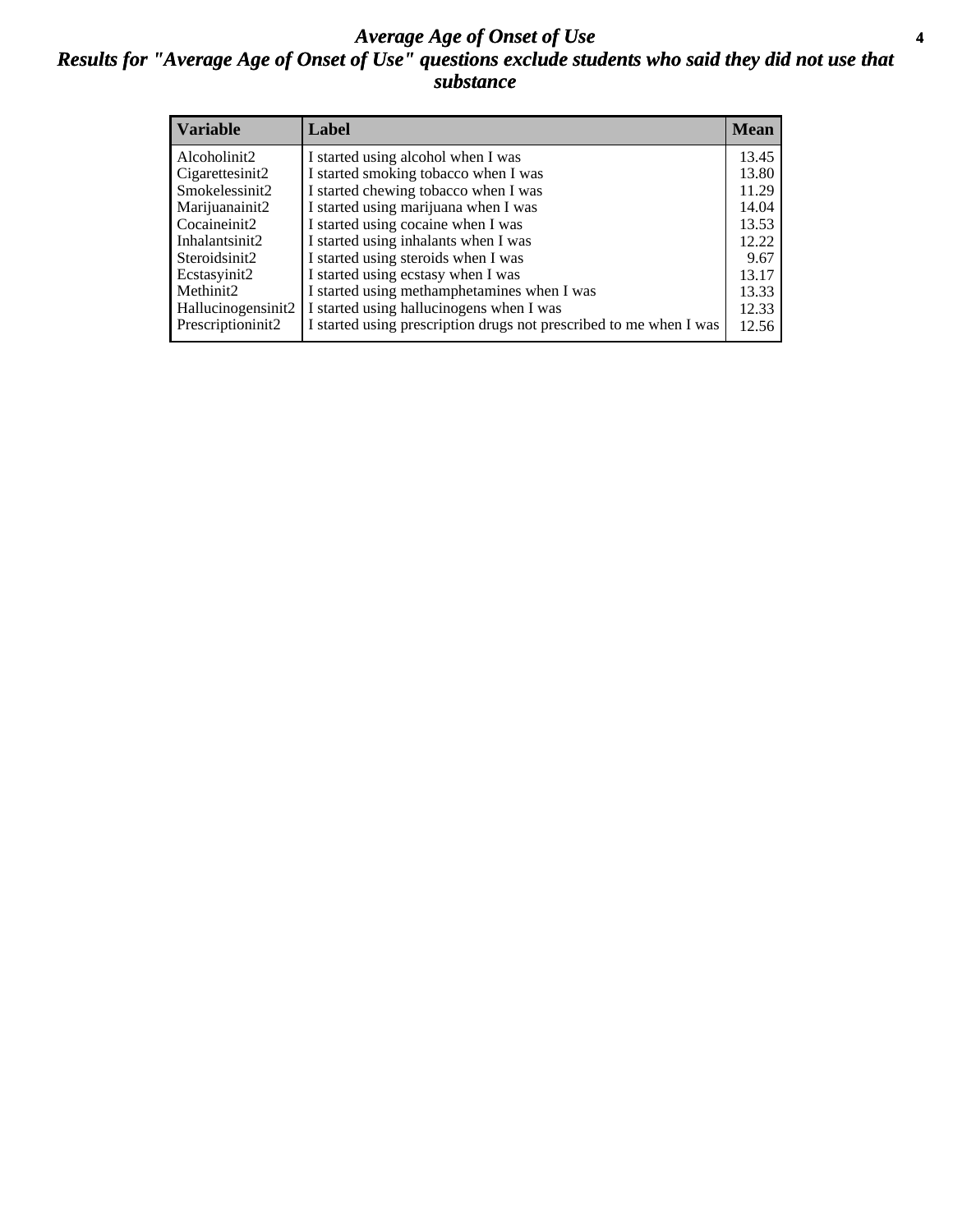# *Average Age of Onset of Use*

## *Results for "Average Age of Onset of Use" questions exclude students who said they did not use that substance*

| Variable | Label | Mean |
|---|---|---|
| Alcoholinit2 | I started using alcohol when I was | 13.45 |
| Cigarettesinit2 | I started smoking tobacco when I was | 13.80 |
| Smokelessinit2 | I started chewing tobacco when I was | 11.29 |
| Marijuanainit2 | I started using marijuana when I was | 14.04 |
| Cocaineinit2 | I started using cocaine when I was | 13.53 |
| Inhalantsinit2 | I started using inhalants when I was | 12.22 |
| Steroidsinit2 | I started using steroids when I was | 9.67 |
| Ecstasyinit2 | I started using ecstasy when I was | 13.17 |
| Methinit2 | I started using methamphetamines when I was | 13.33 |
| Hallucinogensinit2 | I started using hallucinogens when I was | 12.33 |
| Prescriptioninit2 | I started using prescription drugs not prescribed to me when I was | 12.56 |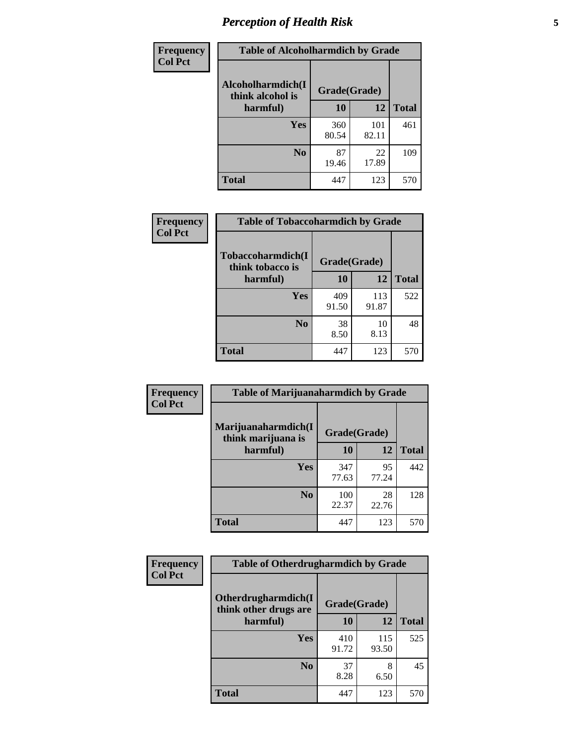| Frequency<br>Col Pct | Table of Alcoholharmdich by Grade | | |
|---|---|---|---|
| **Alcoholharmdich(I think alcohol is harmful)** | **Grade(Grade)** | | |
| | **10** | **12** | **Total** |
| **Yes** | 360<br>80.54 | 101<br>82.11 | 461 |
| **No** | 87<br>19.46 | 22<br>17.89 | 109 |
| **Total** | 447 | 123 | 570 |

| Frequency<br>Col Pct | Table of Tobaccoharmdich by Grade | | |
|---|---|---|---|
| **Tobaccoharmdich(I think tobacco is harmful)** | **Grade(Grade)** | | |
| | **10** | **12** | **Total** |
| **Yes** | 409<br>91.50 | 113<br>91.87 | 522 |
| **No** | 38<br>8.50 | 10<br>8.13 | 48 |
| **Total** | 447 | 123 | 570 |

| Frequency<br>Col Pct | Table of Marijuanaharmdich by Grade | | |
|---|---|---|---|
| **Marijuanaharmdich(I think marijuana is harmful)** | **Grade(Grade)** | | |
| | **10** | **12** | **Total** |
| **Yes** | 347<br>77.63 | 95<br>77.24 | 442 |
| **No** | 100<br>22.37 | 28<br>22.76 | 128 |
| **Total** | 447 | 123 | 570 |

| Frequency<br>Col Pct | Table of Otherdrugharmdich by Grade | | |
|---|---|---|---|
| **Otherdrugharmdich(I think other drugs are harmful)** | **Grade(Grade)** | | |
| | **10** | **12** | **Total** |
| **Yes** | 410<br>91.72 | 115<br>93.50 | 525 |
| **No** | 37<br>8.28 | 8<br>6.50 | 45 |
| **Total** | 447 | 123 | 570 |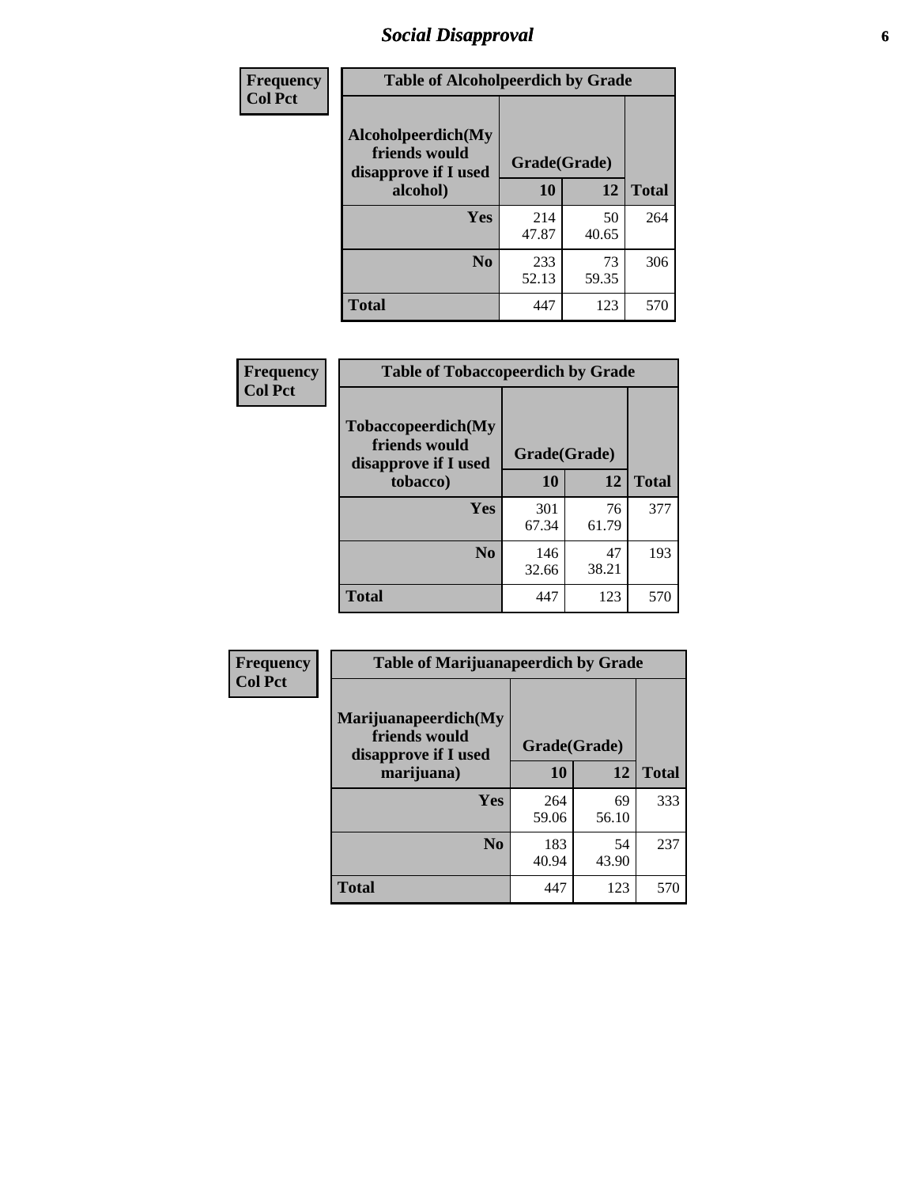# Social Disapproval

**Frequency**
**Col Pct**

| Table of Alcoholpeerdich by Grade | | | |
|---|---|---|---|
| Alcoholpeerdich(My friends would disapprove if I used alcohol) | Grade(Grade) | | |
| | 10 | 12 | Total |
| Yes | 214<br>47.87 | 50<br>40.65 | 264 |
| No | 233<br>52.13 | 73<br>59.35 | 306 |
| Total | 447 | 123 | 570 |

**Frequency**
**Col Pct**

| Table of Tobaccopeerdich by Grade | | | |
|---|---|---|---|
| Tobaccopeerdich(My friends would disapprove if I used tobacco) | Grade(Grade) | | |
| | 10 | 12 | Total |
| Yes | 301<br>67.34 | 76<br>61.79 | 377 |
| No | 146<br>32.66 | 47<br>38.21 | 193 |
| Total | 447 | 123 | 570 |

**Frequency**
**Col Pct**

| Table of Marijuanapeerdich by Grade | | | |
|---|---|---|---|
| Marijuanapeerdich(My friends would disapprove if I used marijuana) | Grade(Grade) | | |
| | 10 | 12 | Total |
| Yes | 264<br>59.06 | 69<br>56.10 | 333 |
| No | 183<br>40.94 | 54<br>43.90 | 237 |
| Total | 447 | 123 | 570 |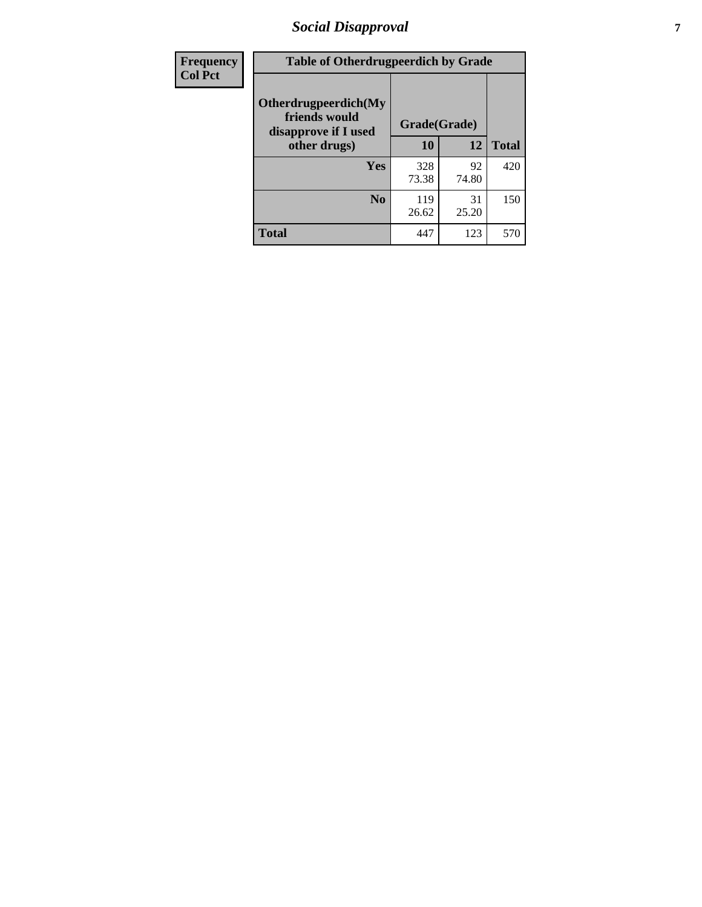## Social Disapproval

| Frequency<br>Col Pct |
|---|

**Table of Otherdrugpeerdich by Grade**

| Otherdrugpeerdich(My friends would disapprove if I used other drugs) | Grade(Grade) | | |
|---|---|---|---|
| | 10 | 12 | Total |
| Yes | 328<br>73.38 | 92<br>74.80 | 420 |
| No | 119<br>26.62 | 31<br>25.20 | 150 |
| Total | 447 | 123 | 570 |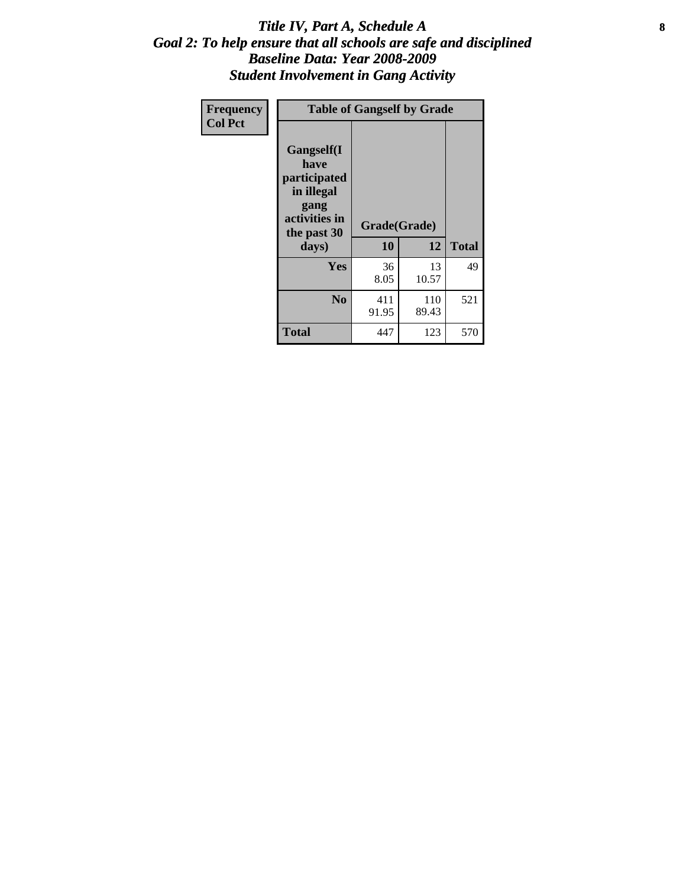# *Title IV, Part A, Schedule A*
## *Goal 2: To help ensure that all schools are safe and disciplined*
## *Baseline Data: Year 2008-2009*
## *Student Involvement in Gang Activity*

| Frequency<br>Col Pct | Table of Gangself by Grade | | |
|---|---|---|---|
| Gangself(I have participated in illegal gang activities in the past 30 days) | Grade(Grade) | | |
| | 10 | 12 | Total |
| Yes | 36<br>8.05 | 13<br>10.57 | 49 |
| No | 411<br>91.95 | 110<br>89.43 | 521 |
| Total | 447 | 123 | 570 |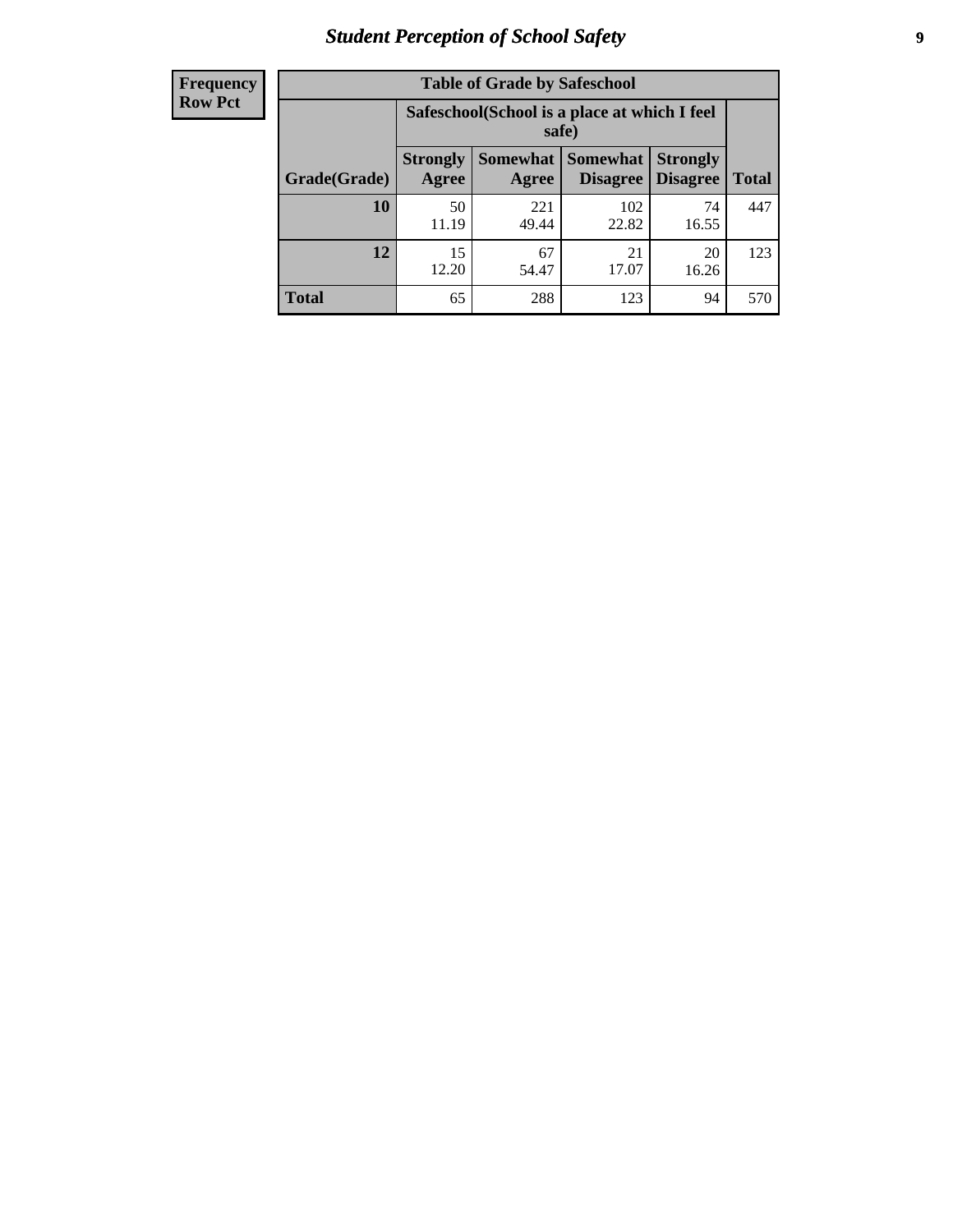| Frequency<br>Row Pct |
|---|

| Table of Grade by Safeschool | | | | | |
|---|---|---|---|---|---|
| | Safeschool(School is a place at which I feel safe) | | | | |
| Grade(Grade) | Strongly Agree | Somewhat Agree | Somewhat Disagree | Strongly Disagree | Total |
| 10 | 50<br>11.19 | 221<br>49.44 | 102<br>22.82 | 74<br>16.55 | 447 |
| 12 | 15<br>12.20 | 67<br>54.47 | 21<br>17.07 | 20<br>16.26 | 123 |
| Total | 65 | 288 | 123 | 94 | 570 |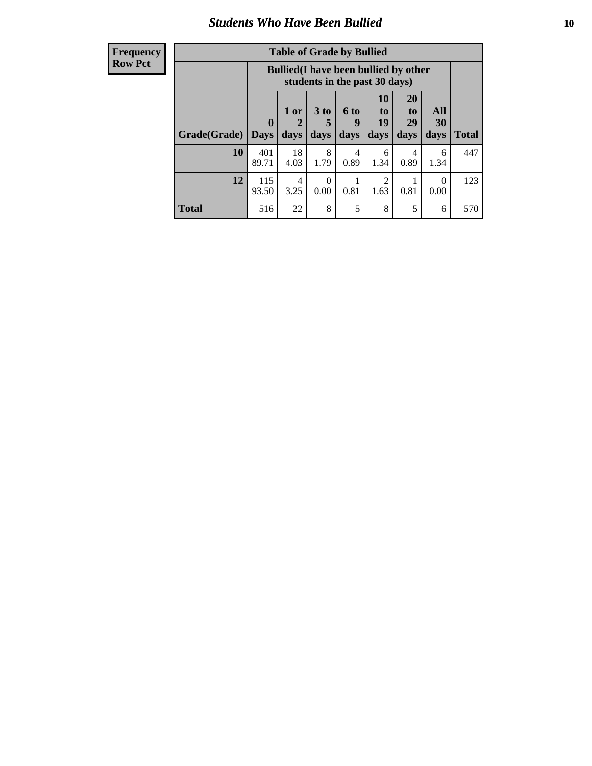## Students Who Have Been Bullied

| Frequency<br>Row Pct |
|---|

**Table of Grade by Bullied**

| | Bullied(I have been bullied by other students in the past 30 days) | | | | | | | |
|---|---|---|---|---|---|---|---|---|
| Grade(Grade) | 0 Days | 1 or 2 days | 3 to 5 days | 6 to 9 days | 10 to 19 days | 20 to 29 days | All 30 days | Total |
| **10** | 401<br>89.71 | 18<br>4.03 | 8<br>1.79 | 4<br>0.89 | 6<br>1.34 | 4<br>0.89 | 6<br>1.34 | 447 |
| **12** | 115<br>93.50 | 4<br>3.25 | 0<br>0.00 | 1<br>0.81 | 2<br>1.63 | 1<br>0.81 | 0<br>0.00 | 123 |
| **Total** | 516 | 22 | 8 | 5 | 8 | 5 | 6 | 570 |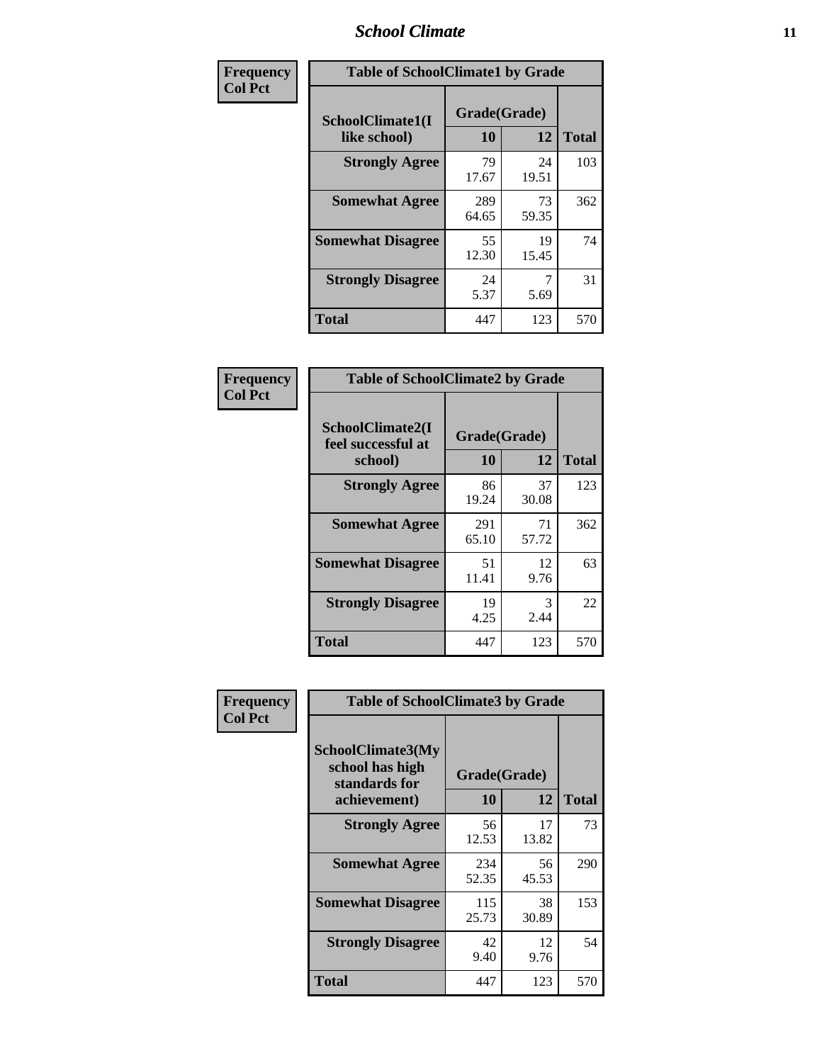| Frequency<br>Col Pct |
|---|

**Table of SchoolClimate1 by Grade**

| SchoolClimate1(I like school) | Grade(Grade) 10 | 12 | Total |
|---|---|---|---|
| **Strongly Agree** | 79<br>17.67 | 24<br>19.51 | 103 |
| **Somewhat Agree** | 289<br>64.65 | 73<br>59.35 | 362 |
| **Somewhat Disagree** | 55<br>12.30 | 19<br>15.45 | 74 |
| **Strongly Disagree** | 24<br>5.37 | 7<br>5.69 | 31 |
| **Total** | 447 | 123 | 570 |

| Frequency<br>Col Pct |
|---|

**Table of SchoolClimate2 by Grade**

| SchoolClimate2(I feel successful at school) | Grade(Grade) 10 | 12 | Total |
|---|---|---|---|
| **Strongly Agree** | 86<br>19.24 | 37<br>30.08 | 123 |
| **Somewhat Agree** | 291<br>65.10 | 71<br>57.72 | 362 |
| **Somewhat Disagree** | 51<br>11.41 | 12<br>9.76 | 63 |
| **Strongly Disagree** | 19<br>4.25 | 3<br>2.44 | 22 |
| **Total** | 447 | 123 | 570 |

| Frequency<br>Col Pct |
|---|

**Table of SchoolClimate3 by Grade**

| SchoolClimate3(My school has high standards for achievement) | Grade(Grade) 10 | 12 | Total |
|---|---|---|---|
| **Strongly Agree** | 56<br>12.53 | 17<br>13.82 | 73 |
| **Somewhat Agree** | 234<br>52.35 | 56<br>45.53 | 290 |
| **Somewhat Disagree** | 115<br>25.73 | 38<br>30.89 | 153 |
| **Strongly Disagree** | 42<br>9.40 | 12<br>9.76 | 54 |
| **Total** | 447 | 123 | 570 |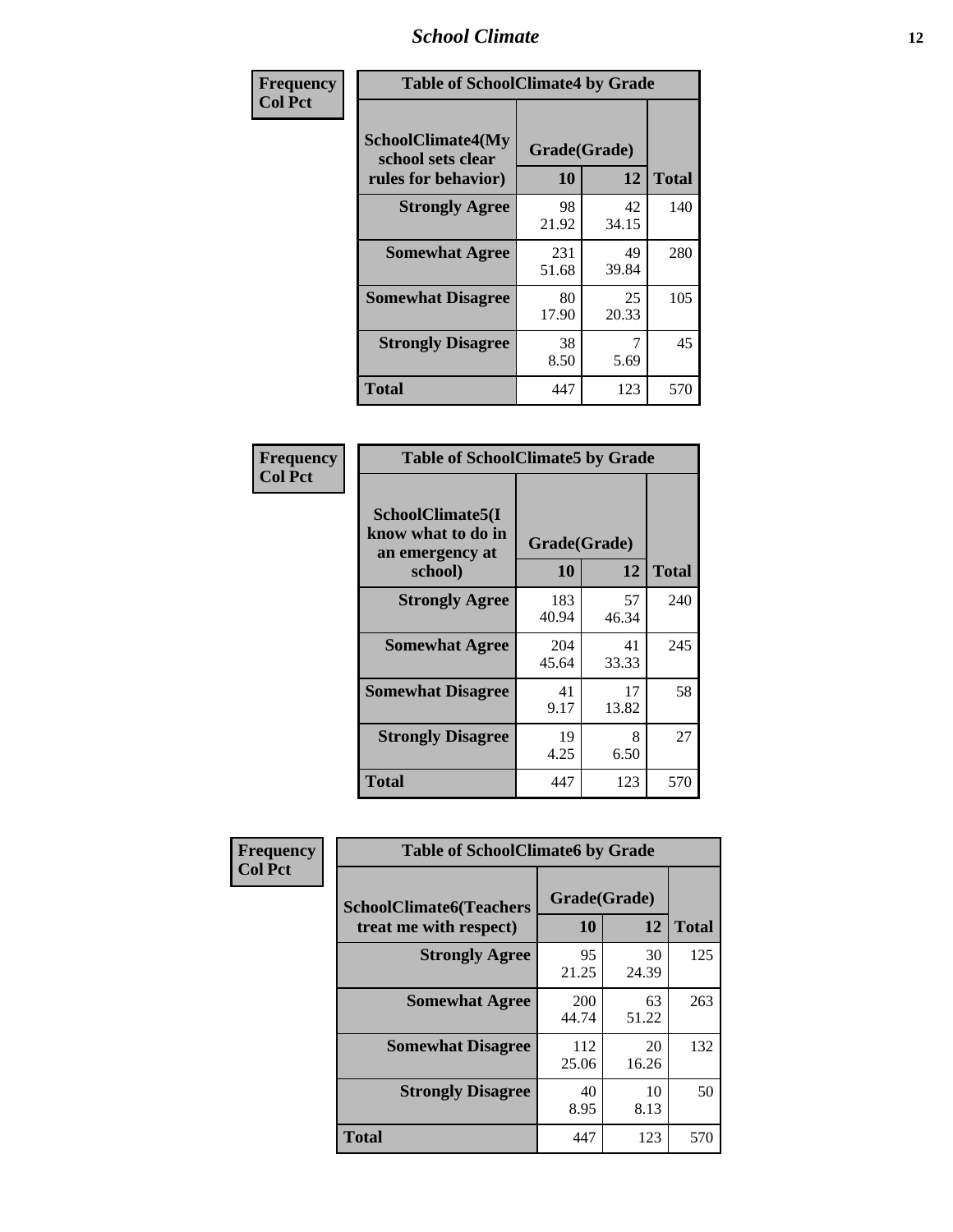| Frequency<br>Col Pct | Table of SchoolClimate4 by Grade | | |
|---|---|---|---|
| SchoolClimate4(My school sets clear rules for behavior) | Grade(Grade) | | |
| | 10 | 12 | Total |
| Strongly Agree | 98<br>21.92 | 42<br>34.15 | 140 |
| Somewhat Agree | 231<br>51.68 | 49<br>39.84 | 280 |
| Somewhat Disagree | 80<br>17.90 | 25<br>20.33 | 105 |
| Strongly Disagree | 38<br>8.50 | 7<br>5.69 | 45 |
| Total | 447 | 123 | 570 |

| Frequency<br>Col Pct | Table of SchoolClimate5 by Grade | | |
|---|---|---|---|
| SchoolClimate5(I know what to do in an emergency at school) | Grade(Grade) | | |
| | 10 | 12 | Total |
| Strongly Agree | 183<br>40.94 | 57<br>46.34 | 240 |
| Somewhat Agree | 204<br>45.64 | 41<br>33.33 | 245 |
| Somewhat Disagree | 41<br>9.17 | 17<br>13.82 | 58 |
| Strongly Disagree | 19<br>4.25 | 8<br>6.50 | 27 |
| Total | 447 | 123 | 570 |

| Frequency<br>Col Pct | Table of SchoolClimate6 by Grade | | |
|---|---|---|---|
| SchoolClimate6(Teachers treat me with respect) | Grade(Grade) | | |
| | 10 | 12 | Total |
| Strongly Agree | 95<br>21.25 | 30<br>24.39 | 125 |
| Somewhat Agree | 200<br>44.74 | 63<br>51.22 | 263 |
| Somewhat Disagree | 112<br>25.06 | 20<br>16.26 | 132 |
| Strongly Disagree | 40<br>8.95 | 10<br>8.13 | 50 |
| Total | 447 | 123 | 570 |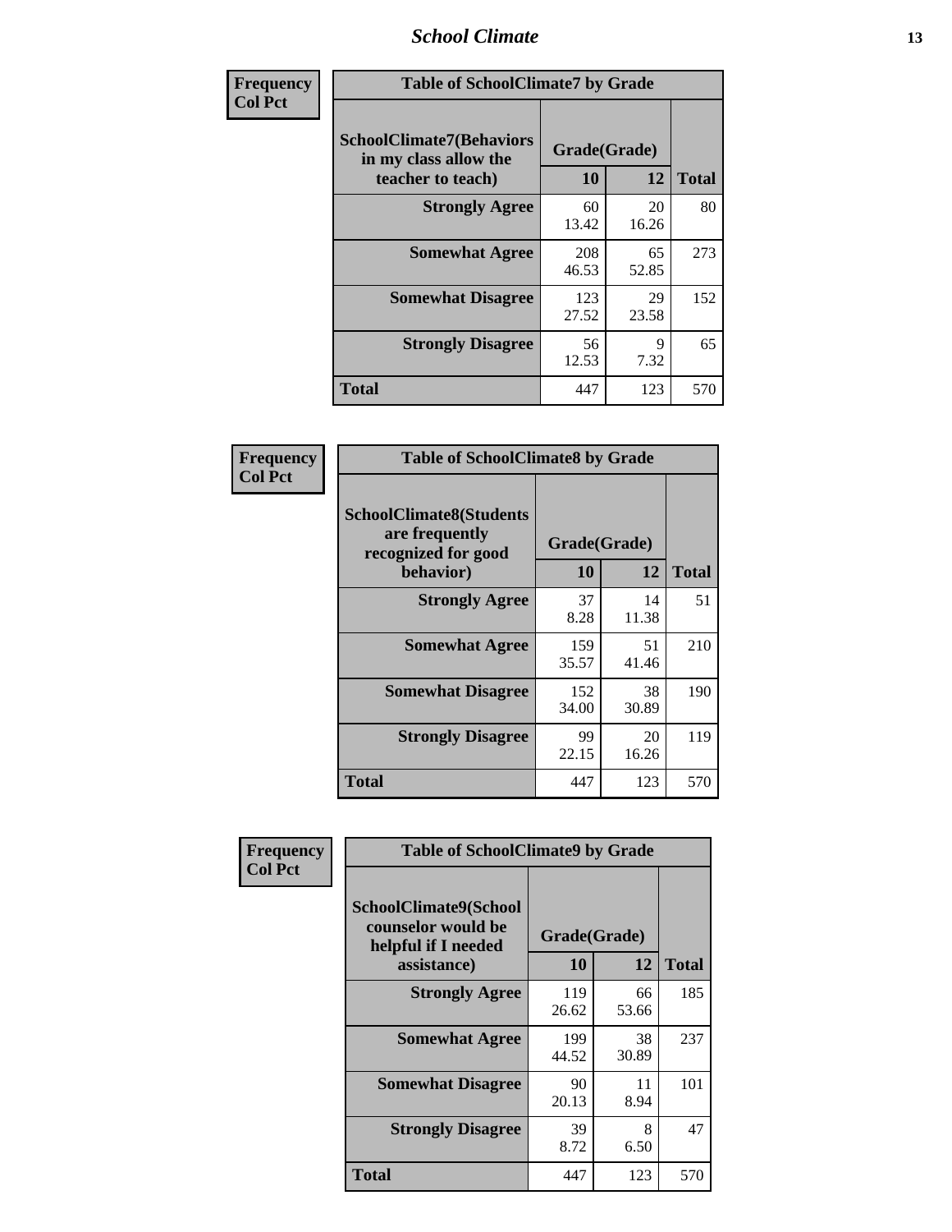# School Climate

| Frequency<br>Col Pct | Table of SchoolClimate7 by Grade | | |
|---|---|---|---|
| SchoolClimate7(Behaviors in my class allow the teacher to teach) | Grade(Grade) | | |
| | 10 | 12 | Total |
| Strongly Agree | 60<br>13.42 | 20<br>16.26 | 80 |
| Somewhat Agree | 208<br>46.53 | 65<br>52.85 | 273 |
| Somewhat Disagree | 123<br>27.52 | 29<br>23.58 | 152 |
| Strongly Disagree | 56<br>12.53 | 9<br>7.32 | 65 |
| Total | 447 | 123 | 570 |

| Frequency<br>Col Pct | Table of SchoolClimate8 by Grade | | |
|---|---|---|---|
| SchoolClimate8(Students are frequently recognized for good behavior) | Grade(Grade) | | |
| | 10 | 12 | Total |
| Strongly Agree | 37<br>8.28 | 14<br>11.38 | 51 |
| Somewhat Agree | 159<br>35.57 | 51<br>41.46 | 210 |
| Somewhat Disagree | 152<br>34.00 | 38<br>30.89 | 190 |
| Strongly Disagree | 99<br>22.15 | 20<br>16.26 | 119 |
| Total | 447 | 123 | 570 |

| Frequency<br>Col Pct | Table of SchoolClimate9 by Grade | | |
|---|---|---|---|
| SchoolClimate9(School counselor would be helpful if I needed assistance) | Grade(Grade) | | |
| | 10 | 12 | Total |
| Strongly Agree | 119<br>26.62 | 66<br>53.66 | 185 |
| Somewhat Agree | 199<br>44.52 | 38<br>30.89 | 237 |
| Somewhat Disagree | 90<br>20.13 | 11<br>8.94 | 101 |
| Strongly Disagree | 39<br>8.72 | 8<br>6.50 | 47 |
| Total | 447 | 123 | 570 |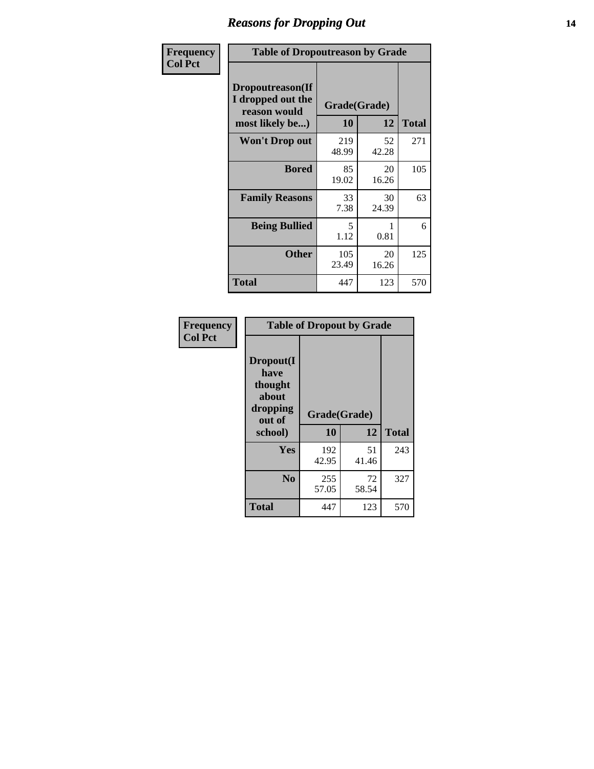## Reasons for Dropping Out

**Frequency**
**Col Pct**

| Table of Dropoutreason by Grade | | | |
|---|---|---|---|
| Dropoutreason(If I dropped out the reason would most likely be...) | Grade(Grade) | | |
| | 10 | 12 | Total |
| **Won't Drop out** | 219<br>48.99 | 52<br>42.28 | 271 |
| **Bored** | 85<br>19.02 | 20<br>16.26 | 105 |
| **Family Reasons** | 33<br>7.38 | 30<br>24.39 | 63 |
| **Being Bullied** | 5<br>1.12 | 1<br>0.81 | 6 |
| **Other** | 105<br>23.49 | 20<br>16.26 | 125 |
| **Total** | 447 | 123 | 570 |

**Frequency**
**Col Pct**

| Table of Dropout by Grade | | | |
|---|---|---|---|
| Dropout(I have thought about dropping out of school) | Grade(Grade) | | |
| | 10 | 12 | Total |
| **Yes** | 192<br>42.95 | 51<br>41.46 | 243 |
| **No** | 255<br>57.05 | 72<br>58.54 | 327 |
| **Total** | 447 | 123 | 570 |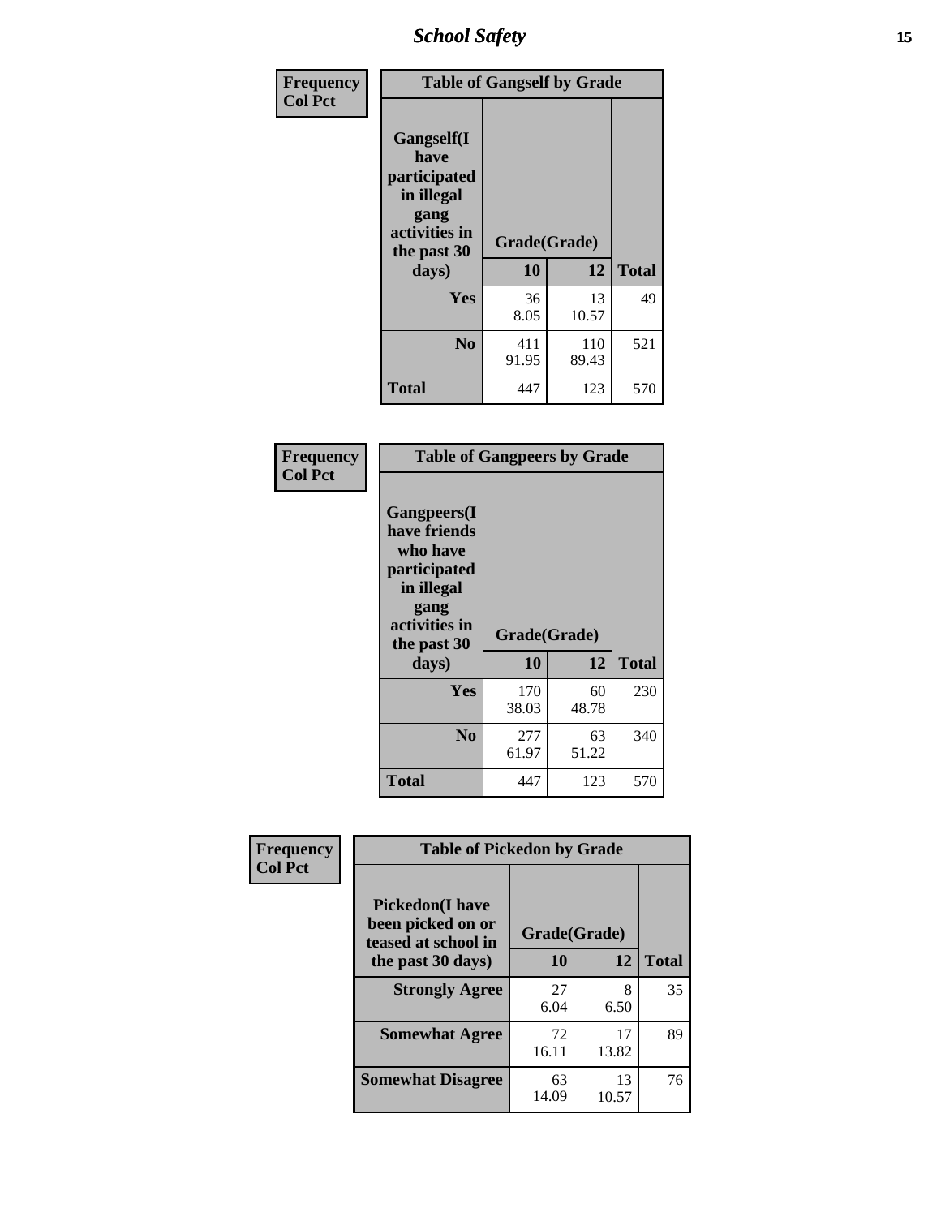# School Safety

**Frequency**
**Col Pct**

| Table of Gangself by Grade | | | |
|---|---|---|---|
| **Gangself(I have participated in illegal gang activities in the past 30 days)** | **Grade(Grade)** | | |
| | **10** | **12** | **Total** |
| **Yes** | 36<br>8.05 | 13<br>10.57 | 49 |
| **No** | 411<br>91.95 | 110<br>89.43 | 521 |
| **Total** | 447 | 123 | 570 |

**Frequency**
**Col Pct**

| Table of Gangpeers by Grade | | | |
|---|---|---|---|
| **Gangpeers(I have friends who have participated in illegal gang activities in the past 30 days)** | **Grade(Grade)** | | |
| | **10** | **12** | **Total** |
| **Yes** | 170<br>38.03 | 60<br>48.78 | 230 |
| **No** | 277<br>61.97 | 63<br>51.22 | 340 |
| **Total** | 447 | 123 | 570 |

**Frequency**
**Col Pct**

| Table of Pickedon by Grade | | | |
|---|---|---|---|
| **Pickedon(I have been picked on or teased at school in the past 30 days)** | **Grade(Grade)** | | |
| | **10** | **12** | **Total** |
| **Strongly Agree** | 27<br>6.04 | 8<br>6.50 | 35 |
| **Somewhat Agree** | 72<br>16.11 | 17<br>13.82 | 89 |
| **Somewhat Disagree** | 63<br>14.09 | 13<br>10.57 | 76 |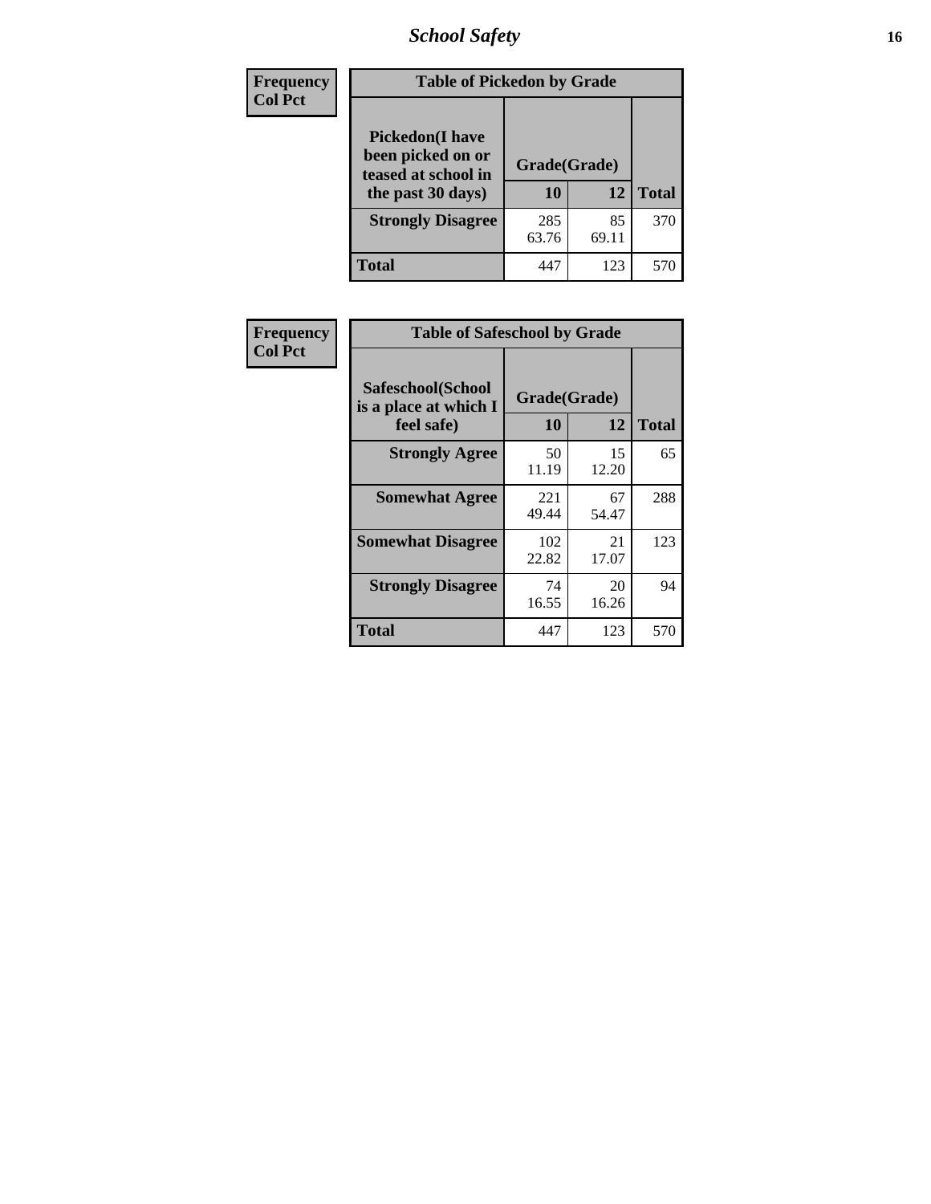| Frequency<br>Col Pct | Table of Pickedon by Grade | | |
|---|---|---|---|
| **Pickedon(I have been picked on or teased at school in the past 30 days)** | **Grade(Grade)** | | |
| | **10** | **12** | **Total** |
| **Strongly Disagree** | 285<br>63.76 | 85<br>69.11 | 370 |
| **Total** | 447 | 123 | 570 |

| Frequency<br>Col Pct | Table of Safeschool by Grade | | |
|---|---|---|---|
| **Safeschool(School is a place at which I feel safe)** | **Grade(Grade)** | | |
| | **10** | **12** | **Total** |
| **Strongly Agree** | 50<br>11.19 | 15<br>12.20 | 65 |
| **Somewhat Agree** | 221<br>49.44 | 67<br>54.47 | 288 |
| **Somewhat Disagree** | 102<br>22.82 | 21<br>17.07 | 123 |
| **Strongly Disagree** | 74<br>16.55 | 20<br>16.26 | 94 |
| **Total** | 447 | 123 | 570 |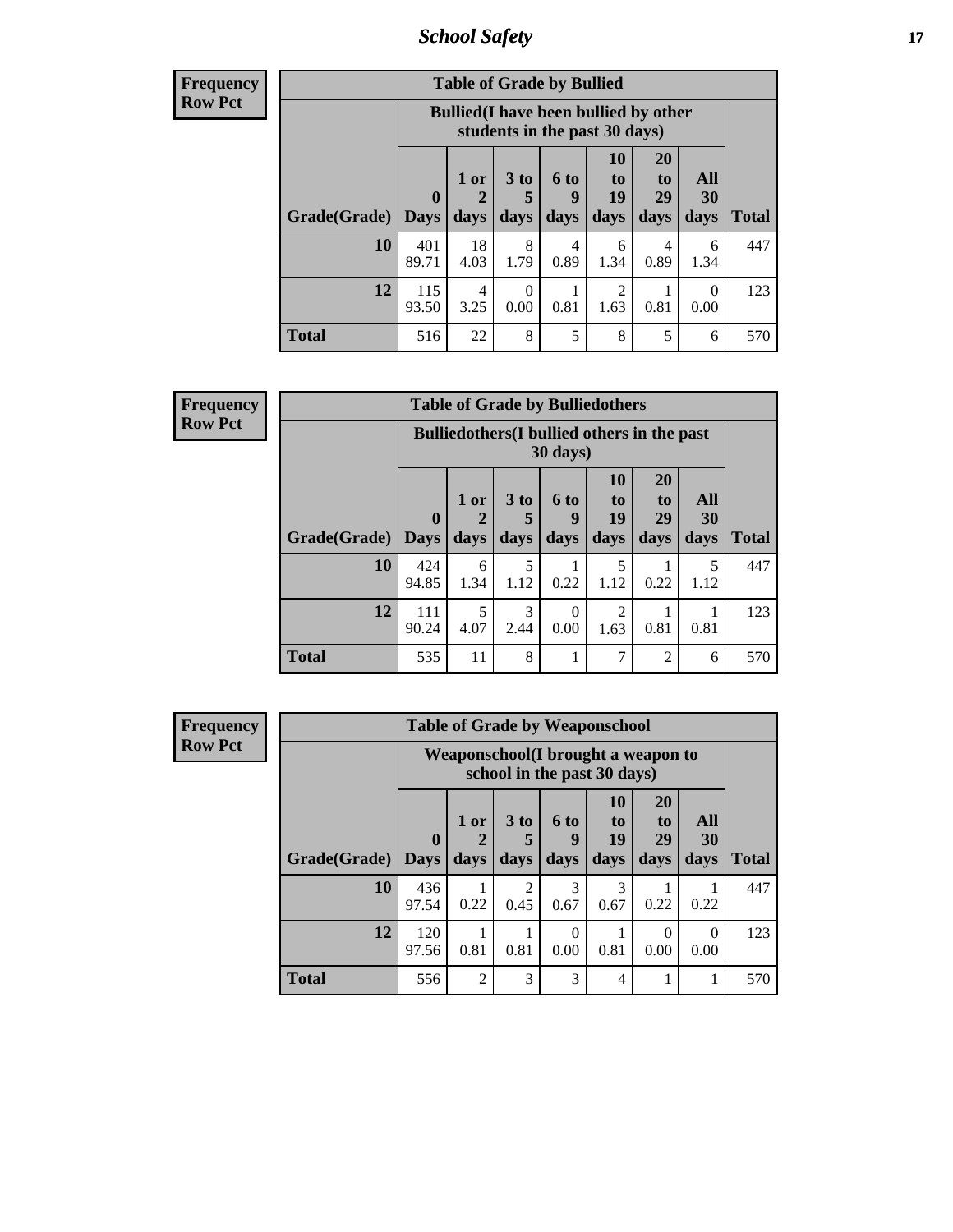| Frequency Row Pct | | | | | | | | |
|---|---|---|---|---|---|---|---|---|
| **Table of Grade by Bullied** | | | | | | | | |
| | **Bullied(I have been bullied by other students in the past 30 days)** | | | | | | | |
| **Grade(Grade)** | **0 Days** | **1 or 2 days** | **3 to 5 days** | **6 to 9 days** | **10 to 19 days** | **20 to 29 days** | **All 30 days** | **Total** |
| **10** | 401 89.71 | 18 4.03 | 8 1.79 | 4 0.89 | 6 1.34 | 4 0.89 | 6 1.34 | 447 |
| **12** | 115 93.50 | 4 3.25 | 0 0.00 | 1 0.81 | 2 1.63 | 1 0.81 | 0 0.00 | 123 |
| **Total** | 516 | 22 | 8 | 5 | 8 | 5 | 6 | 570 |

| Frequency Row Pct | | | | | | | | |
|---|---|---|---|---|---|---|---|---|
| **Table of Grade by Bulliedothers** | | | | | | | | |
| | **Bulliedothers(I bullied others in the past 30 days)** | | | | | | | |
| **Grade(Grade)** | **0 Days** | **1 or 2 days** | **3 to 5 days** | **6 to 9 days** | **10 to 19 days** | **20 to 29 days** | **All 30 days** | **Total** |
| **10** | 424 94.85 | 6 1.34 | 5 1.12 | 1 0.22 | 5 1.12 | 1 0.22 | 5 1.12 | 447 |
| **12** | 111 90.24 | 5 4.07 | 3 2.44 | 0 0.00 | 2 1.63 | 1 0.81 | 1 0.81 | 123 |
| **Total** | 535 | 11 | 8 | 1 | 7 | 2 | 6 | 570 |

| Frequency Row Pct | | | | | | | | |
|---|---|---|---|---|---|---|---|---|
| **Table of Grade by Weaponschool** | | | | | | | | |
| | **Weaponschool(I brought a weapon to school in the past 30 days)** | | | | | | | |
| **Grade(Grade)** | **0 Days** | **1 or 2 days** | **3 to 5 days** | **6 to 9 days** | **10 to 19 days** | **20 to 29 days** | **All 30 days** | **Total** |
| **10** | 436 97.54 | 1 0.22 | 2 0.45 | 3 0.67 | 3 0.67 | 1 0.22 | 1 0.22 | 447 |
| **12** | 120 97.56 | 1 0.81 | 1 0.81 | 0 0.00 | 1 0.81 | 0 0.00 | 0 0.00 | 123 |
| **Total** | 556 | 2 | 3 | 3 | 4 | 1 | 1 | 570 |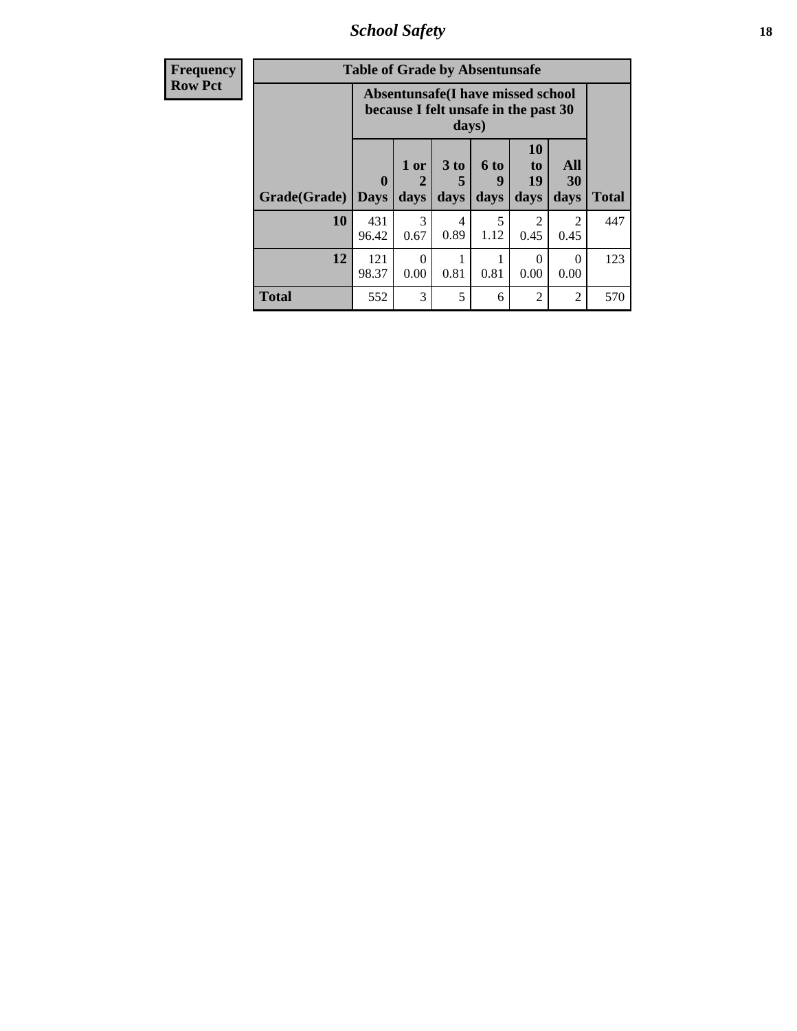| Frequency Row Pct |
|---|

| Table of Grade by Absentunsafe | | | | | | | |
|---|---|---|---|---|---|---|---|
| | Absentunsafe(I have missed school because I felt unsafe in the past 30 days) | | | | | | |
| Grade(Grade) | 0 Days | 1 or 2 days | 3 to 5 days | 6 to 9 days | 10 to 19 days | All 30 days | Total |
| 10 | 431<br>96.42 | 3<br>0.67 | 4<br>0.89 | 5<br>1.12 | 2<br>0.45 | 2<br>0.45 | 447 |
| 12 | 121<br>98.37 | 0<br>0.00 | 1<br>0.81 | 1<br>0.81 | 0<br>0.00 | 0<br>0.00 | 123 |
| Total | 552 | 3 | 5 | 6 | 2 | 2 | 570 |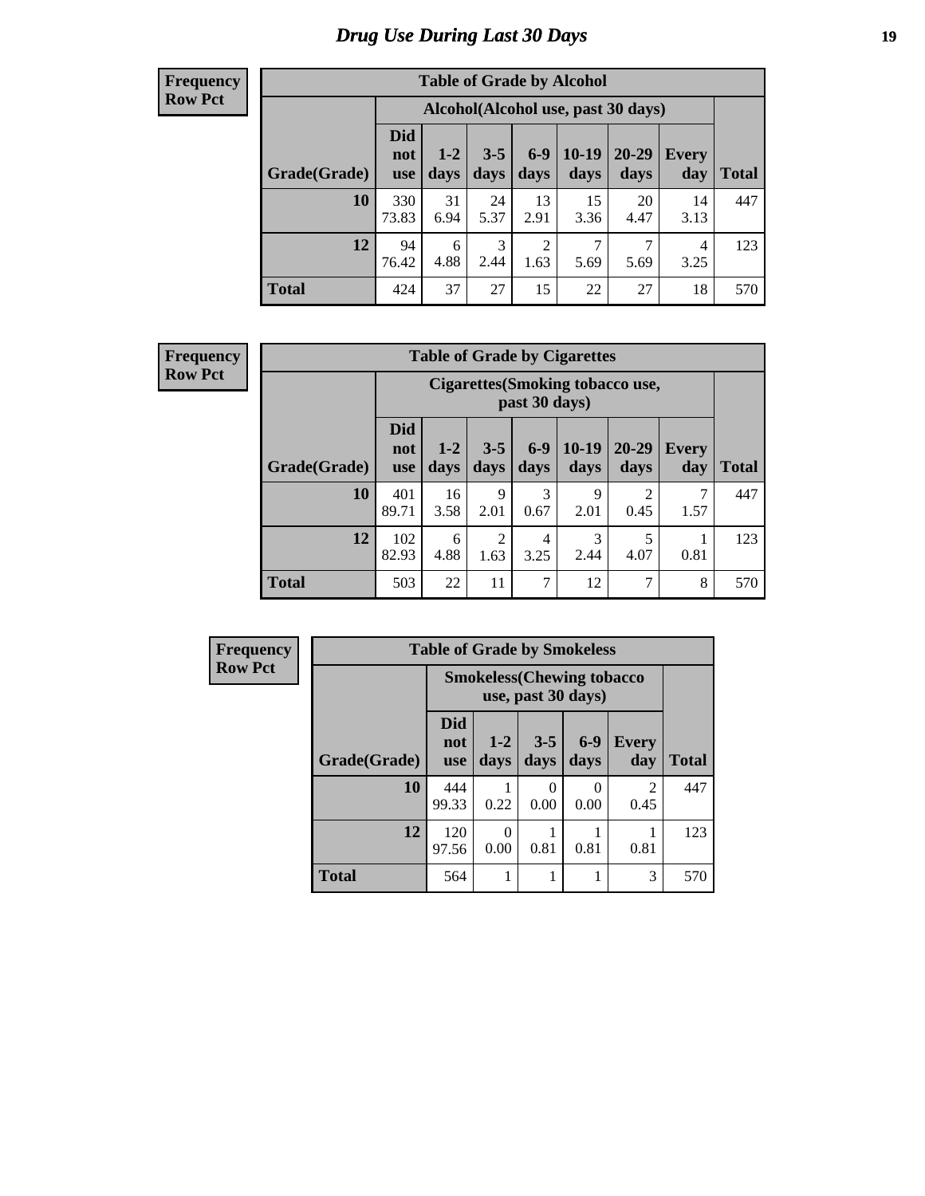# Drug Use During Last 30 Days

**Frequency**
**Row Pct**

| Table of Grade by Alcohol | | | | | | | | |
|---|---|---|---|---|---|---|---|---|
| | Alcohol(Alcohol use, past 30 days) | | | | | | | |
| Grade(Grade) | Did not use | 1-2 days | 3-5 days | 6-9 days | 10-19 days | 20-29 days | Every day | Total |
| 10 | 330<br>73.83 | 31<br>6.94 | 24<br>5.37 | 13<br>2.91 | 15<br>3.36 | 20<br>4.47 | 14<br>3.13 | 447 |
| 12 | 94<br>76.42 | 6<br>4.88 | 3<br>2.44 | 2<br>1.63 | 7<br>5.69 | 7<br>5.69 | 4<br>3.25 | 123 |
| Total | 424 | 37 | 27 | 15 | 22 | 27 | 18 | 570 |

**Frequency**
**Row Pct**

| Table of Grade by Cigarettes | | | | | | | | |
|---|---|---|---|---|---|---|---|---|
| | Cigarettes(Smoking tobacco use, past 30 days) | | | | | | | |
| Grade(Grade) | Did not use | 1-2 days | 3-5 days | 6-9 days | 10-19 days | 20-29 days | Every day | Total |
| 10 | 401<br>89.71 | 16<br>3.58 | 9<br>2.01 | 3<br>0.67 | 9<br>2.01 | 2<br>0.45 | 7<br>1.57 | 447 |
| 12 | 102<br>82.93 | 6<br>4.88 | 2<br>1.63 | 4<br>3.25 | 3<br>2.44 | 5<br>4.07 | 1<br>0.81 | 123 |
| Total | 503 | 22 | 11 | 7 | 12 | 7 | 8 | 570 |

**Frequency**
**Row Pct**

| Table of Grade by Smokeless | | | | | | |
|---|---|---|---|---|---|---|
| | Smokeless(Chewing tobacco use, past 30 days) | | | | | |
| Grade(Grade) | Did not use | 1-2 days | 3-5 days | 6-9 days | Every day | Total |
| 10 | 444<br>99.33 | 1<br>0.22 | 0<br>0.00 | 0<br>0.00 | 2<br>0.45 | 447 |
| 12 | 120<br>97.56 | 0<br>0.00 | 1<br>0.81 | 1<br>0.81 | 1<br>0.81 | 123 |
| Total | 564 | 1 | 1 | 1 | 3 | 570 |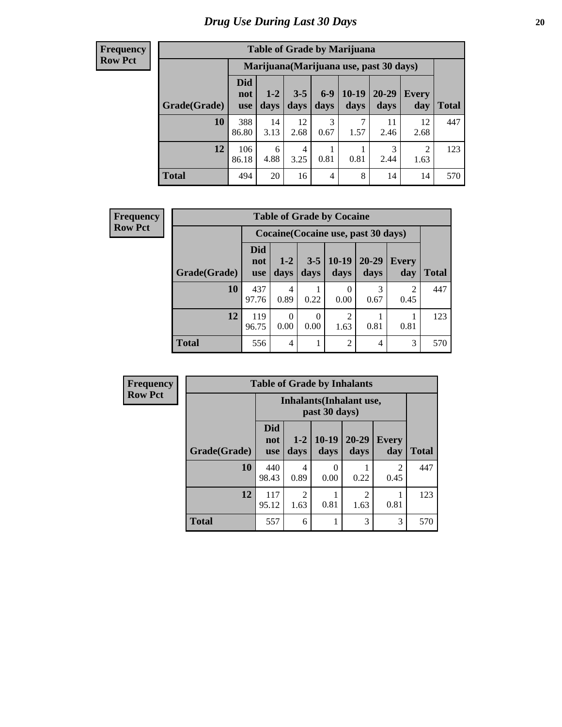# Drug Use During Last 30 Days

| Frequency<br>Row Pct |
|---|

**Table of Grade by Marijuana**

| Grade(Grade) | Marijuana(Marijuana use, past 30 days) | | | | | | | Total |
|---|---|---|---|---|---|---|---|---|
| | Did not use | 1-2 days | 3-5 days | 6-9 days | 10-19 days | 20-29 days | Every day | |
| 10 | 388<br>86.80 | 14<br>3.13 | 12<br>2.68 | 3<br>0.67 | 7<br>1.57 | 11<br>2.46 | 12<br>2.68 | 447 |
| 12 | 106<br>86.18 | 6<br>4.88 | 4<br>3.25 | 1<br>0.81 | 1<br>0.81 | 3<br>2.44 | 2<br>1.63 | 123 |
| Total | 494 | 20 | 16 | 4 | 8 | 14 | 14 | 570 |

| Frequency<br>Row Pct |
|---|

**Table of Grade by Cocaine**

| Grade(Grade) | Cocaine(Cocaine use, past 30 days) | | | | | | Total |
|---|---|---|---|---|---|---|---|
| | Did not use | 1-2 days | 3-5 days | 10-19 days | 20-29 days | Every day | |
| 10 | 437<br>97.76 | 4<br>0.89 | 1<br>0.22 | 0<br>0.00 | 3<br>0.67 | 2<br>0.45 | 447 |
| 12 | 119<br>96.75 | 0<br>0.00 | 0<br>0.00 | 2<br>1.63 | 1<br>0.81 | 1<br>0.81 | 123 |
| Total | 556 | 4 | 1 | 2 | 4 | 3 | 570 |

| Frequency<br>Row Pct |
|---|

**Table of Grade by Inhalants**

| Grade(Grade) | Inhalants(Inhalant use, past 30 days) | | | | | Total |
|---|---|---|---|---|---|---|
| | Did not use | 1-2 days | 10-19 days | 20-29 days | Every day | |
| 10 | 440<br>98.43 | 4<br>0.89 | 0<br>0.00 | 1<br>0.22 | 2<br>0.45 | 447 |
| 12 | 117<br>95.12 | 2<br>1.63 | 1<br>0.81 | 2<br>1.63 | 1<br>0.81 | 123 |
| Total | 557 | 6 | 1 | 3 | 3 | 570 |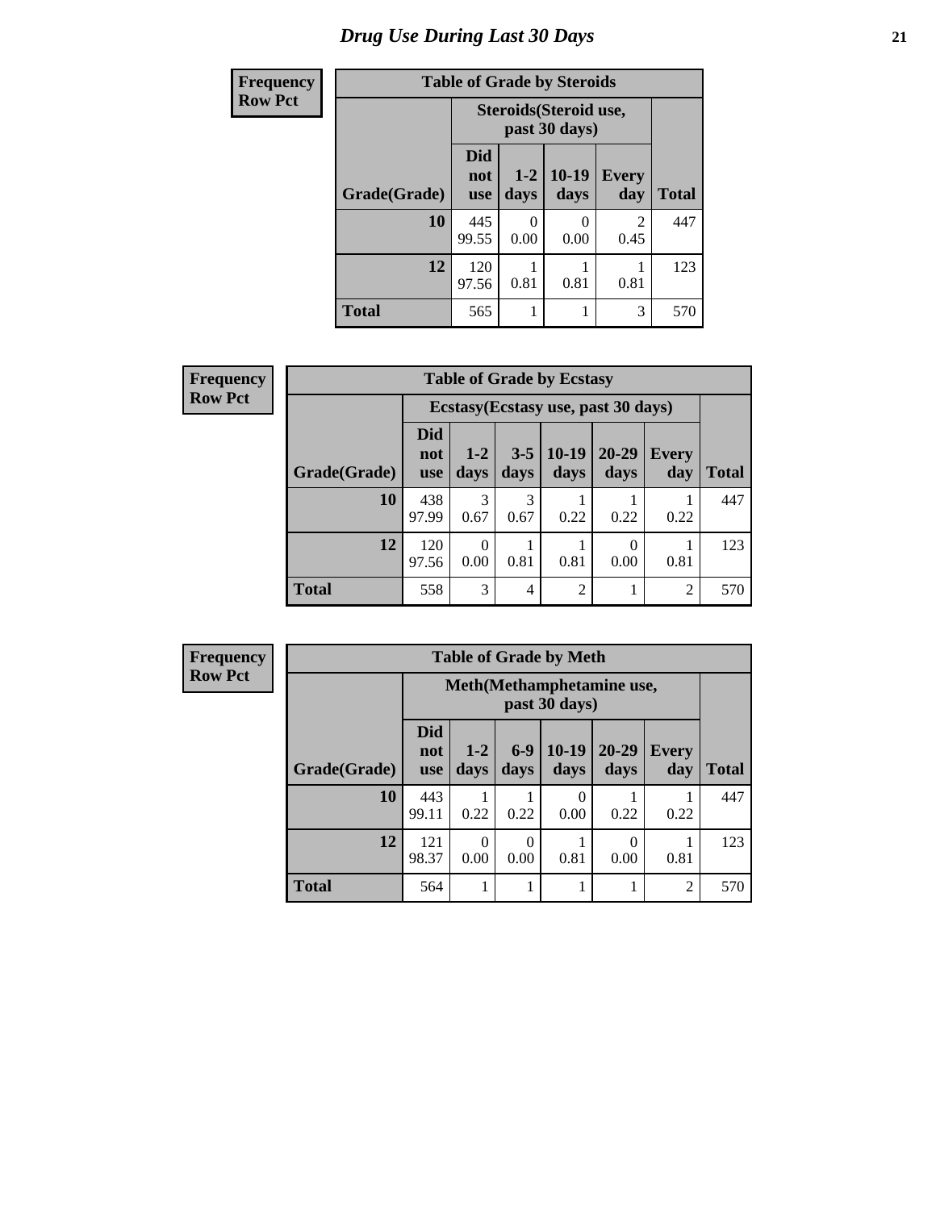# Drug Use During Last 30 Days

**Frequency**
**Row Pct**

| Table of Grade by Steroids | | | | | |
|---|---|---|---|---|---|
| | Steroids(Steroid use, past 30 days) | | | | |
| Grade(Grade) | Did not use | 1-2 days | 10-19 days | Every day | Total |
| 10 | 445<br>99.55 | 0<br>0.00 | 0<br>0.00 | 2<br>0.45 | 447 |
| 12 | 120<br>97.56 | 1<br>0.81 | 1<br>0.81 | 1<br>0.81 | 123 |
| Total | 565 | 1 | 1 | 3 | 570 |

**Frequency**
**Row Pct**

| Table of Grade by Ecstasy | | | | | | | |
|---|---|---|---|---|---|---|---|
| | Ecstasy(Ecstasy use, past 30 days) | | | | | | |
| Grade(Grade) | Did not use | 1-2 days | 3-5 days | 10-19 days | 20-29 days | Every day | Total |
| 10 | 438<br>97.99 | 3<br>0.67 | 3<br>0.67 | 1<br>0.22 | 1<br>0.22 | 1<br>0.22 | 447 |
| 12 | 120<br>97.56 | 0<br>0.00 | 1<br>0.81 | 1<br>0.81 | 0<br>0.00 | 1<br>0.81 | 123 |
| Total | 558 | 3 | 4 | 2 | 1 | 2 | 570 |

**Frequency**
**Row Pct**

| Table of Grade by Meth | | | | | | | |
|---|---|---|---|---|---|---|---|
| | Meth(Methamphetamine use, past 30 days) | | | | | | |
| Grade(Grade) | Did not use | 1-2 days | 6-9 days | 10-19 days | 20-29 days | Every day | Total |
| 10 | 443<br>99.11 | 1<br>0.22 | 1<br>0.22 | 0<br>0.00 | 1<br>0.22 | 1<br>0.22 | 447 |
| 12 | 121<br>98.37 | 0<br>0.00 | 0<br>0.00 | 1<br>0.81 | 0<br>0.00 | 1<br>0.81 | 123 |
| Total | 564 | 1 | 1 | 1 | 1 | 2 | 570 |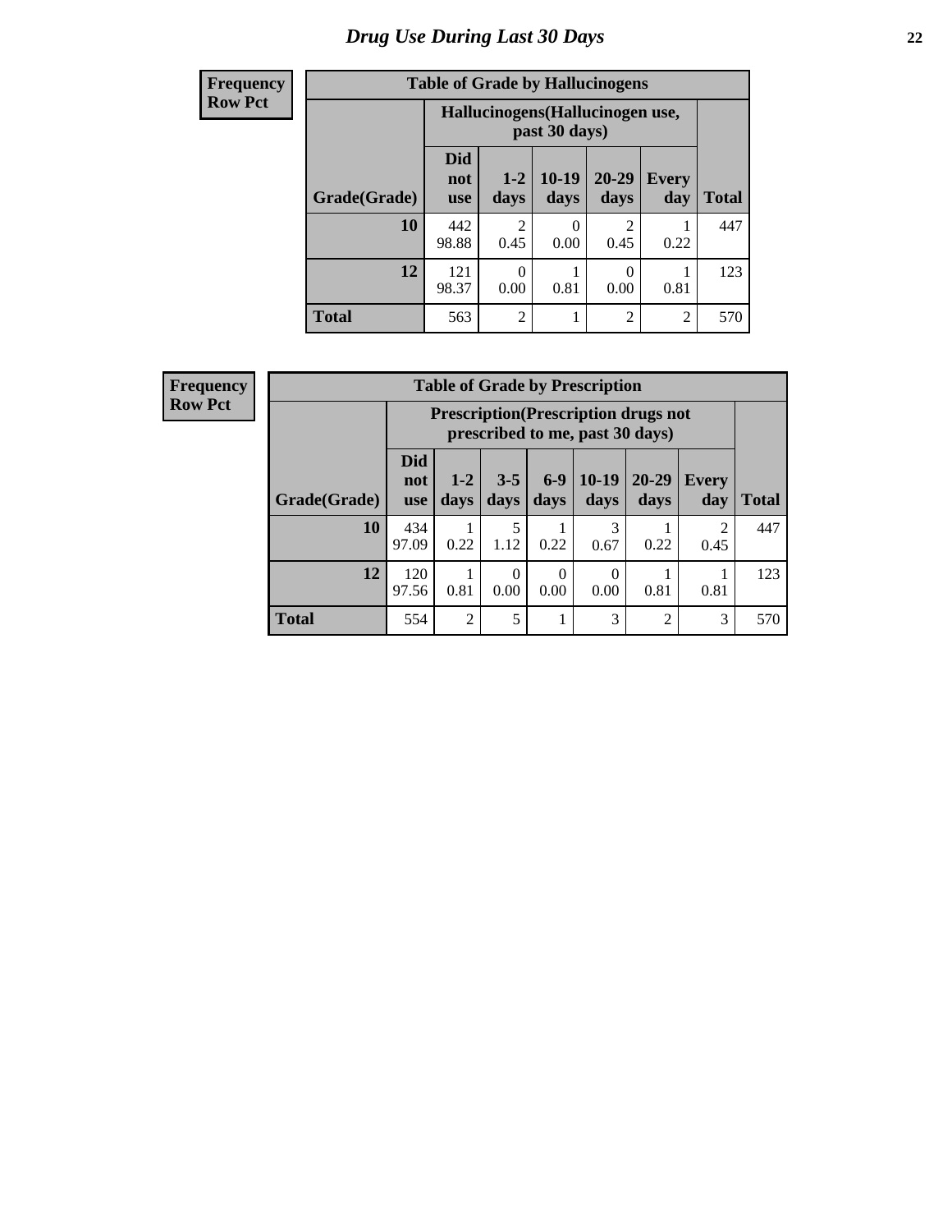# Drug Use During Last 30 Days

**Frequency**
**Row Pct**

**Table of Grade by Hallucinogens**

| Grade(Grade) | Hallucinogens(Hallucinogen use, past 30 days) | | | | | Total |
|---|---|---|---|---|---|---|
| | Did not use | 1-2 days | 10-19 days | 20-29 days | Every day | |
| **10** | 442<br>98.88 | 2<br>0.45 | 0<br>0.00 | 2<br>0.45 | 1<br>0.22 | 447 |
| **12** | 121<br>98.37 | 0<br>0.00 | 1<br>0.81 | 0<br>0.00 | 1<br>0.81 | 123 |
| **Total** | 563 | 2 | 1 | 2 | 2 | 570 |

**Frequency**
**Row Pct**

**Table of Grade by Prescription**

| Grade(Grade) | Prescription(Prescription drugs not prescribed to me, past 30 days) | | | | | | | Total |
|---|---|---|---|---|---|---|---|---|
| | Did not use | 1-2 days | 3-5 days | 6-9 days | 10-19 days | 20-29 days | Every day | |
| **10** | 434<br>97.09 | 1<br>0.22 | 5<br>1.12 | 1<br>0.22 | 3<br>0.67 | 1<br>0.22 | 2<br>0.45 | 447 |
| **12** | 120<br>97.56 | 1<br>0.81 | 0<br>0.00 | 0<br>0.00 | 0<br>0.00 | 1<br>0.81 | 1<br>0.81 | 123 |
| **Total** | 554 | 2 | 5 | 1 | 3 | 2 | 3 | 570 |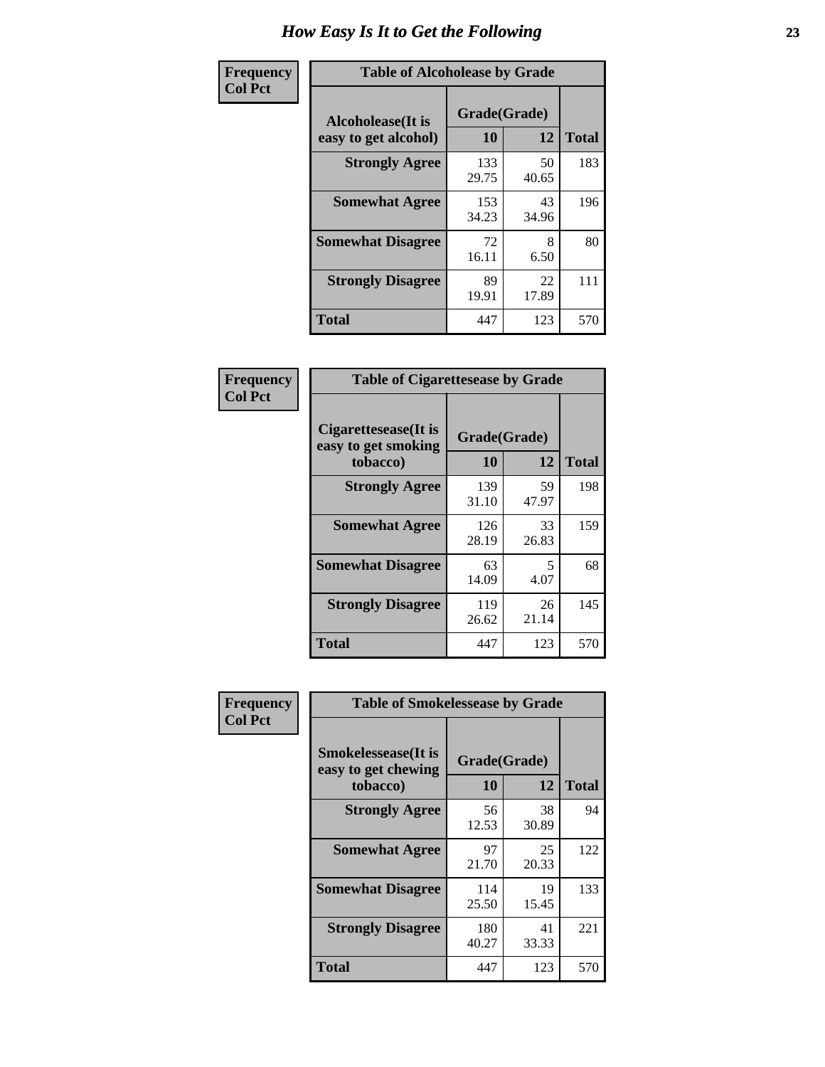# How Easy Is It to Get the Following

**Frequency**
**Col Pct**

| Table of Alcoholease by Grade | | | |
|---|---|---|---|
| Alcoholease(It is easy to get alcohol) | Grade(Grade) | | Total |
| | 10 | 12 | |
| **Strongly Agree** | 133<br>29.75 | 50<br>40.65 | 183 |
| **Somewhat Agree** | 153<br>34.23 | 43<br>34.96 | 196 |
| **Somewhat Disagree** | 72<br>16.11 | 8<br>6.50 | 80 |
| **Strongly Disagree** | 89<br>19.91 | 22<br>17.89 | 111 |
| **Total** | 447 | 123 | 570 |

**Frequency**
**Col Pct**

| Table of Cigarettesease by Grade | | | |
|---|---|---|---|
| Cigarettesease(It is easy to get smoking tobacco) | Grade(Grade) | | Total |
| | 10 | 12 | |
| **Strongly Agree** | 139<br>31.10 | 59<br>47.97 | 198 |
| **Somewhat Agree** | 126<br>28.19 | 33<br>26.83 | 159 |
| **Somewhat Disagree** | 63<br>14.09 | 5<br>4.07 | 68 |
| **Strongly Disagree** | 119<br>26.62 | 26<br>21.14 | 145 |
| **Total** | 447 | 123 | 570 |

**Frequency**
**Col Pct**

| Table of Smokelessease by Grade | | | |
|---|---|---|---|
| Smokelessease(It is easy to get chewing tobacco) | Grade(Grade) | | Total |
| | 10 | 12 | |
| **Strongly Agree** | 56<br>12.53 | 38<br>30.89 | 94 |
| **Somewhat Agree** | 97<br>21.70 | 25<br>20.33 | 122 |
| **Somewhat Disagree** | 114<br>25.50 | 19<br>15.45 | 133 |
| **Strongly Disagree** | 180<br>40.27 | 41<br>33.33 | 221 |
| **Total** | 447 | 123 | 570 |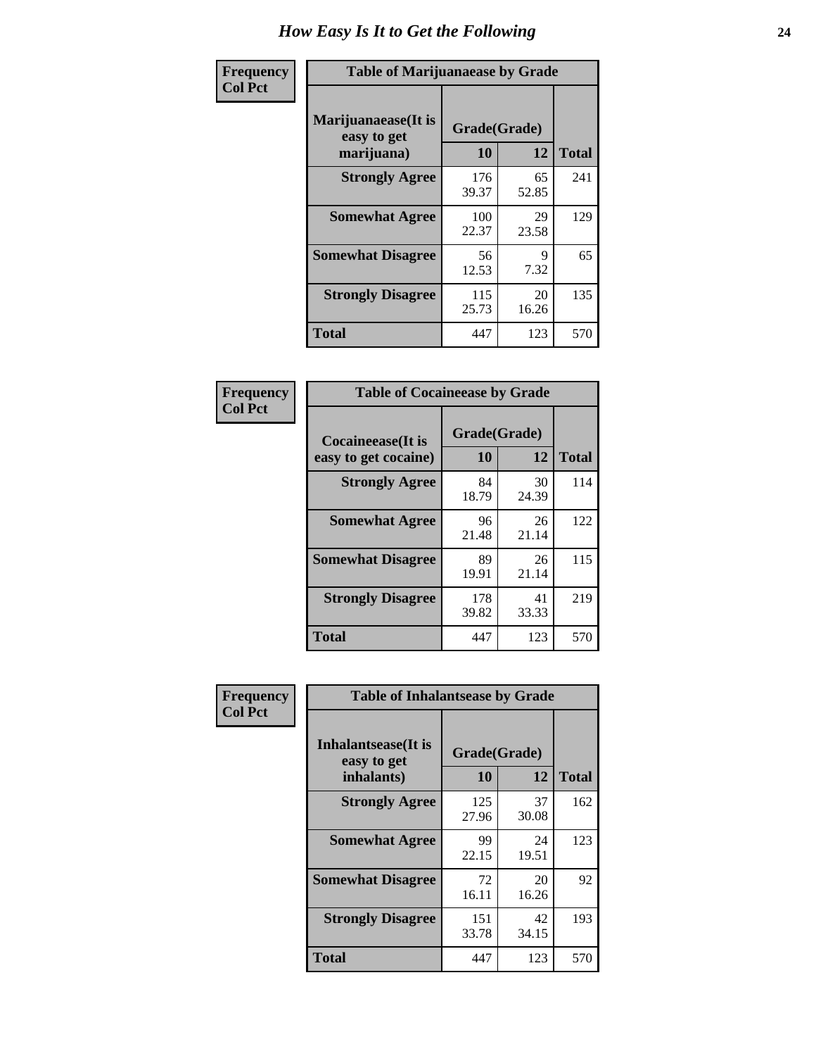# How Easy Is It to Get the Following

**Frequency**
**Col Pct**

**Table of Marijuanaease by Grade**

| Marijuanaease(It is easy to get marijuana) | Grade(Grade) | | Total |
|---|---|---|---|
| | 10 | 12 | |
| **Strongly Agree** | 176<br>39.37 | 65<br>52.85 | 241 |
| **Somewhat Agree** | 100<br>22.37 | 29<br>23.58 | 129 |
| **Somewhat Disagree** | 56<br>12.53 | 9<br>7.32 | 65 |
| **Strongly Disagree** | 115<br>25.73 | 20<br>16.26 | 135 |
| **Total** | 447 | 123 | 570 |

**Frequency**
**Col Pct**

**Table of Cocaineease by Grade**

| Cocaineease(It is easy to get cocaine) | Grade(Grade) | | Total |
|---|---|---|---|
| | 10 | 12 | |
| **Strongly Agree** | 84<br>18.79 | 30<br>24.39 | 114 |
| **Somewhat Agree** | 96<br>21.48 | 26<br>21.14 | 122 |
| **Somewhat Disagree** | 89<br>19.91 | 26<br>21.14 | 115 |
| **Strongly Disagree** | 178<br>39.82 | 41<br>33.33 | 219 |
| **Total** | 447 | 123 | 570 |

**Frequency**
**Col Pct**

**Table of Inhalantsease by Grade**

| Inhalantsease(It is easy to get inhalants) | Grade(Grade) | | Total |
|---|---|---|---|
| | 10 | 12 | |
| **Strongly Agree** | 125<br>27.96 | 37<br>30.08 | 162 |
| **Somewhat Agree** | 99<br>22.15 | 24<br>19.51 | 123 |
| **Somewhat Disagree** | 72<br>16.11 | 20<br>16.26 | 92 |
| **Strongly Disagree** | 151<br>33.78 | 42<br>34.15 | 193 |
| **Total** | 447 | 123 | 570 |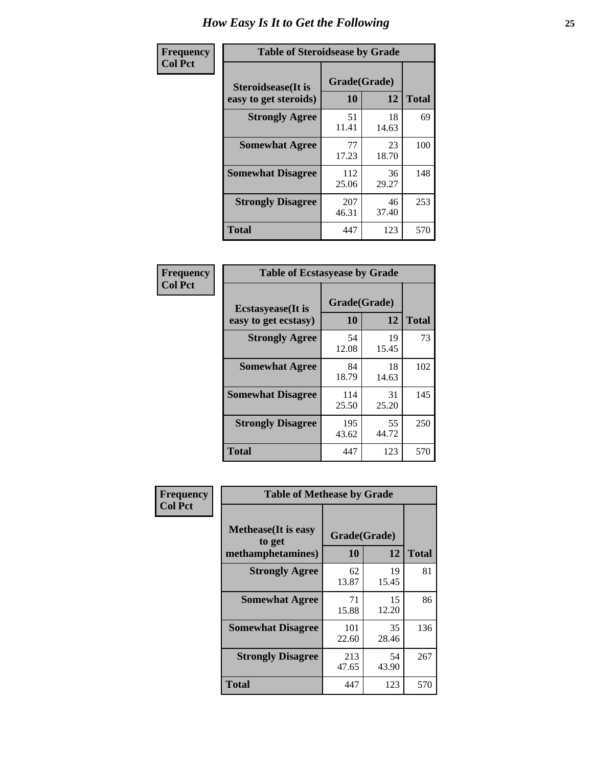# How Easy Is It to Get the Following

**Frequency**
**Col Pct**

**Table of Steroidsease by Grade**

| Steroidsease(It is easy to get steroids) | Grade(Grade) 10 | 12 | Total |
|---|---|---|---|
| **Strongly Agree** | 51<br>11.41 | 18<br>14.63 | 69 |
| **Somewhat Agree** | 77<br>17.23 | 23<br>18.70 | 100 |
| **Somewhat Disagree** | 112<br>25.06 | 36<br>29.27 | 148 |
| **Strongly Disagree** | 207<br>46.31 | 46<br>37.40 | 253 |
| **Total** | 447 | 123 | 570 |

**Frequency**
**Col Pct**

**Table of Ecstasyease by Grade**

| Ecstasyease(It is easy to get ecstasy) | Grade(Grade) 10 | 12 | Total |
|---|---|---|---|
| **Strongly Agree** | 54<br>12.08 | 19<br>15.45 | 73 |
| **Somewhat Agree** | 84<br>18.79 | 18<br>14.63 | 102 |
| **Somewhat Disagree** | 114<br>25.50 | 31<br>25.20 | 145 |
| **Strongly Disagree** | 195<br>43.62 | 55<br>44.72 | 250 |
| **Total** | 447 | 123 | 570 |

**Frequency**
**Col Pct**

**Table of Methease by Grade**

| Methease(It is easy to get methamphetamines) | Grade(Grade) 10 | 12 | Total |
|---|---|---|---|
| **Strongly Agree** | 62<br>13.87 | 19<br>15.45 | 81 |
| **Somewhat Agree** | 71<br>15.88 | 15<br>12.20 | 86 |
| **Somewhat Disagree** | 101<br>22.60 | 35<br>28.46 | 136 |
| **Strongly Disagree** | 213<br>47.65 | 54<br>43.90 | 267 |
| **Total** | 447 | 123 | 570 |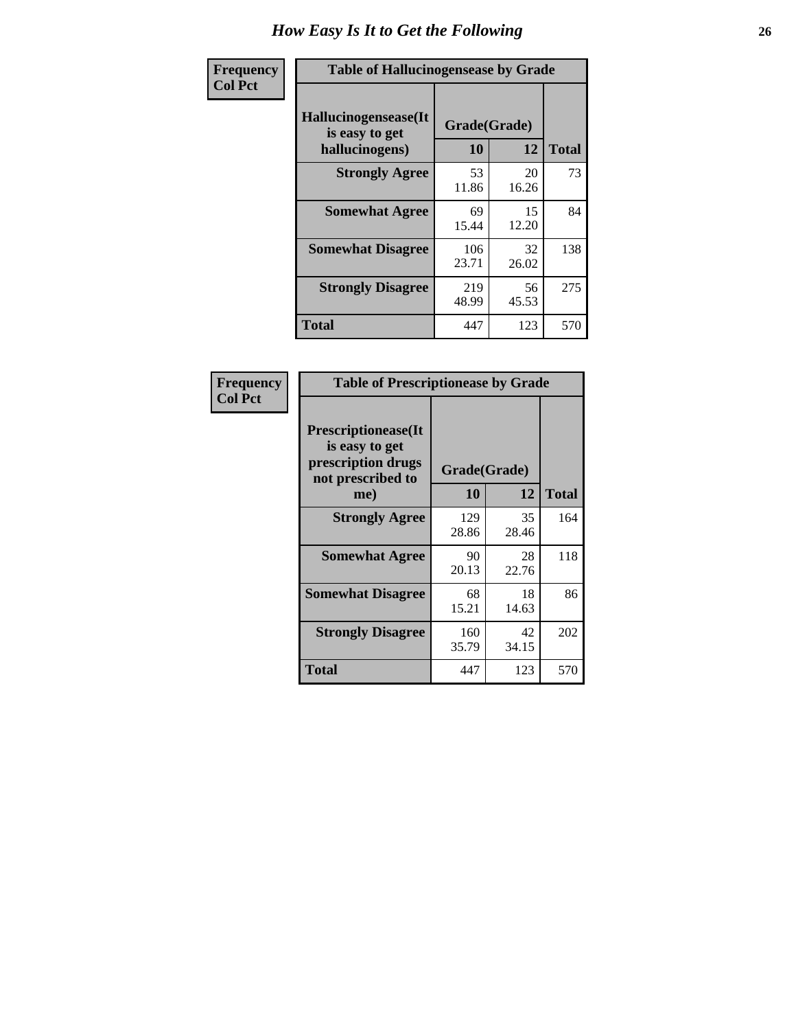# How Easy Is It to Get the Following

**Frequency**
**Col Pct**

**Table of Hallucinogensease by Grade**

| Hallucinogensease(It is easy to get hallucinogens) | Grade(Grade) 10 | 12 | Total |
|---|---|---|---|
| **Strongly Agree** | 53<br>11.86 | 20<br>16.26 | 73 |
| **Somewhat Agree** | 69<br>15.44 | 15<br>12.20 | 84 |
| **Somewhat Disagree** | 106<br>23.71 | 32<br>26.02 | 138 |
| **Strongly Disagree** | 219<br>48.99 | 56<br>45.53 | 275 |
| **Total** | 447 | 123 | 570 |

**Frequency**
**Col Pct**

**Table of Prescriptionease by Grade**

| Prescriptionease(It is easy to get prescription drugs not prescribed to me) | Grade(Grade) 10 | 12 | Total |
|---|---|---|---|
| **Strongly Agree** | 129<br>28.86 | 35<br>28.46 | 164 |
| **Somewhat Agree** | 90<br>20.13 | 28<br>22.76 | 118 |
| **Somewhat Disagree** | 68<br>15.21 | 18<br>14.63 | 86 |
| **Strongly Disagree** | 160<br>35.79 | 42<br>34.15 | 202 |
| **Total** | 447 | 123 | 570 |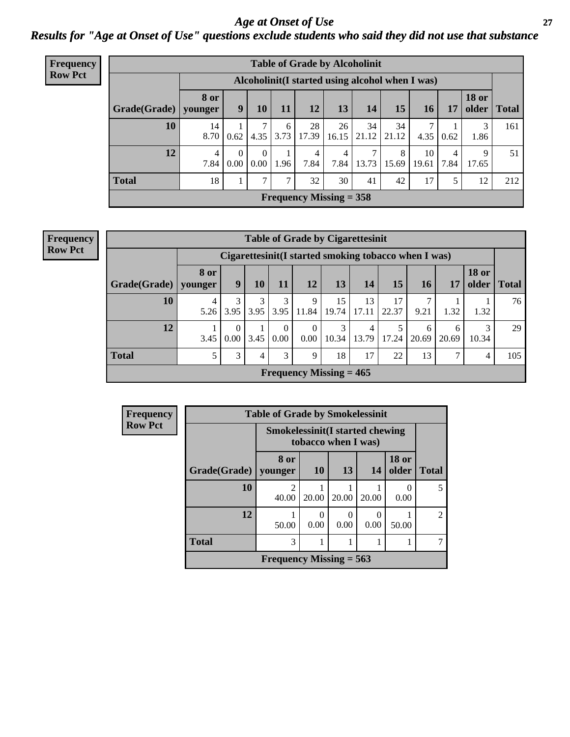# Age at Onset of Use

## Results for "Age at Onset of Use" questions exclude students who said they did not use that substance

**Frequency**
**Row Pct**

**Table of Grade by Alcoholinit**

| | Alcoholinit(I started using alcohol when I was) | | | | | | | | | | | |
|---|---|---|---|---|---|---|---|---|---|---|---|---|
| Grade(Grade) | 8 or younger | 9 | 10 | 11 | 12 | 13 | 14 | 15 | 16 | 17 | 18 or older | Total |
| **10** | 14<br>8.70 | 1<br>0.62 | 7<br>4.35 | 6<br>3.73 | 28<br>17.39 | 26<br>16.15 | 34<br>21.12 | 34<br>21.12 | 7<br>4.35 | 1<br>0.62 | 3<br>1.86 | 161 |
| **12** | 4<br>7.84 | 0<br>0.00 | 0<br>0.00 | 1<br>1.96 | 4<br>7.84 | 4<br>7.84 | 7<br>13.73 | 8<br>15.69 | 10<br>19.61 | 4<br>7.84 | 9<br>17.65 | 51 |
| **Total** | 18 | 1 | 7 | 7 | 32 | 30 | 41 | 42 | 17 | 5 | 12 | 212 |

**Frequency Missing = 358**

**Frequency**
**Row Pct**

**Table of Grade by Cigarettesinit**

| | Cigarettesinit(I started smoking tobacco when I was) | | | | | | | | | | | |
|---|---|---|---|---|---|---|---|---|---|---|---|---|
| Grade(Grade) | 8 or younger | 9 | 10 | 11 | 12 | 13 | 14 | 15 | 16 | 17 | 18 or older | Total |
| **10** | 4<br>5.26 | 3<br>3.95 | 3<br>3.95 | 3<br>3.95 | 9<br>11.84 | 15<br>19.74 | 13<br>17.11 | 17<br>22.37 | 7<br>9.21 | 1<br>1.32 | 1<br>1.32 | 76 |
| **12** | 1<br>3.45 | 0<br>0.00 | 1<br>3.45 | 0<br>0.00 | 0<br>0.00 | 3<br>10.34 | 4<br>13.79 | 5<br>17.24 | 6<br>20.69 | 6<br>20.69 | 3<br>10.34 | 29 |
| **Total** | 5 | 3 | 4 | 3 | 9 | 18 | 17 | 22 | 13 | 7 | 4 | 105 |

**Frequency Missing = 465**

**Frequency**
**Row Pct**

**Table of Grade by Smokelessinit**

| | Smokelessinit(I started chewing tobacco when I was) | | | | | |
|---|---|---|---|---|---|---|
| Grade(Grade) | 8 or younger | 10 | 13 | 14 | 18 or older | Total |
| **10** | 2<br>40.00 | 1<br>20.00 | 1<br>20.00 | 1<br>20.00 | 0<br>0.00 | 5 |
| **12** | 1<br>50.00 | 0<br>0.00 | 0<br>0.00 | 0<br>0.00 | 1<br>50.00 | 2 |
| **Total** | 3 | 1 | 1 | 1 | 1 | 7 |

**Frequency Missing = 563**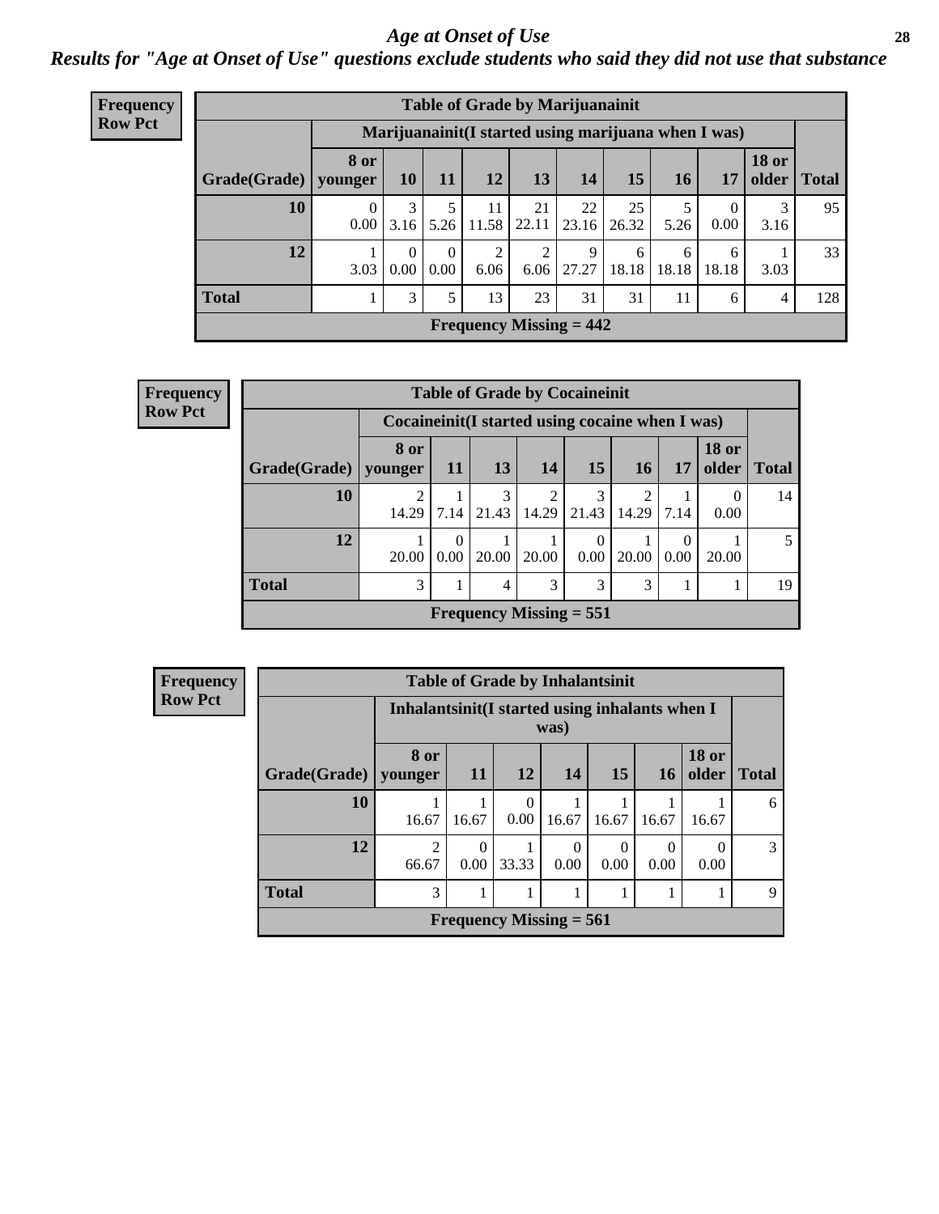# Age at Onset of Use

***Results for "Age at Onset of Use" questions exclude students who said they did not use that substance***

**Frequency**
**Row Pct**

**Table of Grade by Marijuanainit**

| | Marijuanainit(I started using marijuana when I was) | | | | | | | | | | |
|---|---|---|---|---|---|---|---|---|---|---|---|
| Grade(Grade) | 8 or younger | 10 | 11 | 12 | 13 | 14 | 15 | 16 | 17 | 18 or older | Total |
| 10 | 0<br>0.00 | 3<br>3.16 | 5<br>5.26 | 11<br>11.58 | 21<br>22.11 | 22<br>23.16 | 25<br>26.32 | 5<br>5.26 | 0<br>0.00 | 3<br>3.16 | 95 |
| 12 | 1<br>3.03 | 0<br>0.00 | 0<br>0.00 | 2<br>6.06 | 2<br>6.06 | 9<br>27.27 | 6<br>18.18 | 6<br>18.18 | 6<br>18.18 | 1<br>3.03 | 33 |
| Total | 1 | 3 | 5 | 13 | 23 | 31 | 31 | 11 | 6 | 4 | 128 |

**Frequency Missing = 442**

**Frequency**
**Row Pct**

**Table of Grade by Cocaineinit**

| | Cocaineinit(I started using cocaine when I was) | | | | | | | | |
|---|---|---|---|---|---|---|---|---|---|
| Grade(Grade) | 8 or younger | 11 | 13 | 14 | 15 | 16 | 17 | 18 or older | Total |
| 10 | 2<br>14.29 | 1<br>7.14 | 3<br>21.43 | 2<br>14.29 | 3<br>21.43 | 2<br>14.29 | 1<br>7.14 | 0<br>0.00 | 14 |
| 12 | 1<br>20.00 | 0<br>0.00 | 1<br>20.00 | 1<br>20.00 | 0<br>0.00 | 1<br>20.00 | 0<br>0.00 | 1<br>20.00 | 5 |
| Total | 3 | 1 | 4 | 3 | 3 | 3 | 1 | 1 | 19 |

**Frequency Missing = 551**

**Frequency**
**Row Pct**

**Table of Grade by Inhalantsinit**

| | Inhalantsinit(I started using inhalants when I was) | | | | | | | |
|---|---|---|---|---|---|---|---|---|
| Grade(Grade) | 8 or younger | 11 | 12 | 14 | 15 | 16 | 18 or older | Total |
| 10 | 1<br>16.67 | 1<br>16.67 | 0<br>0.00 | 1<br>16.67 | 1<br>16.67 | 1<br>16.67 | 1<br>16.67 | 6 |
| 12 | 2<br>66.67 | 0<br>0.00 | 1<br>33.33 | 0<br>0.00 | 0<br>0.00 | 0<br>0.00 | 0<br>0.00 | 3 |
| Total | 3 | 1 | 1 | 1 | 1 | 1 | 1 | 9 |

**Frequency Missing = 561**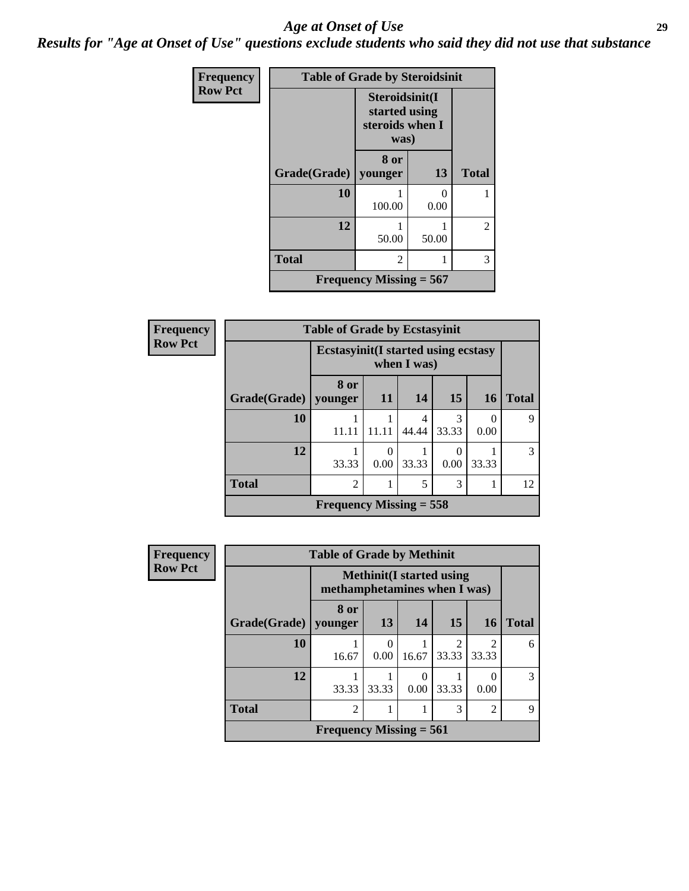# Age at Onset of Use

## Results for "Age at Onset of Use" questions exclude students who said they did not use that substance

**Frequency**
**Row Pct**

**Table of Grade by Steroidsinit**

| Grade(Grade) | Steroidsinit(I started using steroids when I was) 8 or younger | 13 | Total |
|---|---|---|---|
| **10** | 1<br>100.00 | 0<br>0.00 | 1 |
| **12** | 1<br>50.00 | 1<br>50.00 | 2 |
| **Total** | 2 | 1 | 3 |

**Frequency Missing = 567**

**Frequency**
**Row Pct**

**Table of Grade by Ecstasyinit**

| Grade(Grade) | Ecstasyinit(I started using ecstasy when I was) 8 or younger | 11 | 14 | 15 | 16 | Total |
|---|---|---|---|---|---|---|
| **10** | 1<br>11.11 | 1<br>11.11 | 4<br>44.44 | 3<br>33.33 | 0<br>0.00 | 9 |
| **12** | 1<br>33.33 | 0<br>0.00 | 1<br>33.33 | 0<br>0.00 | 1<br>33.33 | 3 |
| **Total** | 2 | 1 | 5 | 3 | 1 | 12 |

**Frequency Missing = 558**

**Frequency**
**Row Pct**

**Table of Grade by Methinit**

| Grade(Grade) | Methinit(I started using methamphetamines when I was) 8 or younger | 13 | 14 | 15 | 16 | Total |
|---|---|---|---|---|---|---|
| **10** | 1<br>16.67 | 0<br>0.00 | 1<br>16.67 | 2<br>33.33 | 2<br>33.33 | 6 |
| **12** | 1<br>33.33 | 1<br>33.33 | 0<br>0.00 | 1<br>33.33 | 0<br>0.00 | 3 |
| **Total** | 2 | 1 | 1 | 3 | 2 | 9 |

**Frequency Missing = 561**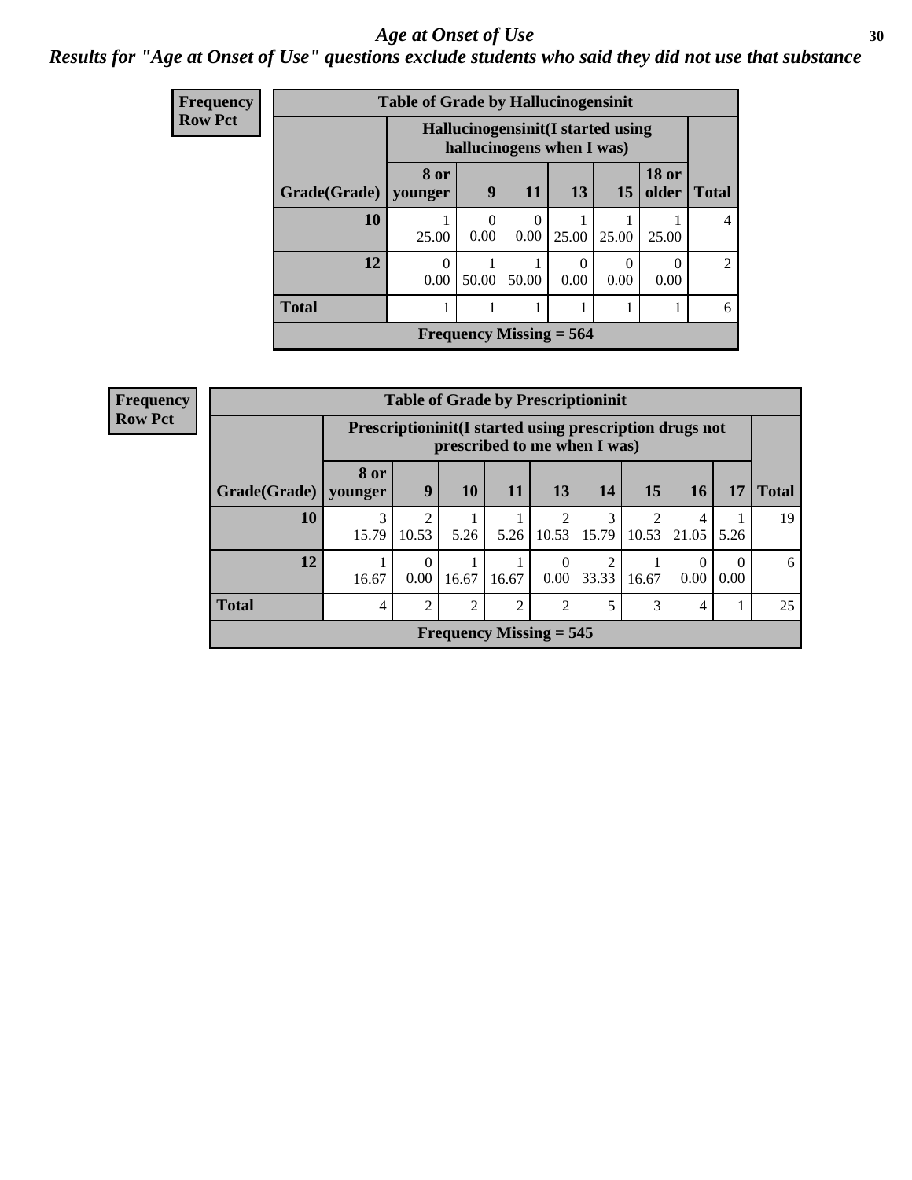# *Age at Onset of Use*

## *Results for "Age at Onset of Use" questions exclude students who said they did not use that substance*

**Frequency**
**Row Pct**

**Table of Grade by Hallucinogensinit**

| Grade(Grade) | Hallucinogensinit(I started using hallucinogens when I was) | | | | | | Total |
|---|---|---|---|---|---|---|---|
| | 8 or younger | 9 | 11 | 13 | 15 | 18 or older | |
| **10** | 1<br>25.00 | 0<br>0.00 | 0<br>0.00 | 1<br>25.00 | 1<br>25.00 | 1<br>25.00 | 4 |
| **12** | 0<br>0.00 | 1<br>50.00 | 1<br>50.00 | 0<br>0.00 | 0<br>0.00 | 0<br>0.00 | 2 |
| **Total** | 1 | 1 | 1 | 1 | 1 | 1 | 6 |

**Frequency Missing = 564**

**Frequency**
**Row Pct**

**Table of Grade by Prescriptioninit**

| Grade(Grade) | Prescriptioninit(I started using prescription drugs not prescribed to me when I was) | | | | | | | | | Total |
|---|---|---|---|---|---|---|---|---|---|---|
| | 8 or younger | 9 | 10 | 11 | 13 | 14 | 15 | 16 | 17 | |
| **10** | 3<br>15.79 | 2<br>10.53 | 1<br>5.26 | 1<br>5.26 | 2<br>10.53 | 3<br>15.79 | 2<br>10.53 | 4<br>21.05 | 1<br>5.26 | 19 |
| **12** | 1<br>16.67 | 0<br>0.00 | 1<br>16.67 | 1<br>16.67 | 0<br>0.00 | 2<br>33.33 | 1<br>16.67 | 0<br>0.00 | 0<br>0.00 | 6 |
| **Total** | 4 | 2 | 2 | 2 | 2 | 5 | 3 | 4 | 1 | 25 |

**Frequency Missing = 545**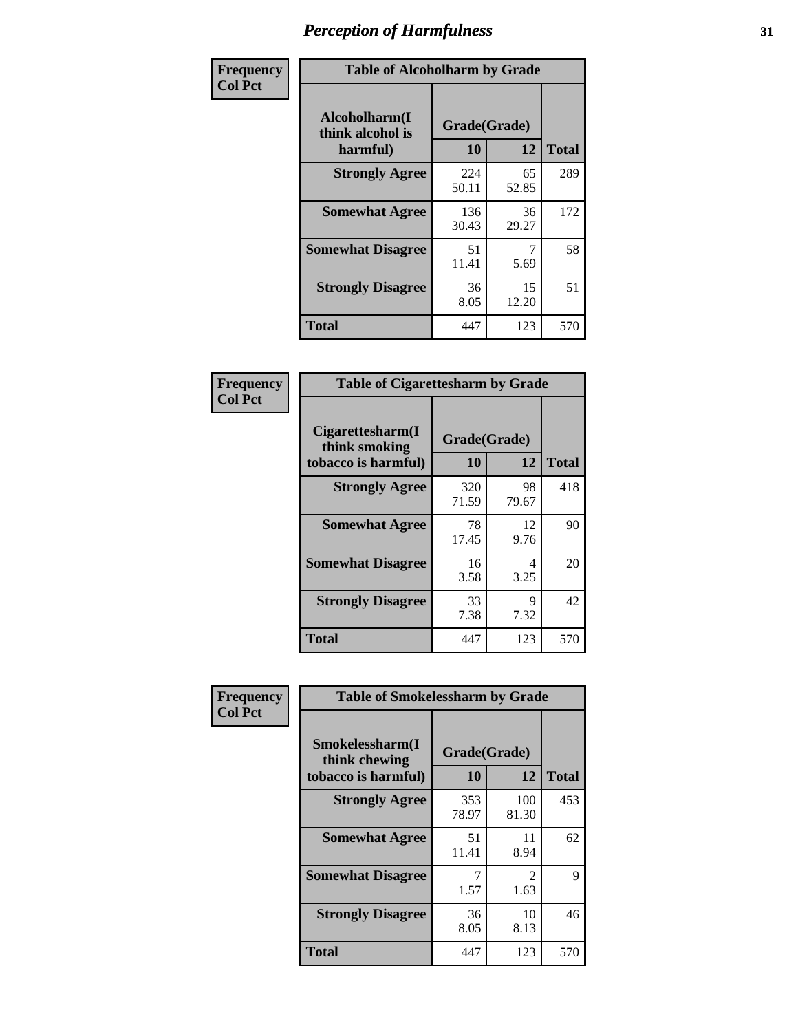# Perception of Harmfulness

| Frequency<br>Col Pct |
|---|

**Table of Alcoholharm by Grade**

| Alcoholharm(I think alcohol is harmful) | Grade(Grade) 10 | 12 | Total |
|---|---|---|---|
| Strongly Agree | 224<br>50.11 | 65<br>52.85 | 289 |
| Somewhat Agree | 136<br>30.43 | 36<br>29.27 | 172 |
| Somewhat Disagree | 51<br>11.41 | 7<br>5.69 | 58 |
| Strongly Disagree | 36<br>8.05 | 15<br>12.20 | 51 |
| Total | 447 | 123 | 570 |

| Frequency<br>Col Pct |
|---|

**Table of Cigarettesharm by Grade**

| Cigarettesharm(I think smoking tobacco is harmful) | Grade(Grade) 10 | 12 | Total |
|---|---|---|---|
| Strongly Agree | 320<br>71.59 | 98<br>79.67 | 418 |
| Somewhat Agree | 78<br>17.45 | 12<br>9.76 | 90 |
| Somewhat Disagree | 16<br>3.58 | 4<br>3.25 | 20 |
| Strongly Disagree | 33<br>7.38 | 9<br>7.32 | 42 |
| Total | 447 | 123 | 570 |

| Frequency<br>Col Pct |
|---|

**Table of Smokelessharm by Grade**

| Smokelessharm(I think chewing tobacco is harmful) | Grade(Grade) 10 | 12 | Total |
|---|---|---|---|
| Strongly Agree | 353<br>78.97 | 100<br>81.30 | 453 |
| Somewhat Agree | 51<br>11.41 | 11<br>8.94 | 62 |
| Somewhat Disagree | 7<br>1.57 | 2<br>1.63 | 9 |
| Strongly Disagree | 36<br>8.05 | 10<br>8.13 | 46 |
| Total | 447 | 123 | 570 |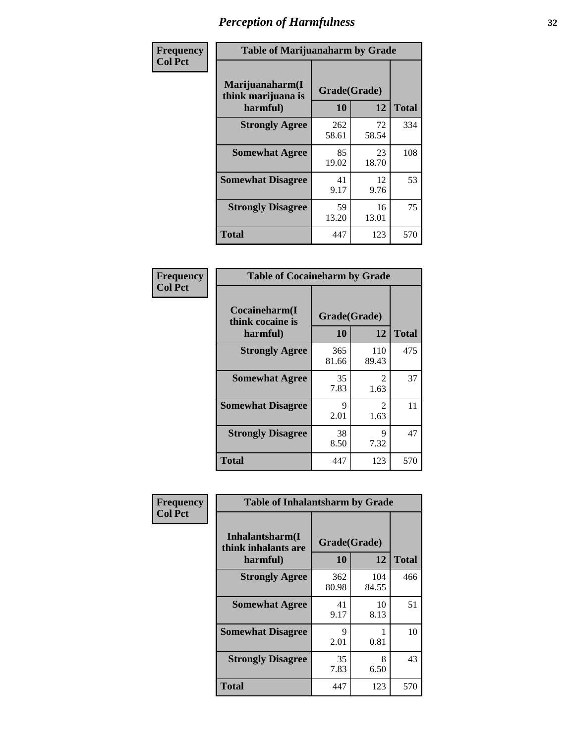# Perception of Harmfulness

| Frequency Col Pct | Table of Marijuanaharm by Grade | | |
|---|---|---|---|
| Marijuanaharm(I think marijuana is harmful) | Grade(Grade) | | |
| | 10 | 12 | Total |
| Strongly Agree | 262<br>58.61 | 72<br>58.54 | 334 |
| Somewhat Agree | 85<br>19.02 | 23<br>18.70 | 108 |
| Somewhat Disagree | 41<br>9.17 | 12<br>9.76 | 53 |
| Strongly Disagree | 59<br>13.20 | 16<br>13.01 | 75 |
| Total | 447 | 123 | 570 |

| Frequency Col Pct | Table of Cocaineharm by Grade | | |
|---|---|---|---|
| Cocaineharm(I think cocaine is harmful) | Grade(Grade) | | |
| | 10 | 12 | Total |
| Strongly Agree | 365<br>81.66 | 110<br>89.43 | 475 |
| Somewhat Agree | 35<br>7.83 | 2<br>1.63 | 37 |
| Somewhat Disagree | 9<br>2.01 | 2<br>1.63 | 11 |
| Strongly Disagree | 38<br>8.50 | 9<br>7.32 | 47 |
| Total | 447 | 123 | 570 |

| Frequency Col Pct | Table of Inhalantsharm by Grade | | |
|---|---|---|---|
| Inhalantsharm(I think inhalants are harmful) | Grade(Grade) | | |
| | 10 | 12 | Total |
| Strongly Agree | 362<br>80.98 | 104<br>84.55 | 466 |
| Somewhat Agree | 41<br>9.17 | 10<br>8.13 | 51 |
| Somewhat Disagree | 9<br>2.01 | 1<br>0.81 | 10 |
| Strongly Disagree | 35<br>7.83 | 8<br>6.50 | 43 |
| Total | 447 | 123 | 570 |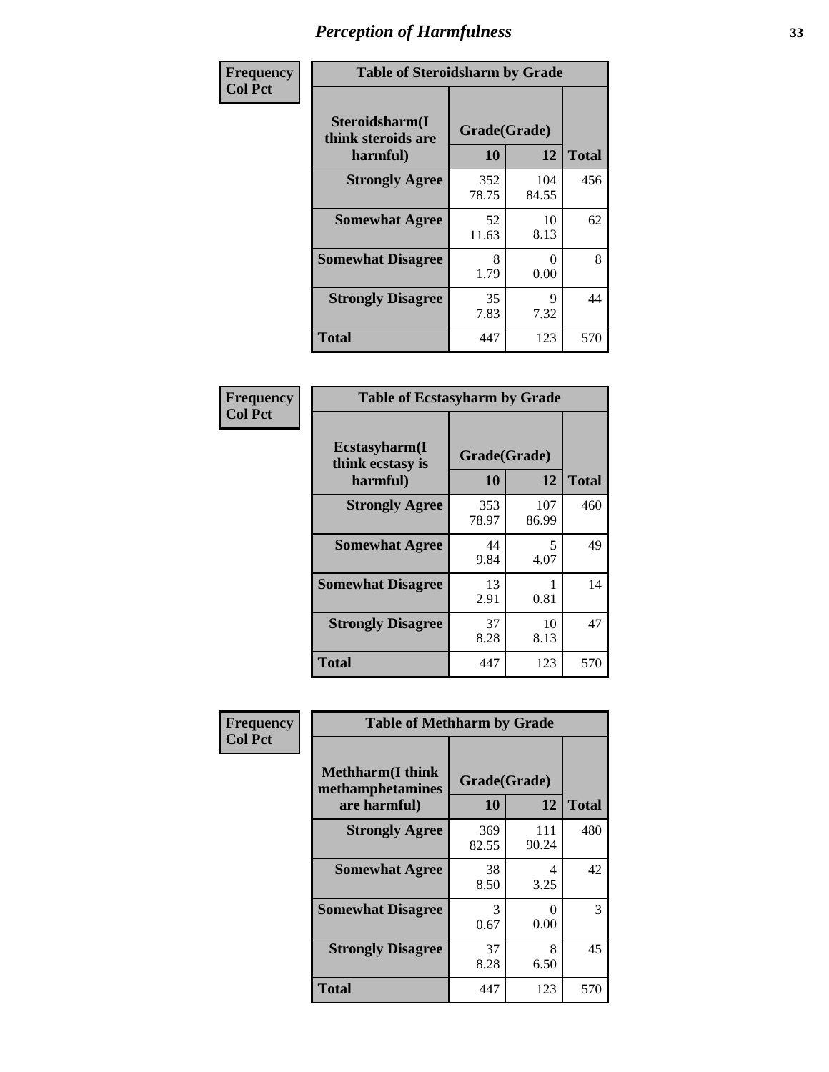# Perception of Harmfulness

| Frequency Col Pct | Table of Steroidsharm by Grade | | |
|---|---|---|---|
| Steroidsharm(I think steroids are harmful) | Grade(Grade) | | |
| | 10 | 12 | Total |
| Strongly Agree | 352<br>78.75 | 104<br>84.55 | 456 |
| Somewhat Agree | 52<br>11.63 | 10<br>8.13 | 62 |
| Somewhat Disagree | 8<br>1.79 | 0<br>0.00 | 8 |
| Strongly Disagree | 35<br>7.83 | 9<br>7.32 | 44 |
| Total | 447 | 123 | 570 |

| Frequency Col Pct | Table of Ecstasyharm by Grade | | |
|---|---|---|---|
| Ecstasyharm(I think ecstasy is harmful) | Grade(Grade) | | |
| | 10 | 12 | Total |
| Strongly Agree | 353<br>78.97 | 107<br>86.99 | 460 |
| Somewhat Agree | 44<br>9.84 | 5<br>4.07 | 49 |
| Somewhat Disagree | 13<br>2.91 | 1<br>0.81 | 14 |
| Strongly Disagree | 37<br>8.28 | 10<br>8.13 | 47 |
| Total | 447 | 123 | 570 |

| Frequency Col Pct | Table of Methharm by Grade | | |
|---|---|---|---|
| Methharm(I think methamphetamines are harmful) | Grade(Grade) | | |
| | 10 | 12 | Total |
| Strongly Agree | 369<br>82.55 | 111<br>90.24 | 480 |
| Somewhat Agree | 38<br>8.50 | 4<br>3.25 | 42 |
| Somewhat Disagree | 3<br>0.67 | 0<br>0.00 | 3 |
| Strongly Disagree | 37<br>8.28 | 8<br>6.50 | 45 |
| Total | 447 | 123 | 570 |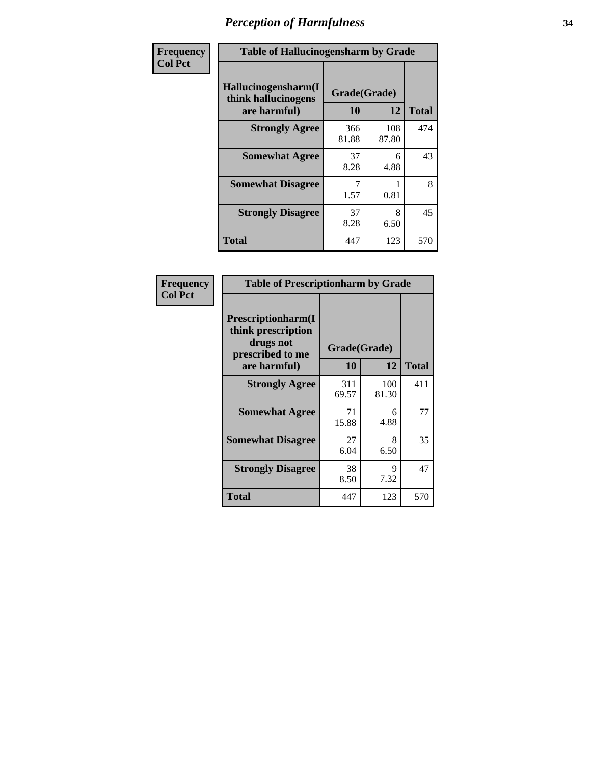# Perception of Harmfulness

| Frequency Col Pct | | | |
|---|---|---|---|

**Table of Hallucinogensharm by Grade**

| Hallucinogensharm(I think hallucinogens are harmful) | Grade(Grade) 10 | 12 | Total |
|---|---|---|---|
| **Strongly Agree** | 366<br>81.88 | 108<br>87.80 | 474 |
| **Somewhat Agree** | 37<br>8.28 | 6<br>4.88 | 43 |
| **Somewhat Disagree** | 7<br>1.57 | 1<br>0.81 | 8 |
| **Strongly Disagree** | 37<br>8.28 | 8<br>6.50 | 45 |
| **Total** | 447 | 123 | 570 |

| Frequency Col Pct | | | |
|---|---|---|---|

**Table of Prescriptionharm by Grade**

| Prescriptionharm(I think prescription drugs not prescribed to me are harmful) | Grade(Grade) 10 | 12 | Total |
|---|---|---|---|
| **Strongly Agree** | 311<br>69.57 | 100<br>81.30 | 411 |
| **Somewhat Agree** | 71<br>15.88 | 6<br>4.88 | 77 |
| **Somewhat Disagree** | 27<br>6.04 | 8<br>6.50 | 35 |
| **Strongly Disagree** | 38<br>8.50 | 9<br>7.32 | 47 |
| **Total** | 447 | 123 | 570 |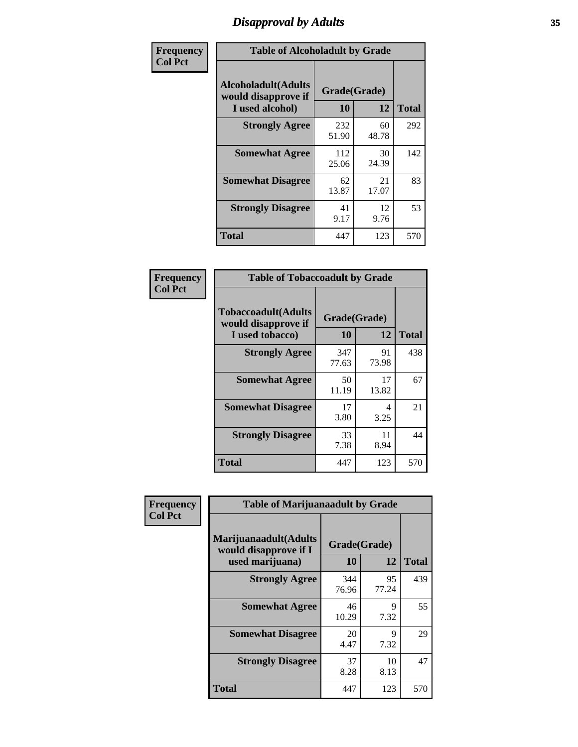# Disapproval by Adults

**Frequency**
**Col Pct**

**Table of Alcoholadult by Grade**

| Alcoholadult(Adults would disapprove if I used alcohol) | Grade(Grade) 10 | 12 | Total |
|---|---|---|---|
| **Strongly Agree** | 232<br>51.90 | 60<br>48.78 | 292 |
| **Somewhat Agree** | 112<br>25.06 | 30<br>24.39 | 142 |
| **Somewhat Disagree** | 62<br>13.87 | 21<br>17.07 | 83 |
| **Strongly Disagree** | 41<br>9.17 | 12<br>9.76 | 53 |
| **Total** | 447 | 123 | 570 |

**Frequency**
**Col Pct**

**Table of Tobaccoadult by Grade**

| Tobaccoadult(Adults would disapprove if I used tobacco) | Grade(Grade) 10 | 12 | Total |
|---|---|---|---|
| **Strongly Agree** | 347<br>77.63 | 91<br>73.98 | 438 |
| **Somewhat Agree** | 50<br>11.19 | 17<br>13.82 | 67 |
| **Somewhat Disagree** | 17<br>3.80 | 4<br>3.25 | 21 |
| **Strongly Disagree** | 33<br>7.38 | 11<br>8.94 | 44 |
| **Total** | 447 | 123 | 570 |

**Frequency**
**Col Pct**

**Table of Marijuanaadult by Grade**

| Marijuanaadult(Adults would disapprove if I used marijuana) | Grade(Grade) 10 | 12 | Total |
|---|---|---|---|
| **Strongly Agree** | 344<br>76.96 | 95<br>77.24 | 439 |
| **Somewhat Agree** | 46<br>10.29 | 9<br>7.32 | 55 |
| **Somewhat Disagree** | 20<br>4.47 | 9<br>7.32 | 29 |
| **Strongly Disagree** | 37<br>8.28 | 10<br>8.13 | 47 |
| **Total** | 447 | 123 | 570 |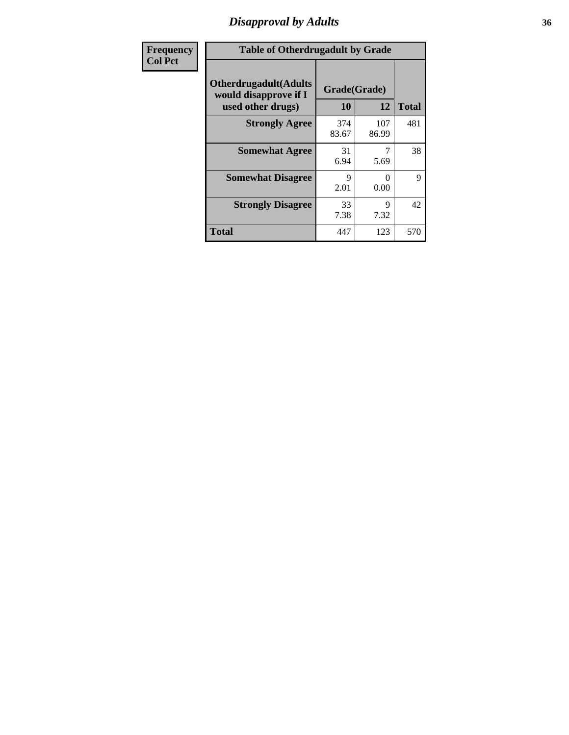| Frequency<br>Col Pct |
|---|

| Table of Otherdrugadult by Grade | | | |
|---|---|---|---|
| Otherdrugadult(Adults would disapprove if I used other drugs) | Grade(Grade) | | Total |
| | 10 | 12 | |
| Strongly Agree | 374<br>83.67 | 107<br>86.99 | 481 |
| Somewhat Agree | 31<br>6.94 | 7<br>5.69 | 38 |
| Somewhat Disagree | 9<br>2.01 | 0<br>0.00 | 9 |
| Strongly Disagree | 33<br>7.38 | 9<br>7.32 | 42 |
| Total | 447 | 123 | 570 |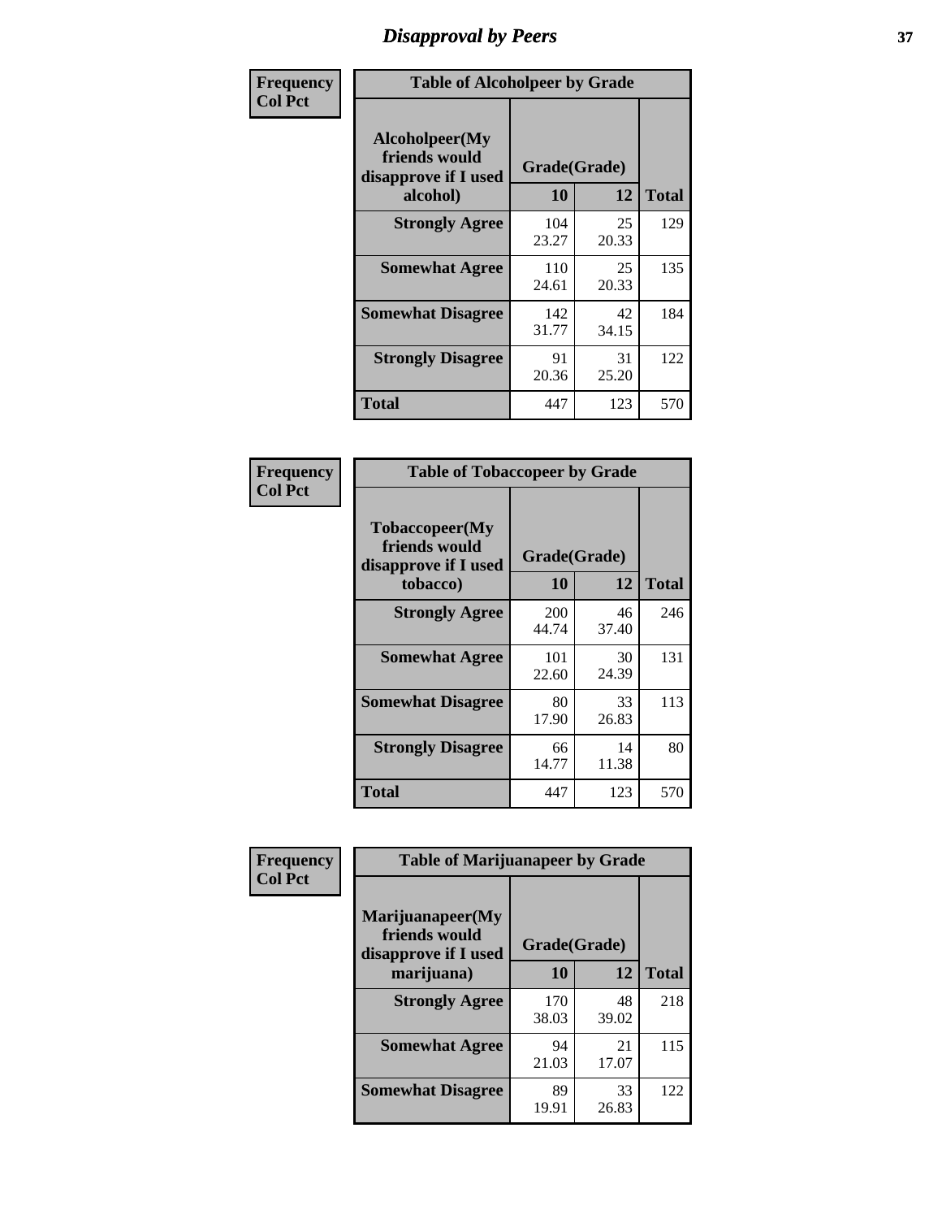# Disapproval by Peers

| Frequency<br>Col Pct | Table of Alcoholpeer by Grade | | |
|---|---|---|---|
| **Alcoholpeer(My friends would disapprove if I used alcohol)** | **Grade(Grade)** | | |
| | **10** | **12** | **Total** |
| **Strongly Agree** | 104<br>23.27 | 25<br>20.33 | 129 |
| **Somewhat Agree** | 110<br>24.61 | 25<br>20.33 | 135 |
| **Somewhat Disagree** | 142<br>31.77 | 42<br>34.15 | 184 |
| **Strongly Disagree** | 91<br>20.36 | 31<br>25.20 | 122 |
| **Total** | 447 | 123 | 570 |

| Frequency<br>Col Pct | Table of Tobaccopeer by Grade | | |
|---|---|---|---|
| **Tobaccopeer(My friends would disapprove if I used tobacco)** | **Grade(Grade)** | | |
| | **10** | **12** | **Total** |
| **Strongly Agree** | 200<br>44.74 | 46<br>37.40 | 246 |
| **Somewhat Agree** | 101<br>22.60 | 30<br>24.39 | 131 |
| **Somewhat Disagree** | 80<br>17.90 | 33<br>26.83 | 113 |
| **Strongly Disagree** | 66<br>14.77 | 14<br>11.38 | 80 |
| **Total** | 447 | 123 | 570 |

| Frequency<br>Col Pct | Table of Marijuanapeer by Grade | | |
|---|---|---|---|
| **Marijuanapeer(My friends would disapprove if I used marijuana)** | **Grade(Grade)** | | |
| | **10** | **12** | **Total** |
| **Strongly Agree** | 170<br>38.03 | 48<br>39.02 | 218 |
| **Somewhat Agree** | 94<br>21.03 | 21<br>17.07 | 115 |
| **Somewhat Disagree** | 89<br>19.91 | 33<br>26.83 | 122 |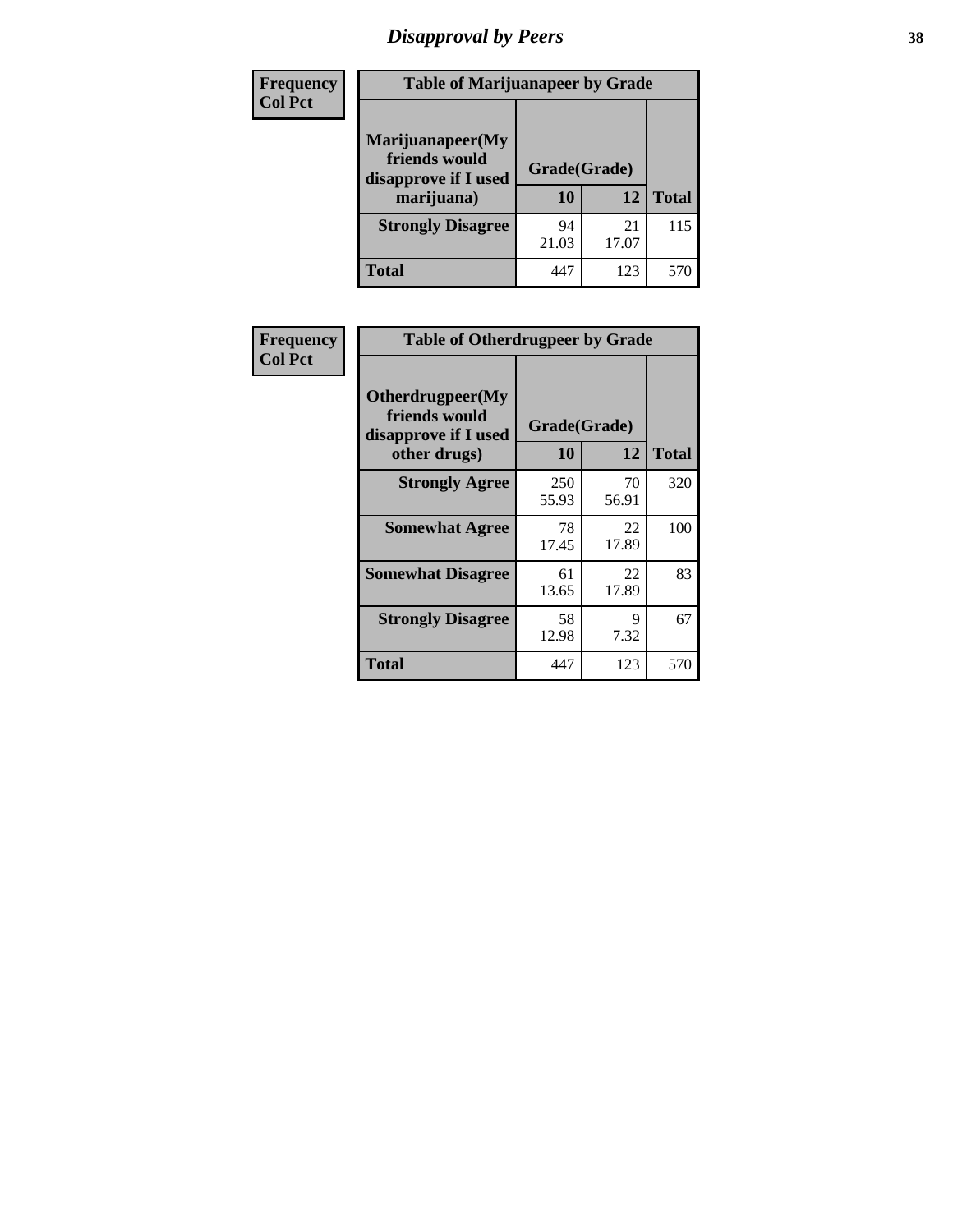## Disapproval by Peers

| Frequency<br>Col Pct | Table of Marijuanapeer by Grade | | |
|---|---|---|---|
| **Marijuanapeer(My friends would disapprove if I used marijuana)** | **Grade(Grade)** | | |
| | **10** | **12** | **Total** |
| **Strongly Disagree** | 94<br>21.03 | 21<br>17.07 | 115 |
| **Total** | 447 | 123 | 570 |

| Frequency<br>Col Pct | Table of Otherdrugpeer by Grade | | |
|---|---|---|---|
| **Otherdrugpeer(My friends would disapprove if I used other drugs)** | **Grade(Grade)** | | |
| | **10** | **12** | **Total** |
| **Strongly Agree** | 250<br>55.93 | 70<br>56.91 | 320 |
| **Somewhat Agree** | 78<br>17.45 | 22<br>17.89 | 100 |
| **Somewhat Disagree** | 61<br>13.65 | 22<br>17.89 | 83 |
| **Strongly Disagree** | 58<br>12.98 | 9<br>7.32 | 67 |
| **Total** | 447 | 123 | 570 |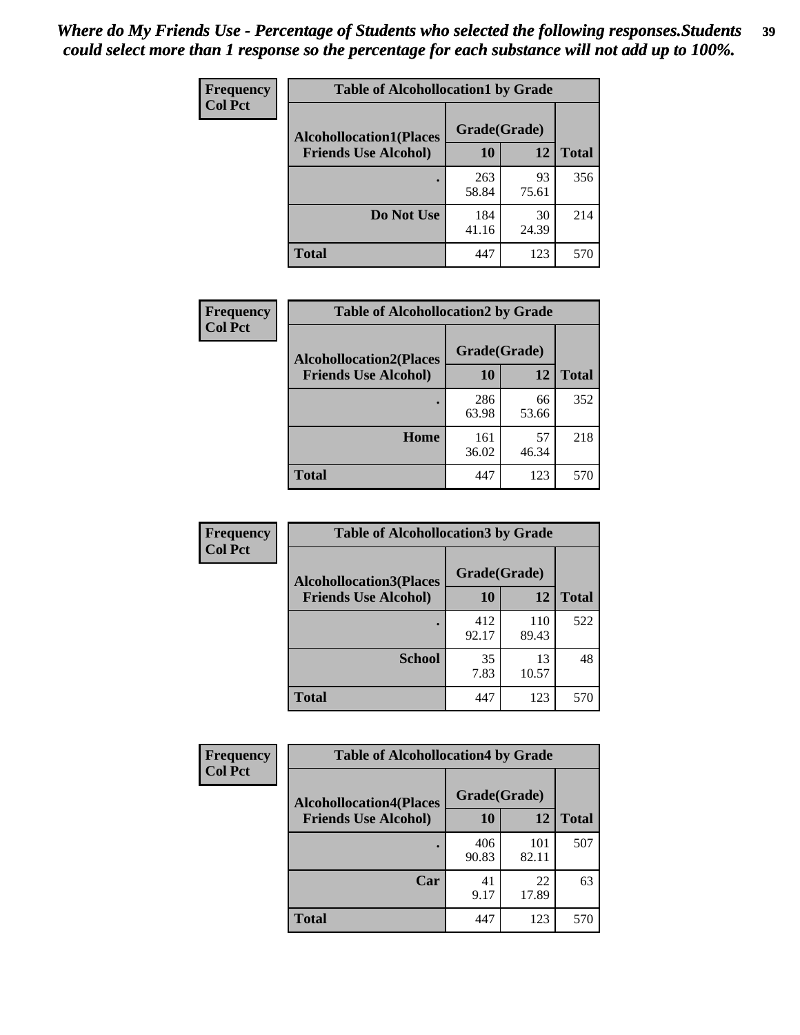*Where do My Friends Use - Percentage of Students who selected the following responses.Students could select more than 1 response so the percentage for each substance will not add up to 100%.*

| Frequency<br>Col Pct |
|---|

| Table of Alcohollocation1 by Grade | | | |
|---|---|---|---|
| Alcohollocation1(Places Friends Use Alcohol) | Grade(Grade) | | Total |
| | 10 | 12 | |
| . | 263<br>58.84 | 93<br>75.61 | 356 |
| Do Not Use | 184<br>41.16 | 30<br>24.39 | 214 |
| Total | 447 | 123 | 570 |

| Frequency<br>Col Pct |
|---|

| Table of Alcohollocation2 by Grade | | | |
|---|---|---|---|
| Alcohollocation2(Places Friends Use Alcohol) | Grade(Grade) | | Total |
| | 10 | 12 | |
| . | 286<br>63.98 | 66<br>53.66 | 352 |
| Home | 161<br>36.02 | 57<br>46.34 | 218 |
| Total | 447 | 123 | 570 |

| Frequency<br>Col Pct |
|---|

| Table of Alcohollocation3 by Grade | | | |
|---|---|---|---|
| Alcohollocation3(Places Friends Use Alcohol) | Grade(Grade) | | Total |
| | 10 | 12 | |
| . | 412<br>92.17 | 110<br>89.43 | 522 |
| School | 35<br>7.83 | 13<br>10.57 | 48 |
| Total | 447 | 123 | 570 |

| Frequency<br>Col Pct |
|---|

| Table of Alcohollocation4 by Grade | | | |
|---|---|---|---|
| Alcohollocation4(Places Friends Use Alcohol) | Grade(Grade) | | Total |
| | 10 | 12 | |
| . | 406<br>90.83 | 101<br>82.11 | 507 |
| Car | 41<br>9.17 | 22<br>17.89 | 63 |
| Total | 447 | 123 | 570 |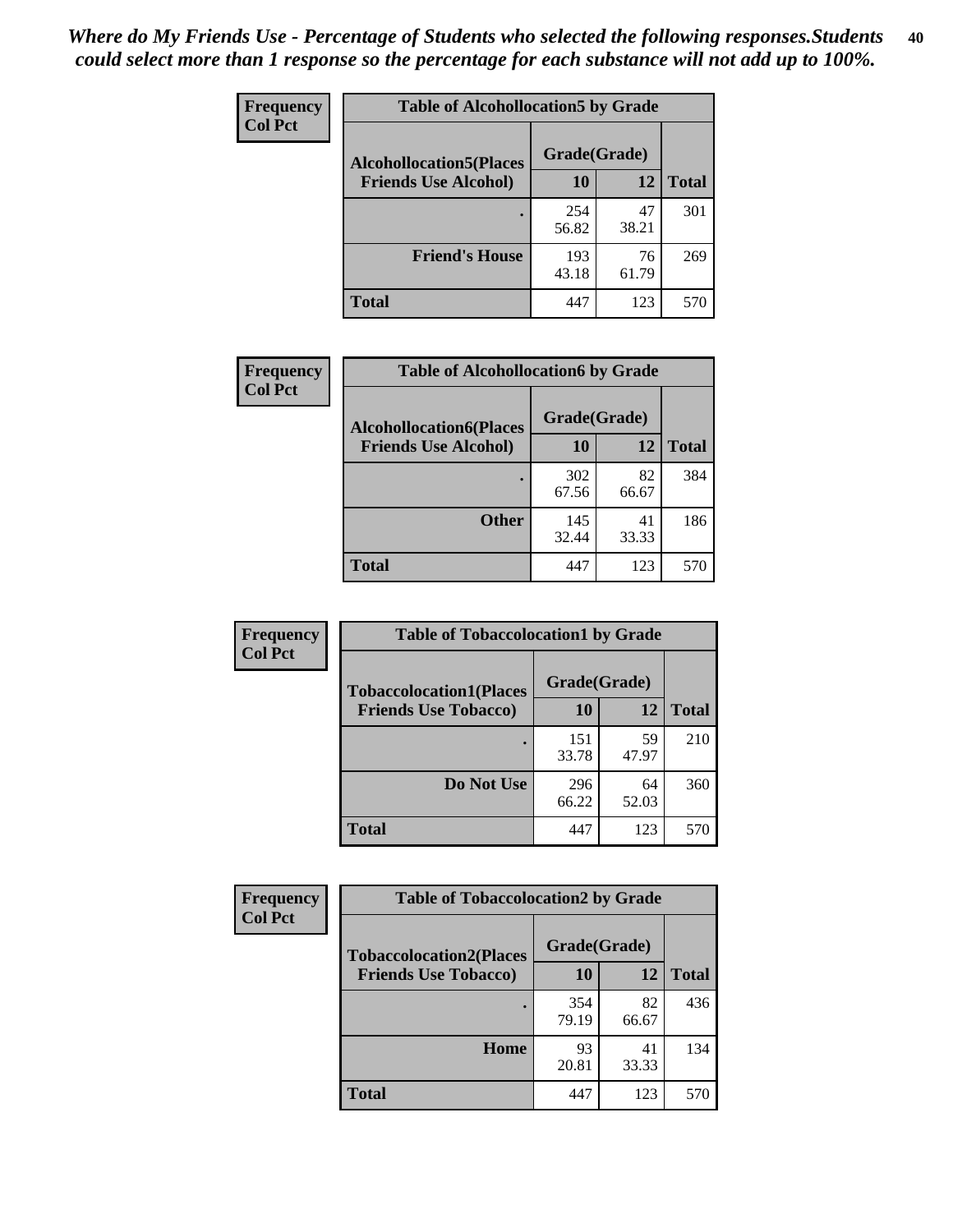*Where do My Friends Use - Percentage of Students who selected the following responses.Students could select more than 1 response so the percentage for each substance will not add up to 100%.*

**Frequency**
**Col Pct**

| Table of Alcohollocation5 by Grade | | | |
|---|---|---|---|
| **Alcohollocation5(Places Friends Use Alcohol)** | **Grade(Grade)** | | |
| | **10** | **12** | **Total** |
| . | 254<br>56.82 | 47<br>38.21 | 301 |
| **Friend's House** | 193<br>43.18 | 76<br>61.79 | 269 |
| **Total** | 447 | 123 | 570 |

**Frequency**
**Col Pct**

| Table of Alcohollocation6 by Grade | | | |
|---|---|---|---|
| **Alcohollocation6(Places Friends Use Alcohol)** | **Grade(Grade)** | | |
| | **10** | **12** | **Total** |
| . | 302<br>67.56 | 82<br>66.67 | 384 |
| **Other** | 145<br>32.44 | 41<br>33.33 | 186 |
| **Total** | 447 | 123 | 570 |

**Frequency**
**Col Pct**

| Table of Tobaccolocation1 by Grade | | | |
|---|---|---|---|
| **Tobaccolocation1(Places Friends Use Tobacco)** | **Grade(Grade)** | | |
| | **10** | **12** | **Total** |
| . | 151<br>33.78 | 59<br>47.97 | 210 |
| **Do Not Use** | 296<br>66.22 | 64<br>52.03 | 360 |
| **Total** | 447 | 123 | 570 |

**Frequency**
**Col Pct**

| Table of Tobaccolocation2 by Grade | | | |
|---|---|---|---|
| **Tobaccolocation2(Places Friends Use Tobacco)** | **Grade(Grade)** | | |
| | **10** | **12** | **Total** |
| . | 354<br>79.19 | 82<br>66.67 | 436 |
| **Home** | 93<br>20.81 | 41<br>33.33 | 134 |
| **Total** | 447 | 123 | 570 |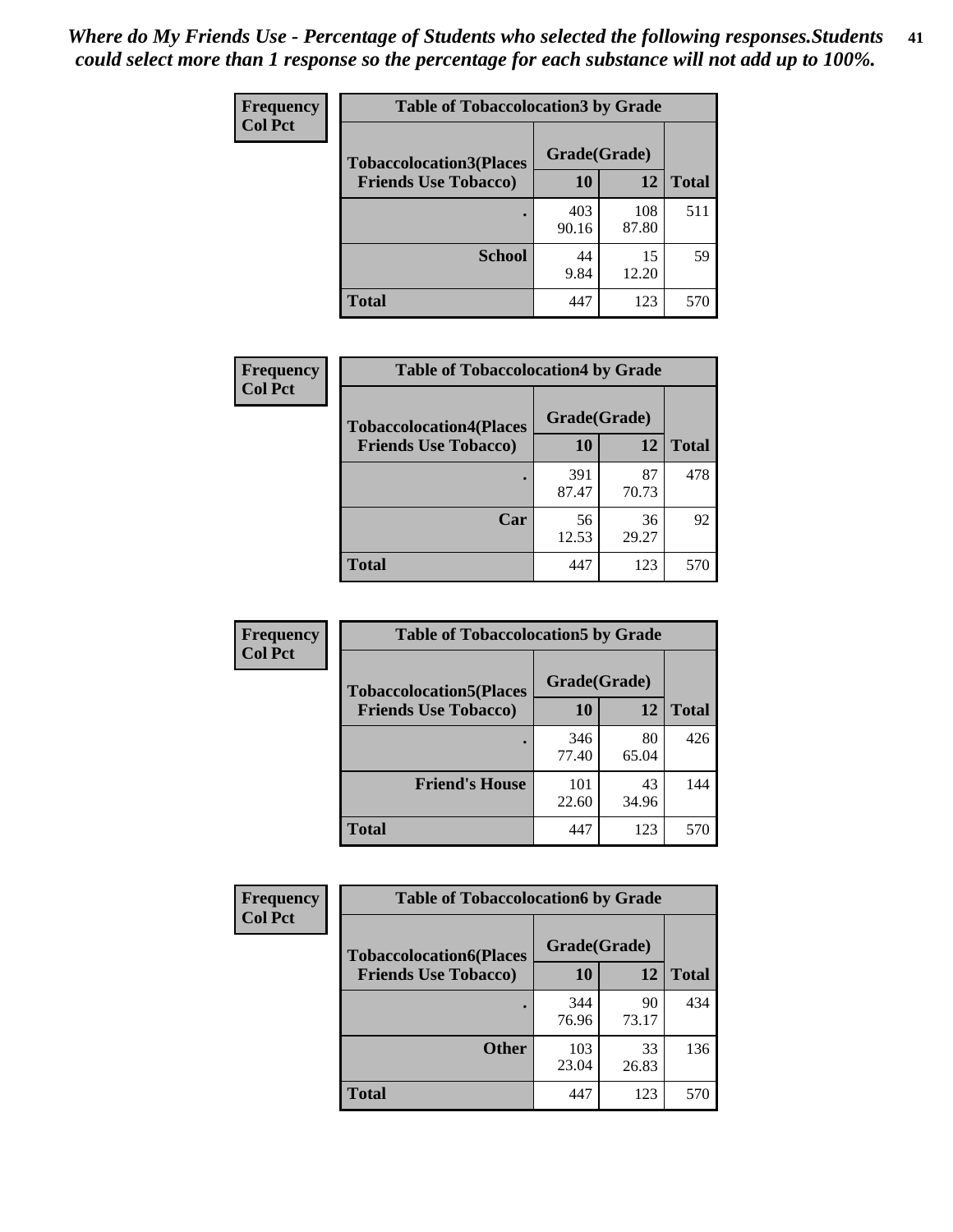*Where do My Friends Use - Percentage of Students who selected the following responses.Students could select more than 1 response so the percentage for each substance will not add up to 100%.*

**Frequency**
**Col Pct**

| Table of Tobaccolocation3 by Grade | | | |
|---|---|---|---|
| **Tobaccolocation3(Places Friends Use Tobacco)** | **Grade(Grade)** | | **Total** |
| | **10** | **12** | |
| **.** | 403<br>90.16 | 108<br>87.80 | 511 |
| **School** | 44<br>9.84 | 15<br>12.20 | 59 |
| **Total** | 447 | 123 | 570 |

**Frequency**
**Col Pct**

| Table of Tobaccolocation4 by Grade | | | |
|---|---|---|---|
| **Tobaccolocation4(Places Friends Use Tobacco)** | **Grade(Grade)** | | **Total** |
| | **10** | **12** | |
| **.** | 391<br>87.47 | 87<br>70.73 | 478 |
| **Car** | 56<br>12.53 | 36<br>29.27 | 92 |
| **Total** | 447 | 123 | 570 |

**Frequency**
**Col Pct**

| Table of Tobaccolocation5 by Grade | | | |
|---|---|---|---|
| **Tobaccolocation5(Places Friends Use Tobacco)** | **Grade(Grade)** | | **Total** |
| | **10** | **12** | |
| **.** | 346<br>77.40 | 80<br>65.04 | 426 |
| **Friend's House** | 101<br>22.60 | 43<br>34.96 | 144 |
| **Total** | 447 | 123 | 570 |

**Frequency**
**Col Pct**

| Table of Tobaccolocation6 by Grade | | | |
|---|---|---|---|
| **Tobaccolocation6(Places Friends Use Tobacco)** | **Grade(Grade)** | | **Total** |
| | **10** | **12** | |
| **.** | 344<br>76.96 | 90<br>73.17 | 434 |
| **Other** | 103<br>23.04 | 33<br>26.83 | 136 |
| **Total** | 447 | 123 | 570 |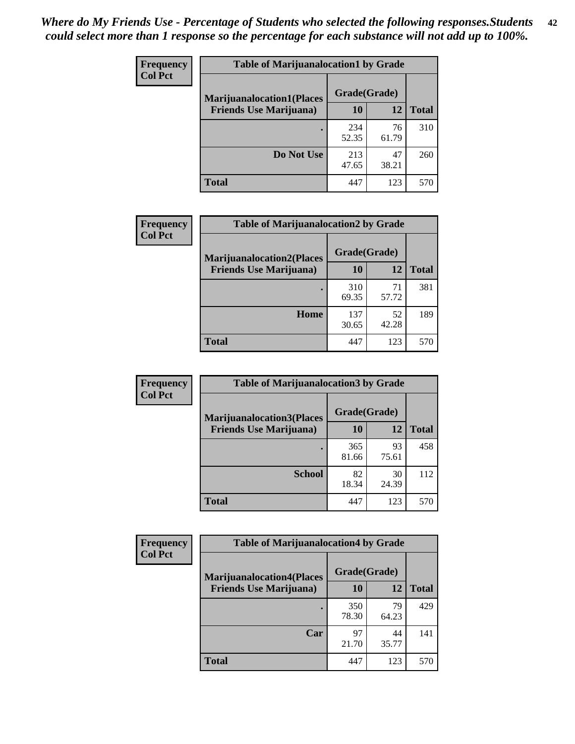*Where do My Friends Use - Percentage of Students who selected the following responses.Students could select more than 1 response so the percentage for each substance will not add up to 100%.*

**Frequency**
**Col Pct**

| Table of Marijuanalocation1 by Grade | | | |
|---|---|---|---|
| **Marijuanalocation1(Places Friends Use Marijuana)** | **Grade(Grade)** | | **Total** |
| | **10** | **12** | |
| **.** | 234<br>52.35 | 76<br>61.79 | 310 |
| **Do Not Use** | 213<br>47.65 | 47<br>38.21 | 260 |
| **Total** | 447 | 123 | 570 |

**Frequency**
**Col Pct**

| Table of Marijuanalocation2 by Grade | | | |
|---|---|---|---|
| **Marijuanalocation2(Places Friends Use Marijuana)** | **Grade(Grade)** | | **Total** |
| | **10** | **12** | |
| **.** | 310<br>69.35 | 71<br>57.72 | 381 |
| **Home** | 137<br>30.65 | 52<br>42.28 | 189 |
| **Total** | 447 | 123 | 570 |

**Frequency**
**Col Pct**

| Table of Marijuanalocation3 by Grade | | | |
|---|---|---|---|
| **Marijuanalocation3(Places Friends Use Marijuana)** | **Grade(Grade)** | | **Total** |
| | **10** | **12** | |
| **.** | 365<br>81.66 | 93<br>75.61 | 458 |
| **School** | 82<br>18.34 | 30<br>24.39 | 112 |
| **Total** | 447 | 123 | 570 |

**Frequency**
**Col Pct**

| Table of Marijuanalocation4 by Grade | | | |
|---|---|---|---|
| **Marijuanalocation4(Places Friends Use Marijuana)** | **Grade(Grade)** | | **Total** |
| | **10** | **12** | |
| **.** | 350<br>78.30 | 79<br>64.23 | 429 |
| **Car** | 97<br>21.70 | 44<br>35.77 | 141 |
| **Total** | 447 | 123 | 570 |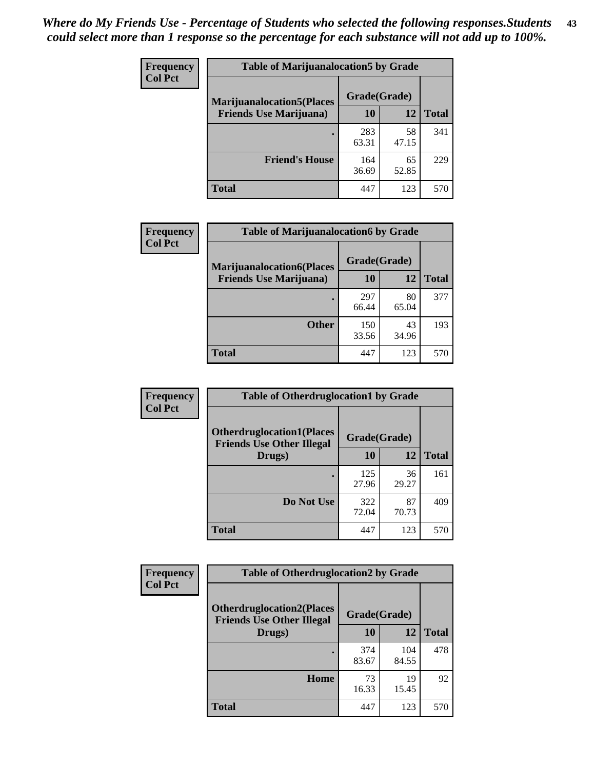*Where do My Friends Use - Percentage of Students who selected the following responses.Students could select more than 1 response so the percentage for each substance will not add up to 100%.*

**Frequency / Col Pct**

| Table of Marijuanalocation5 by Grade | | | |
|---|---|---|---|
| **Marijuanalocation5(Places Friends Use Marijuana)** | **Grade(Grade)** | | **Total** |
| | **10** | **12** | |
| **.** | 283<br>63.31 | 58<br>47.15 | 341 |
| **Friend's House** | 164<br>36.69 | 65<br>52.85 | 229 |
| **Total** | 447 | 123 | 570 |

**Frequency / Col Pct**

| Table of Marijuanalocation6 by Grade | | | |
|---|---|---|---|
| **Marijuanalocation6(Places Friends Use Marijuana)** | **Grade(Grade)** | | **Total** |
| | **10** | **12** | |
| **.** | 297<br>66.44 | 80<br>65.04 | 377 |
| **Other** | 150<br>33.56 | 43<br>34.96 | 193 |
| **Total** | 447 | 123 | 570 |

**Frequency / Col Pct**

| Table of Otherdruglocation1 by Grade | | | |
|---|---|---|---|
| **Otherdruglocation1(Places Friends Use Other Illegal Drugs)** | **Grade(Grade)** | | **Total** |
| | **10** | **12** | |
| **.** | 125<br>27.96 | 36<br>29.27 | 161 |
| **Do Not Use** | 322<br>72.04 | 87<br>70.73 | 409 |
| **Total** | 447 | 123 | 570 |

**Frequency / Col Pct**

| Table of Otherdruglocation2 by Grade | | | |
|---|---|---|---|
| **Otherdruglocation2(Places Friends Use Other Illegal Drugs)** | **Grade(Grade)** | | **Total** |
| | **10** | **12** | |
| **.** | 374<br>83.67 | 104<br>84.55 | 478 |
| **Home** | 73<br>16.33 | 19<br>15.45 | 92 |
| **Total** | 447 | 123 | 570 |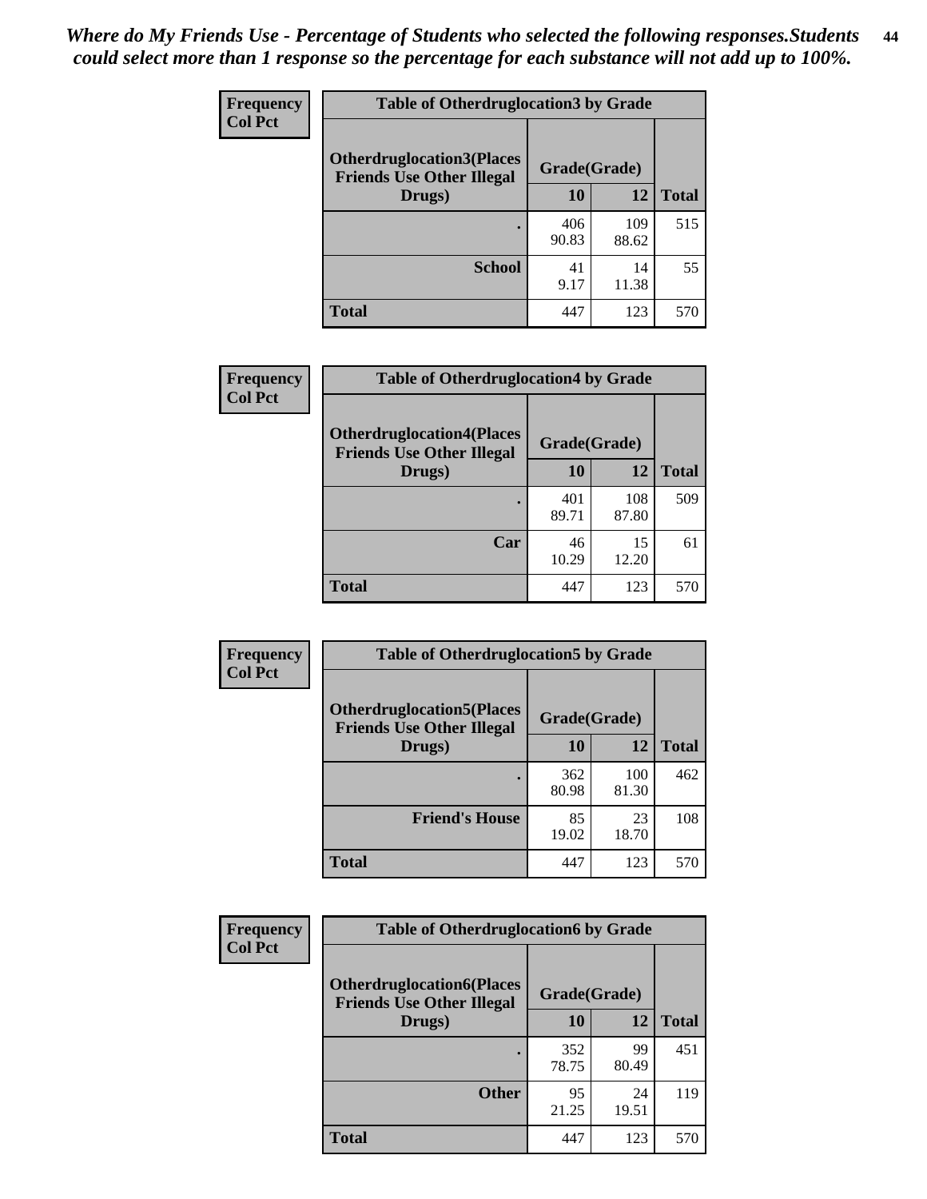*Where do My Friends Use - Percentage of Students who selected the following responses.Students could select more than 1 response so the percentage for each substance will not add up to 100%.*

| Frequency Col Pct | Table of Otherdruglocation3 by Grade | | |
|---|---|---|---|
| Otherdruglocation3(Places Friends Use Other Illegal Drugs) | Grade(Grade) | | |
| | 10 | 12 | Total |
| . | 406<br>90.83 | 109<br>88.62 | 515 |
| School | 41<br>9.17 | 14<br>11.38 | 55 |
| Total | 447 | 123 | 570 |

| Frequency Col Pct | Table of Otherdruglocation4 by Grade | | |
|---|---|---|---|
| Otherdruglocation4(Places Friends Use Other Illegal Drugs) | Grade(Grade) | | |
| | 10 | 12 | Total |
| . | 401<br>89.71 | 108<br>87.80 | 509 |
| Car | 46<br>10.29 | 15<br>12.20 | 61 |
| Total | 447 | 123 | 570 |

| Frequency Col Pct | Table of Otherdruglocation5 by Grade | | |
|---|---|---|---|
| Otherdruglocation5(Places Friends Use Other Illegal Drugs) | Grade(Grade) | | |
| | 10 | 12 | Total |
| . | 362<br>80.98 | 100<br>81.30 | 462 |
| Friend's House | 85<br>19.02 | 23<br>18.70 | 108 |
| Total | 447 | 123 | 570 |

| Frequency Col Pct | Table of Otherdruglocation6 by Grade | | |
|---|---|---|---|
| Otherdruglocation6(Places Friends Use Other Illegal Drugs) | Grade(Grade) | | |
| | 10 | 12 | Total |
| . | 352<br>78.75 | 99<br>80.49 | 451 |
| Other | 95<br>21.25 | 24<br>19.51 | 119 |
| Total | 447 | 123 | 570 |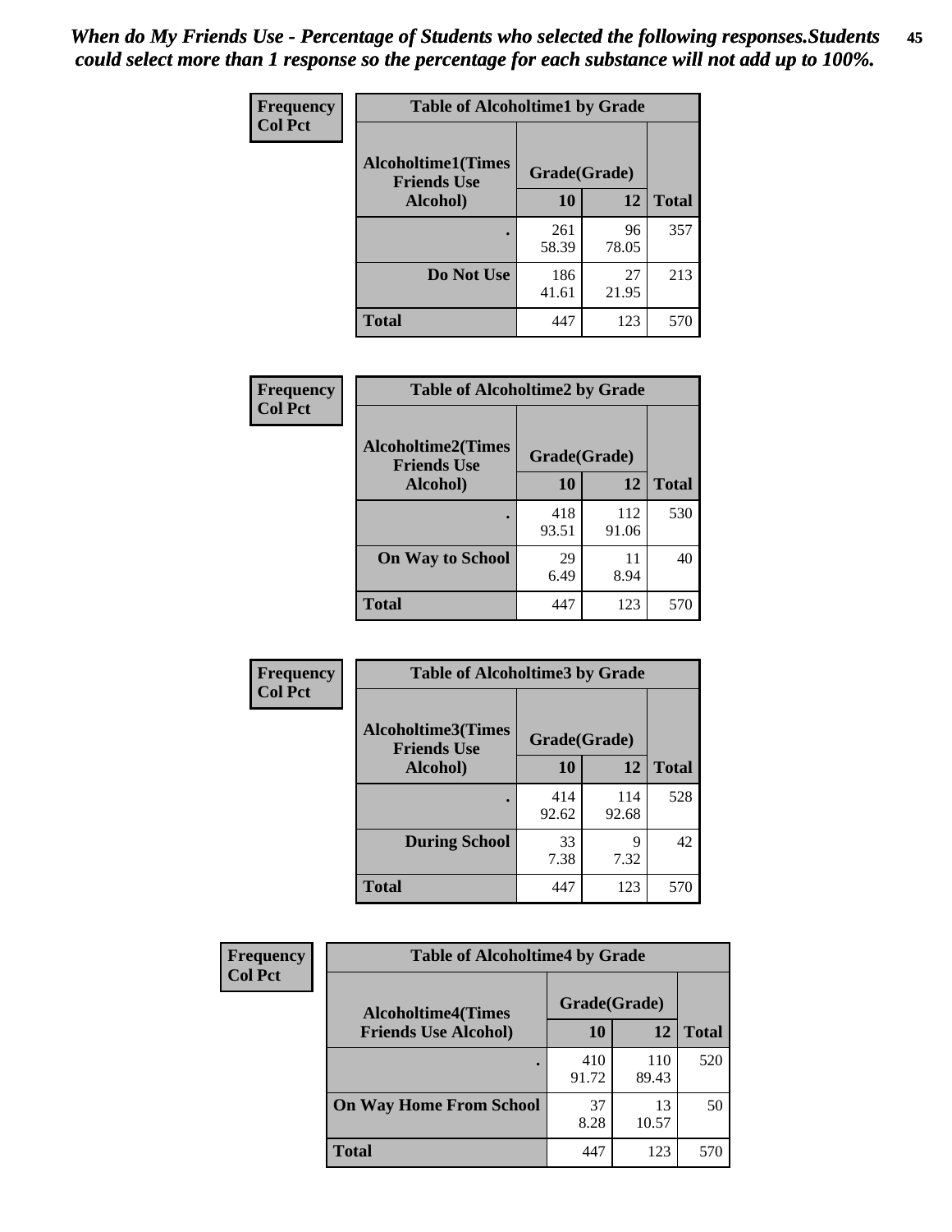*When do My Friends Use - Percentage of Students who selected the following responses.Students could select more than 1 response so the percentage for each substance will not add up to 100%.*

**Frequency**
**Col Pct**

| Table of Alcoholtime1 by Grade | | | |
|---|---|---|---|
| **Alcoholtime1(Times Friends Use Alcohol)** | **Grade(Grade)** | | |
| | **10** | **12** | **Total** |
| **.** | 261<br>58.39 | 96<br>78.05 | 357 |
| **Do Not Use** | 186<br>41.61 | 27<br>21.95 | 213 |
| **Total** | 447 | 123 | 570 |

**Frequency**
**Col Pct**

| Table of Alcoholtime2 by Grade | | | |
|---|---|---|---|
| **Alcoholtime2(Times Friends Use Alcohol)** | **Grade(Grade)** | | |
| | **10** | **12** | **Total** |
| **.** | 418<br>93.51 | 112<br>91.06 | 530 |
| **On Way to School** | 29<br>6.49 | 11<br>8.94 | 40 |
| **Total** | 447 | 123 | 570 |

**Frequency**
**Col Pct**

| Table of Alcoholtime3 by Grade | | | |
|---|---|---|---|
| **Alcoholtime3(Times Friends Use Alcohol)** | **Grade(Grade)** | | |
| | **10** | **12** | **Total** |
| **.** | 414<br>92.62 | 114<br>92.68 | 528 |
| **During School** | 33<br>7.38 | 9<br>7.32 | 42 |
| **Total** | 447 | 123 | 570 |

**Frequency**
**Col Pct**

| Table of Alcoholtime4 by Grade | | | |
|---|---|---|---|
| **Alcoholtime4(Times Friends Use Alcohol)** | **Grade(Grade)** | | |
| | **10** | **12** | **Total** |
| **.** | 410<br>91.72 | 110<br>89.43 | 520 |
| **On Way Home From School** | 37<br>8.28 | 13<br>10.57 | 50 |
| **Total** | 447 | 123 | 570 |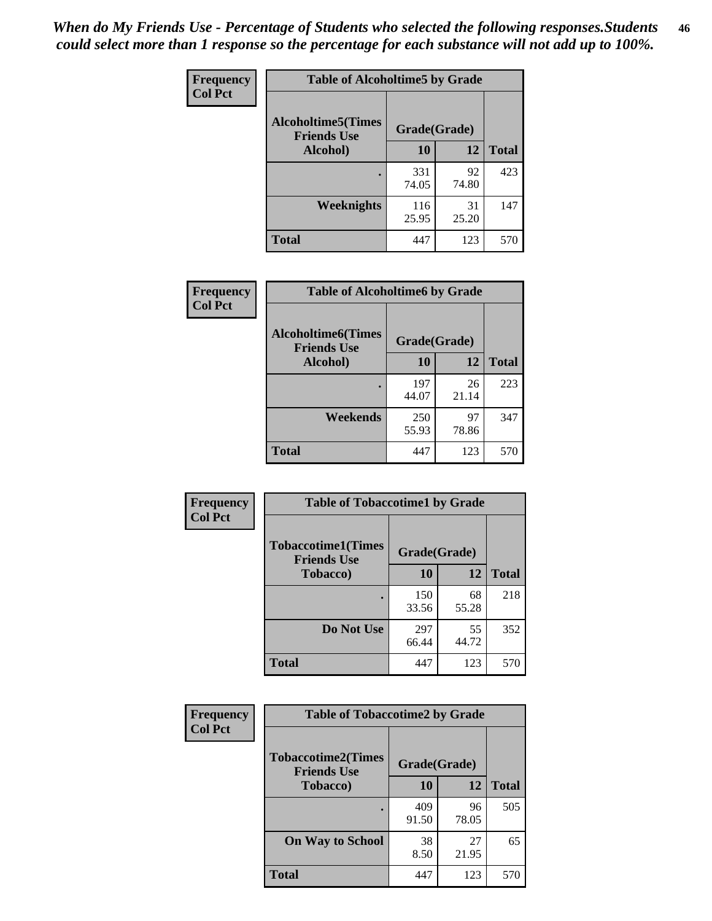*When do My Friends Use - Percentage of Students who selected the following responses.Students could select more than 1 response so the percentage for each substance will not add up to 100%.*

| Frequency<br>Col Pct | Table of Alcoholtime5 by Grade | | |
|---|---|---|---|
| Alcoholtime5(Times Friends Use Alcohol) | Grade(Grade) | | Total |
| | 10 | 12 | |
| . | 331<br>74.05 | 92<br>74.80 | 423 |
| Weeknights | 116<br>25.95 | 31<br>25.20 | 147 |
| Total | 447 | 123 | 570 |

| Frequency<br>Col Pct | Table of Alcoholtime6 by Grade | | |
|---|---|---|---|
| Alcoholtime6(Times Friends Use Alcohol) | Grade(Grade) | | Total |
| | 10 | 12 | |
| . | 197<br>44.07 | 26<br>21.14 | 223 |
| Weekends | 250<br>55.93 | 97<br>78.86 | 347 |
| Total | 447 | 123 | 570 |

| Frequency<br>Col Pct | Table of Tobaccotime1 by Grade | | |
|---|---|---|---|
| Tobaccotime1(Times Friends Use Tobacco) | Grade(Grade) | | Total |
| | 10 | 12 | |
| . | 150<br>33.56 | 68<br>55.28 | 218 |
| Do Not Use | 297<br>66.44 | 55<br>44.72 | 352 |
| Total | 447 | 123 | 570 |

| Frequency<br>Col Pct | Table of Tobaccotime2 by Grade | | |
|---|---|---|---|
| Tobaccotime2(Times Friends Use Tobacco) | Grade(Grade) | | Total |
| | 10 | 12 | |
| . | 409<br>91.50 | 96<br>78.05 | 505 |
| On Way to School | 38<br>8.50 | 27<br>21.95 | 65 |
| Total | 447 | 123 | 570 |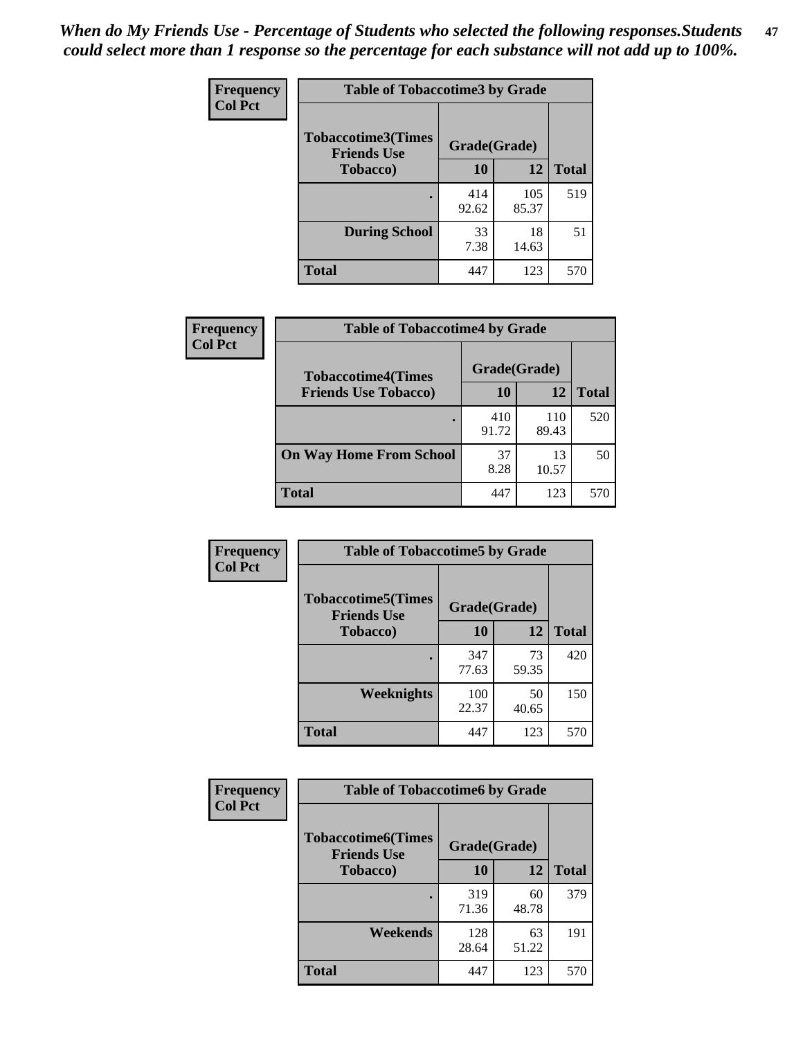*When do My Friends Use - Percentage of Students who selected the following responses.Students could select more than 1 response so the percentage for each substance will not add up to 100%.*

**Frequency**
**Col Pct**

| Table of Tobaccotime3 by Grade | | | |
|---|---|---|---|
| **Tobaccotime3(Times Friends Use Tobacco)** | **Grade(Grade)** | | **Total** |
| | **10** | **12** | |
| **.** | 414<br>92.62 | 105<br>85.37 | 519 |
| **During School** | 33<br>7.38 | 18<br>14.63 | 51 |
| **Total** | 447 | 123 | 570 |

**Frequency**
**Col Pct**

| Table of Tobaccotime4 by Grade | | | |
|---|---|---|---|
| **Tobaccotime4(Times Friends Use Tobacco)** | **Grade(Grade)** | | **Total** |
| | **10** | **12** | |
| **.** | 410<br>91.72 | 110<br>89.43 | 520 |
| **On Way Home From School** | 37<br>8.28 | 13<br>10.57 | 50 |
| **Total** | 447 | 123 | 570 |

**Frequency**
**Col Pct**

| Table of Tobaccotime5 by Grade | | | |
|---|---|---|---|
| **Tobaccotime5(Times Friends Use Tobacco)** | **Grade(Grade)** | | **Total** |
| | **10** | **12** | |
| **.** | 347<br>77.63 | 73<br>59.35 | 420 |
| **Weeknights** | 100<br>22.37 | 50<br>40.65 | 150 |
| **Total** | 447 | 123 | 570 |

**Frequency**
**Col Pct**

| Table of Tobaccotime6 by Grade | | | |
|---|---|---|---|
| **Tobaccotime6(Times Friends Use Tobacco)** | **Grade(Grade)** | | **Total** |
| | **10** | **12** | |
| **.** | 319<br>71.36 | 60<br>48.78 | 379 |
| **Weekends** | 128<br>28.64 | 63<br>51.22 | 191 |
| **Total** | 447 | 123 | 570 |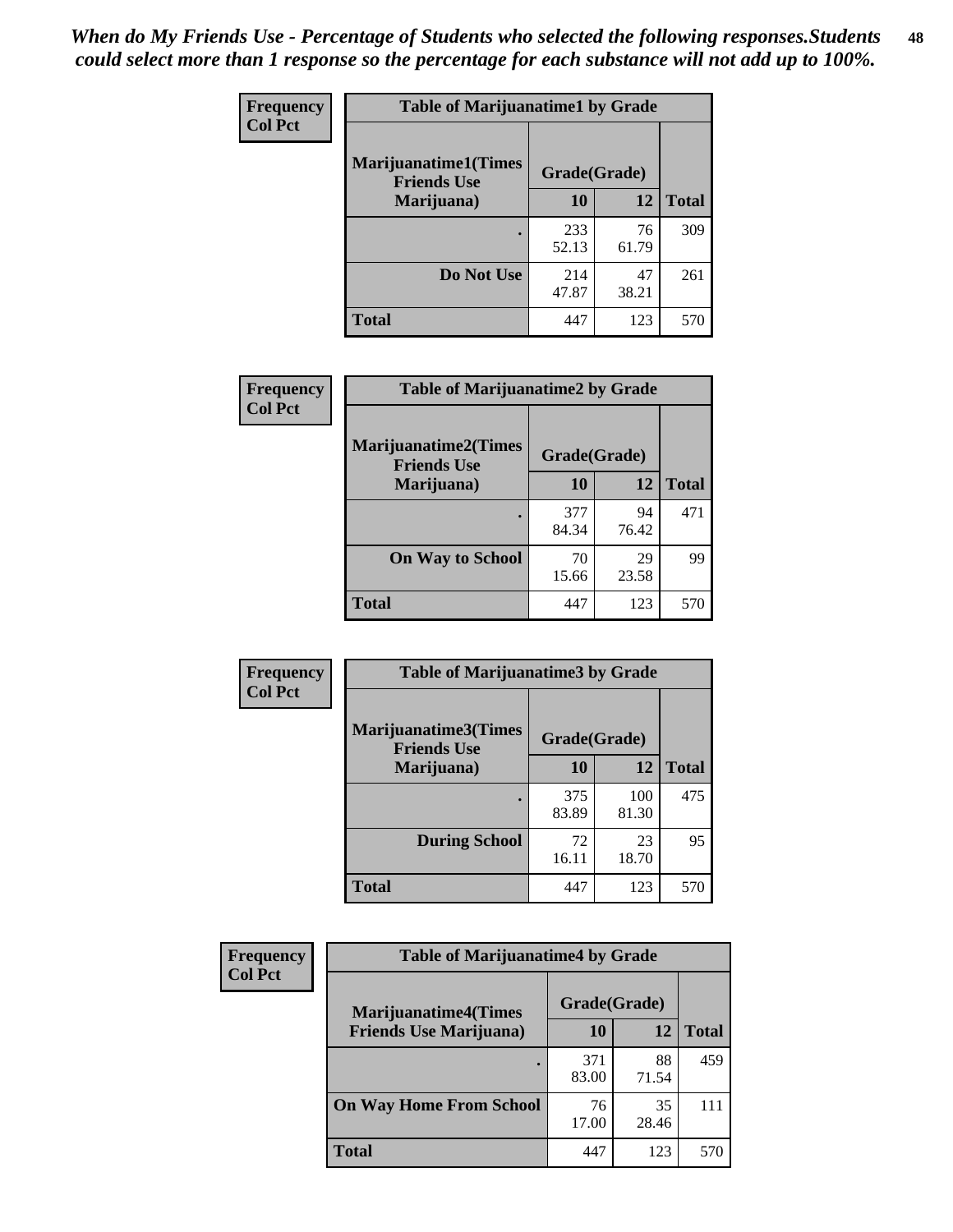*When do My Friends Use - Percentage of Students who selected the following responses.Students could select more than 1 response so the percentage for each substance will not add up to 100%.*

| Frequency Col Pct | Table of Marijuanatime1 by Grade | | |
|---|---|---|---|
| **Marijuanatime1(Times Friends Use Marijuana)** | **Grade(Grade)** | | |
| | **10** | **12** | **Total** |
| **.** | 233<br>52.13 | 76<br>61.79 | 309 |
| **Do Not Use** | 214<br>47.87 | 47<br>38.21 | 261 |
| **Total** | 447 | 123 | 570 |

| Frequency Col Pct | Table of Marijuanatime2 by Grade | | |
|---|---|---|---|
| **Marijuanatime2(Times Friends Use Marijuana)** | **Grade(Grade)** | | |
| | **10** | **12** | **Total** |
| **.** | 377<br>84.34 | 94<br>76.42 | 471 |
| **On Way to School** | 70<br>15.66 | 29<br>23.58 | 99 |
| **Total** | 447 | 123 | 570 |

| Frequency Col Pct | Table of Marijuanatime3 by Grade | | |
|---|---|---|---|
| **Marijuanatime3(Times Friends Use Marijuana)** | **Grade(Grade)** | | |
| | **10** | **12** | **Total** |
| **.** | 375<br>83.89 | 100<br>81.30 | 475 |
| **During School** | 72<br>16.11 | 23<br>18.70 | 95 |
| **Total** | 447 | 123 | 570 |

| Frequency Col Pct | Table of Marijuanatime4 by Grade | | |
|---|---|---|---|
| **Marijuanatime4(Times Friends Use Marijuana)** | **Grade(Grade)** | | |
| | **10** | **12** | **Total** |
| **.** | 371<br>83.00 | 88<br>71.54 | 459 |
| **On Way Home From School** | 76<br>17.00 | 35<br>28.46 | 111 |
| **Total** | 447 | 123 | 570 |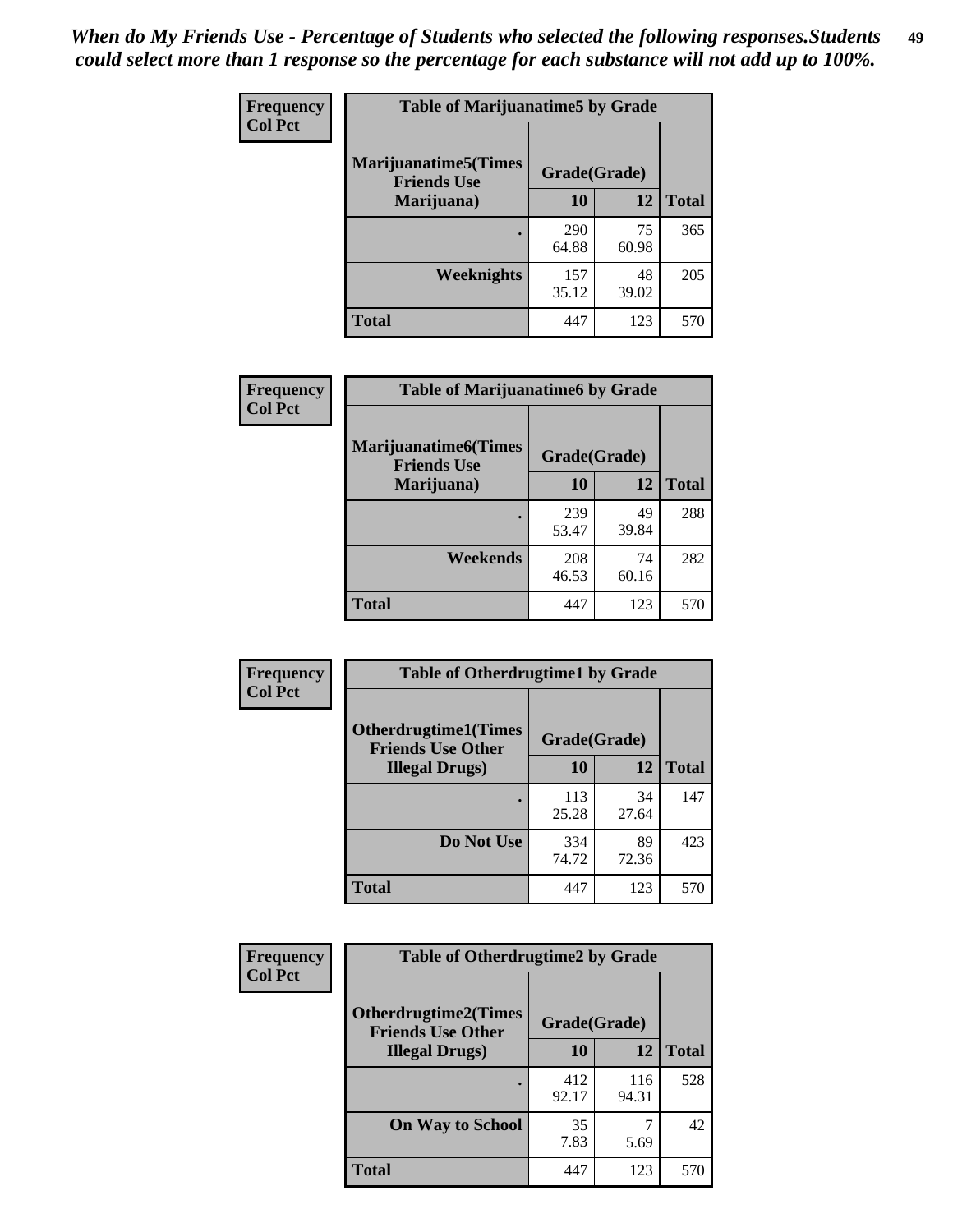*When do My Friends Use - Percentage of Students who selected the following responses.Students could select more than 1 response so the percentage for each substance will not add up to 100%.*

| Frequency<br>Col Pct | Table of Marijuanatime5 by Grade | | |
|---|---|---|---|
| Marijuanatime5(Times Friends Use Marijuana) | Grade(Grade) | | |
| | 10 | 12 | Total |
| . | 290<br>64.88 | 75<br>60.98 | 365 |
| Weeknights | 157<br>35.12 | 48<br>39.02 | 205 |
| Total | 447 | 123 | 570 |

| Frequency<br>Col Pct | Table of Marijuanatime6 by Grade | | |
|---|---|---|---|
| Marijuanatime6(Times Friends Use Marijuana) | Grade(Grade) | | |
| | 10 | 12 | Total |
| . | 239<br>53.47 | 49<br>39.84 | 288 |
| Weekends | 208<br>46.53 | 74<br>60.16 | 282 |
| Total | 447 | 123 | 570 |

| Frequency<br>Col Pct | Table of Otherdrugtime1 by Grade | | |
|---|---|---|---|
| Otherdrugtime1(Times Friends Use Other Illegal Drugs) | Grade(Grade) | | |
| | 10 | 12 | Total |
| . | 113<br>25.28 | 34<br>27.64 | 147 |
| Do Not Use | 334<br>74.72 | 89<br>72.36 | 423 |
| Total | 447 | 123 | 570 |

| Frequency<br>Col Pct | Table of Otherdrugtime2 by Grade | | |
|---|---|---|---|
| Otherdrugtime2(Times Friends Use Other Illegal Drugs) | Grade(Grade) | | |
| | 10 | 12 | Total |
| . | 412<br>92.17 | 116<br>94.31 | 528 |
| On Way to School | 35<br>7.83 | 7<br>5.69 | 42 |
| Total | 447 | 123 | 570 |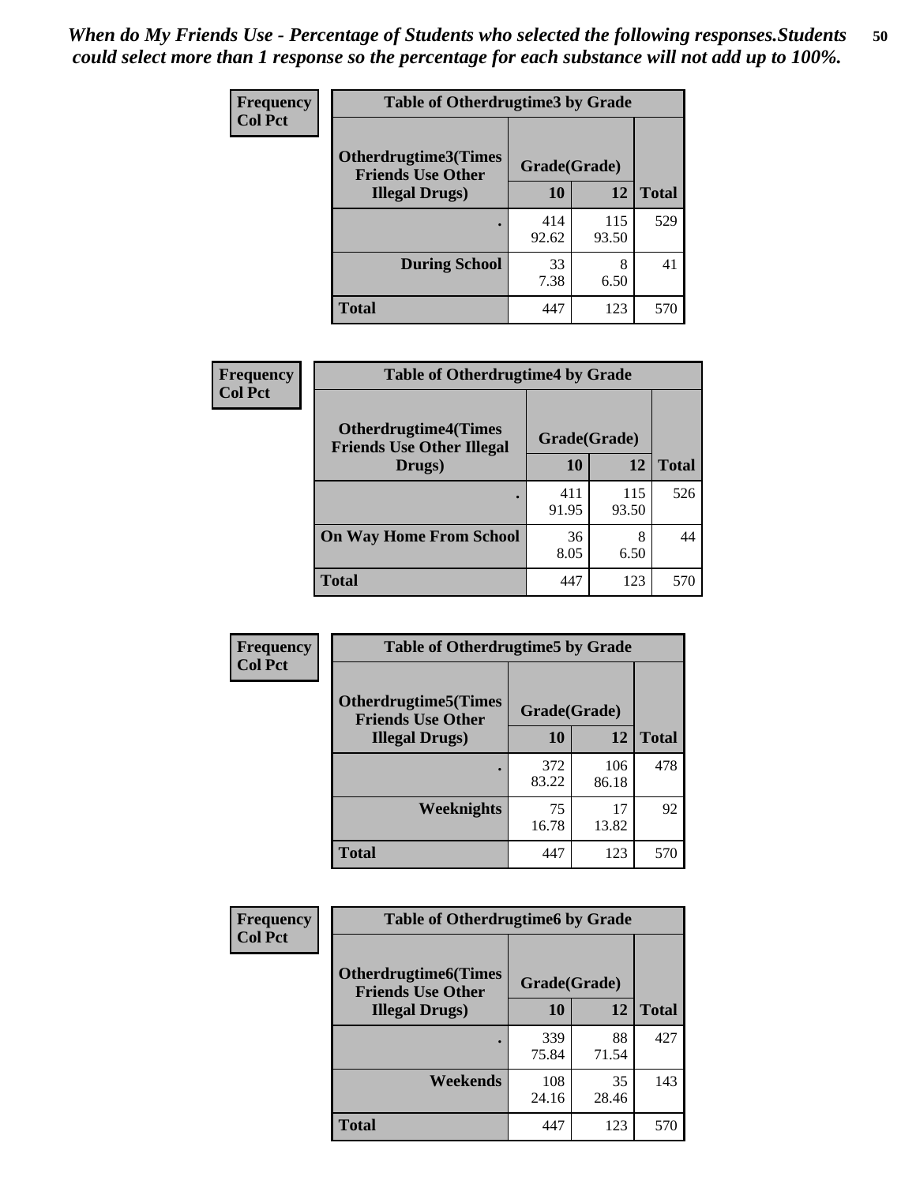*When do My Friends Use - Percentage of Students who selected the following responses.Students could select more than 1 response so the percentage for each substance will not add up to 100%.*

**Frequency**
**Col Pct**

| Table of Otherdrugtime3 by Grade | | | |
|---|---|---|---|
| **Otherdrugtime3(Times Friends Use Other Illegal Drugs)** | **Grade(Grade)** | | **Total** |
| | **10** | **12** | |
| . | 414<br>92.62 | 115<br>93.50 | 529 |
| **During School** | 33<br>7.38 | 8<br>6.50 | 41 |
| **Total** | 447 | 123 | 570 |

**Frequency**
**Col Pct**

| Table of Otherdrugtime4 by Grade | | | |
|---|---|---|---|
| **Otherdrugtime4(Times Friends Use Other Illegal Drugs)** | **Grade(Grade)** | | **Total** |
| | **10** | **12** | |
| . | 411<br>91.95 | 115<br>93.50 | 526 |
| **On Way Home From School** | 36<br>8.05 | 8<br>6.50 | 44 |
| **Total** | 447 | 123 | 570 |

**Frequency**
**Col Pct**

| Table of Otherdrugtime5 by Grade | | | |
|---|---|---|---|
| **Otherdrugtime5(Times Friends Use Other Illegal Drugs)** | **Grade(Grade)** | | **Total** |
| | **10** | **12** | |
| . | 372<br>83.22 | 106<br>86.18 | 478 |
| **Weeknights** | 75<br>16.78 | 17<br>13.82 | 92 |
| **Total** | 447 | 123 | 570 |

**Frequency**
**Col Pct**

| Table of Otherdrugtime6 by Grade | | | |
|---|---|---|---|
| **Otherdrugtime6(Times Friends Use Other Illegal Drugs)** | **Grade(Grade)** | | **Total** |
| | **10** | **12** | |
| . | 339<br>75.84 | 88<br>71.54 | 427 |
| **Weekends** | 108<br>24.16 | 35<br>28.46 | 143 |
| **Total** | 447 | 123 | 570 |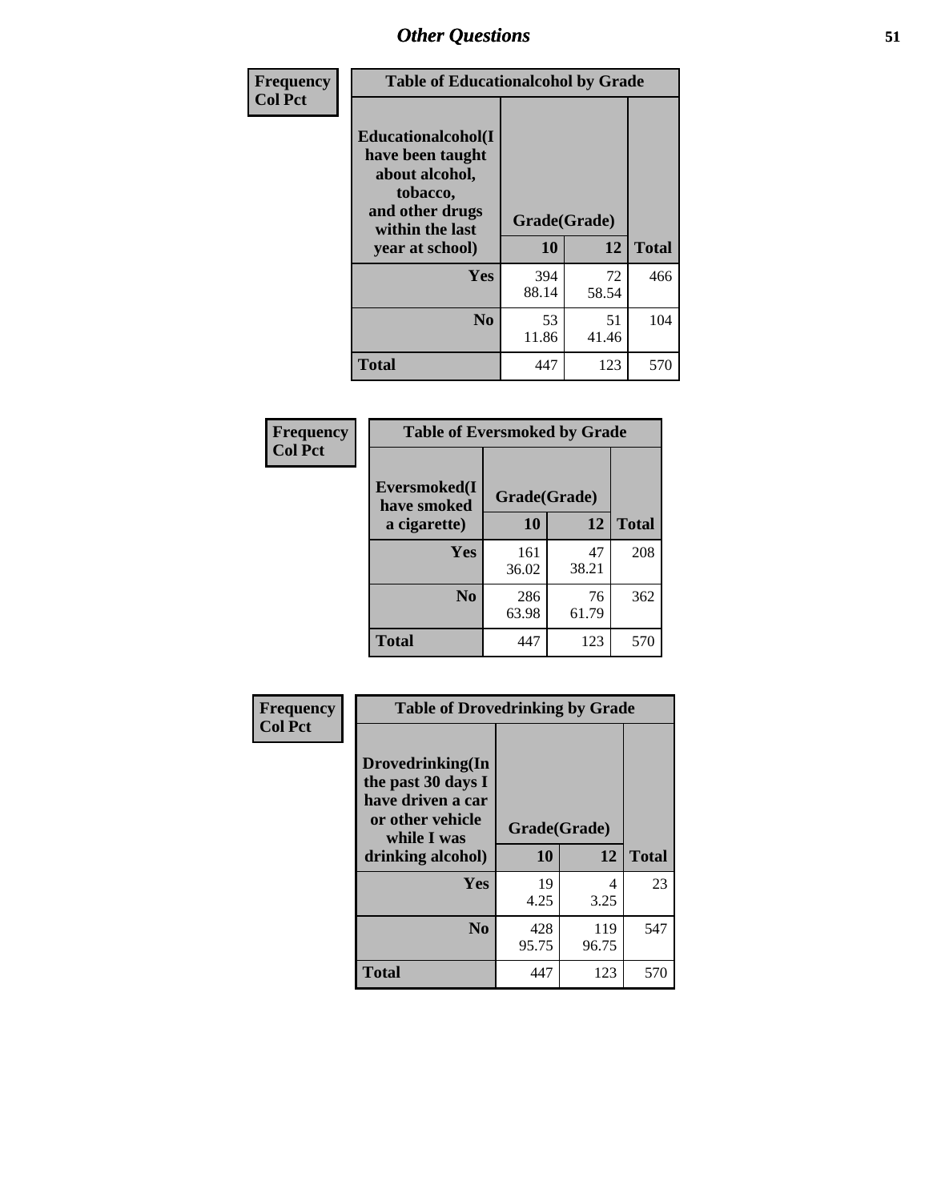| Frequency<br>Col Pct |
|---|

**Table of Educationalcohol by Grade**

| Educationalcohol(I have been taught about alcohol, tobacco, and other drugs within the last year at school) | Grade(Grade) | | |
|---|---|---|---|
| | 10 | 12 | Total |
| Yes | 394<br>88.14 | 72<br>58.54 | 466 |
| No | 53<br>11.86 | 51<br>41.46 | 104 |
| Total | 447 | 123 | 570 |

| Frequency<br>Col Pct |
|---|

**Table of Eversmoked by Grade**

| Eversmoked(I have smoked a cigarette) | Grade(Grade) | | |
|---|---|---|---|
| | 10 | 12 | Total |
| Yes | 161<br>36.02 | 47<br>38.21 | 208 |
| No | 286<br>63.98 | 76<br>61.79 | 362 |
| Total | 447 | 123 | 570 |

| Frequency<br>Col Pct |
|---|

**Table of Drovedrinking by Grade**

| Drovedrinking(In the past 30 days I have driven a car or other vehicle while I was drinking alcohol) | Grade(Grade) | | |
|---|---|---|---|
| | 10 | 12 | Total |
| Yes | 19<br>4.25 | 4<br>3.25 | 23 |
| No | 428<br>95.75 | 119<br>96.75 | 547 |
| Total | 447 | 123 | 570 |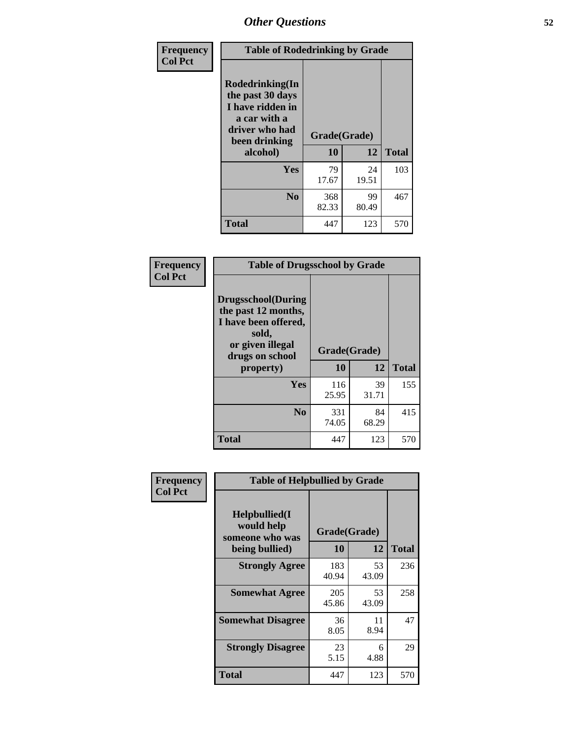## Other Questions

**Frequency**
**Col Pct**

| Table of Rodedrinking by Grade | | | |
|---|---|---|---|
| **Rodedrinking(In the past 30 days I have ridden in a car with a driver who had been drinking alcohol)** | **Grade(Grade)** | | |
| | **10** | **12** | **Total** |
| **Yes** | 79<br>17.67 | 24<br>19.51 | 103 |
| **No** | 368<br>82.33 | 99<br>80.49 | 467 |
| **Total** | 447 | 123 | 570 |

**Frequency**
**Col Pct**

| Table of Drugsschool by Grade | | | |
|---|---|---|---|
| **Drugsschool(During the past 12 months, I have been offered, sold, or given illegal drugs on school property)** | **Grade(Grade)** | | |
| | **10** | **12** | **Total** |
| **Yes** | 116<br>25.95 | 39<br>31.71 | 155 |
| **No** | 331<br>74.05 | 84<br>68.29 | 415 |
| **Total** | 447 | 123 | 570 |

**Frequency**
**Col Pct**

| Table of Helpbullied by Grade | | | |
|---|---|---|---|
| **Helpbullied(I would help someone who was being bullied)** | **Grade(Grade)** | | |
| | **10** | **12** | **Total** |
| **Strongly Agree** | 183<br>40.94 | 53<br>43.09 | 236 |
| **Somewhat Agree** | 205<br>45.86 | 53<br>43.09 | 258 |
| **Somewhat Disagree** | 36<br>8.05 | 11<br>8.94 | 47 |
| **Strongly Disagree** | 23<br>5.15 | 6<br>4.88 | 29 |
| **Total** | 447 | 123 | 570 |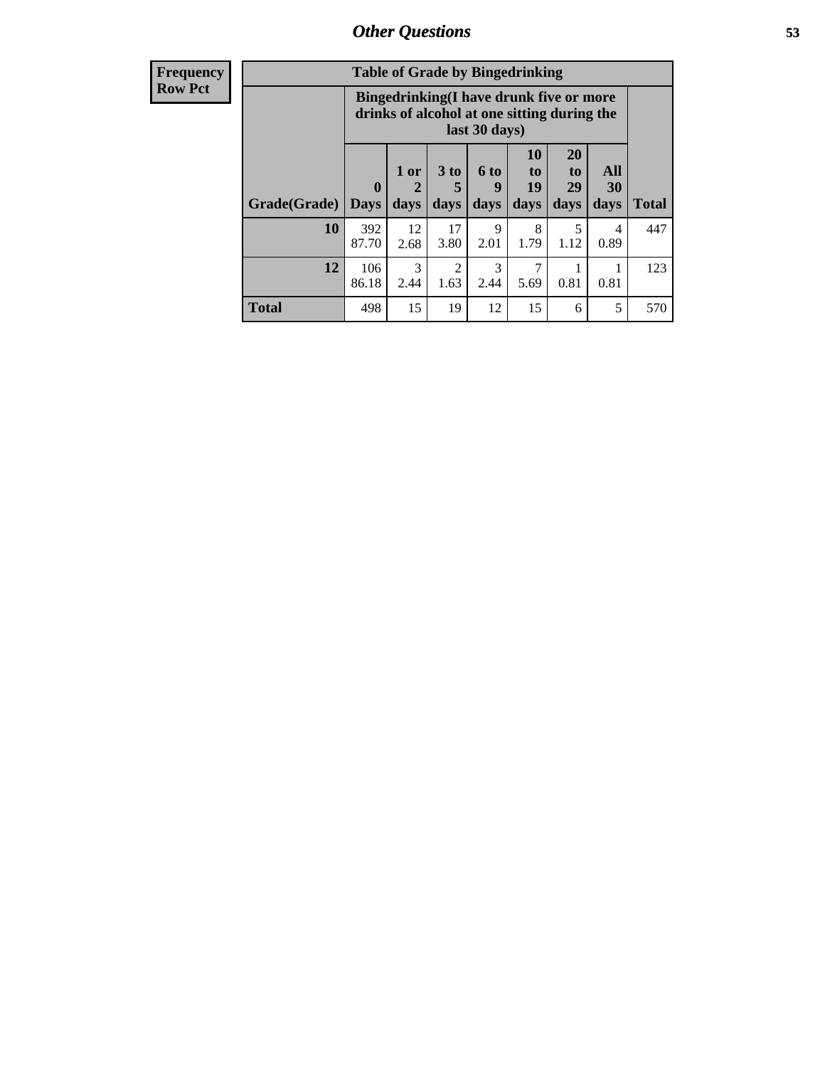## Other Questions

**Frequency**
**Row Pct**

**Table of Grade by Bingedrinking**

| Grade(Grade) | Bingedrinking(I have drunk five or more drinks of alcohol at one sitting during the last 30 days) | | | | | | | Total |
|---|---|---|---|---|---|---|---|---|
| | 0 Days | 1 or 2 days | 3 to 5 days | 6 to 9 days | 10 to 19 days | 20 to 29 days | All 30 days | |
| **10** | 392<br>87.70 | 12<br>2.68 | 17<br>3.80 | 9<br>2.01 | 8<br>1.79 | 5<br>1.12 | 4<br>0.89 | 447 |
| **12** | 106<br>86.18 | 3<br>2.44 | 2<br>1.63 | 3<br>2.44 | 7<br>5.69 | 1<br>0.81 | 1<br>0.81 | 123 |
| **Total** | 498 | 15 | 19 | 12 | 15 | 6 | 5 | 570 |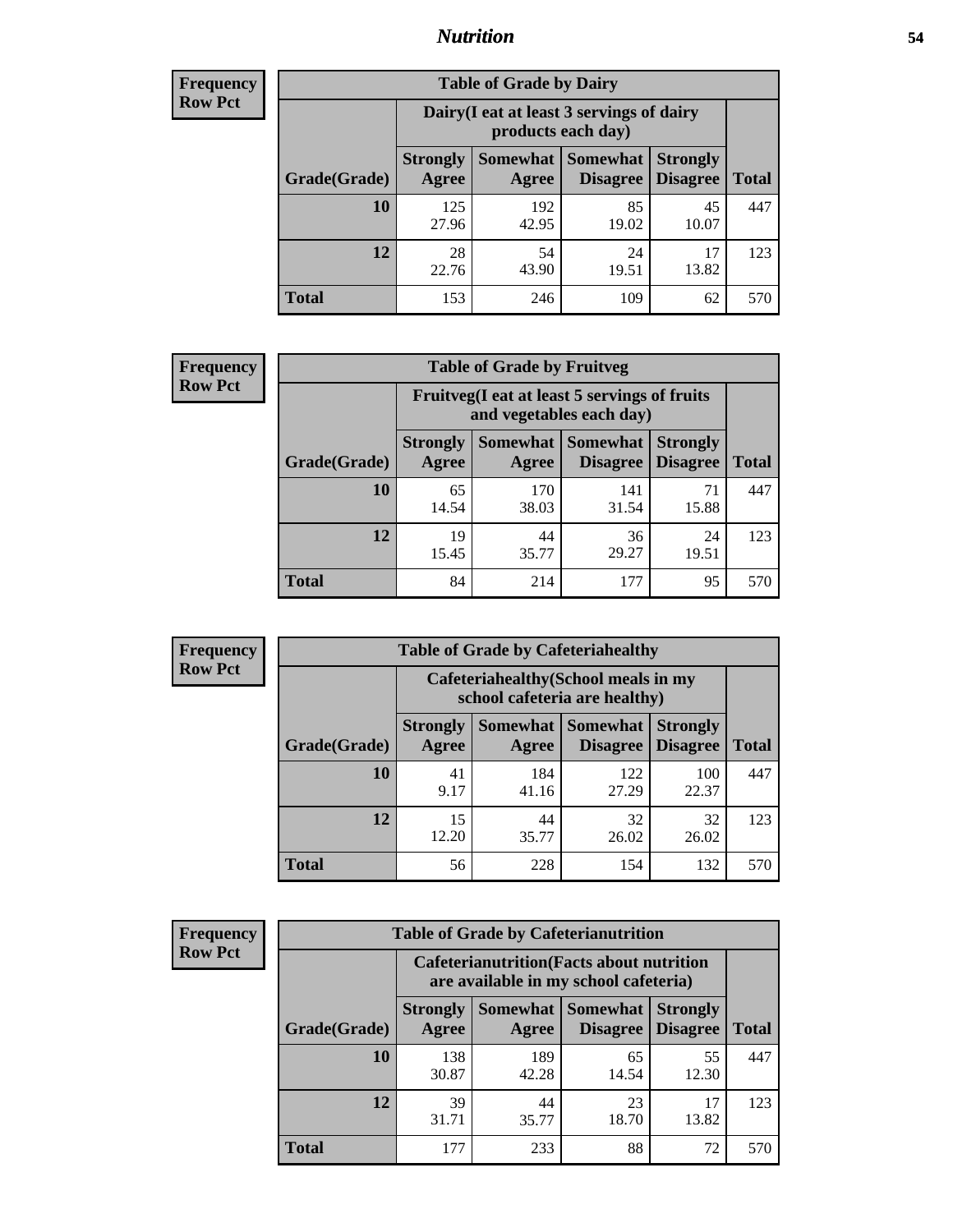## Nutrition

**Frequency**
**Row Pct**

| Table of Grade by Dairy | | | | | |
|---|---|---|---|---|---|
| | Dairy(I eat at least 3 servings of dairy products each day) | | | | |
| Grade(Grade) | Strongly Agree | Somewhat Agree | Somewhat Disagree | Strongly Disagree | Total |
| 10 | 125<br>27.96 | 192<br>42.95 | 85<br>19.02 | 45<br>10.07 | 447 |
| 12 | 28<br>22.76 | 54<br>43.90 | 24<br>19.51 | 17<br>13.82 | 123 |
| Total | 153 | 246 | 109 | 62 | 570 |

**Frequency**
**Row Pct**

| Table of Grade by Fruitveg | | | | | |
|---|---|---|---|---|---|
| | Fruitveg(I eat at least 5 servings of fruits and vegetables each day) | | | | |
| Grade(Grade) | Strongly Agree | Somewhat Agree | Somewhat Disagree | Strongly Disagree | Total |
| 10 | 65<br>14.54 | 170<br>38.03 | 141<br>31.54 | 71<br>15.88 | 447 |
| 12 | 19<br>15.45 | 44<br>35.77 | 36<br>29.27 | 24<br>19.51 | 123 |
| Total | 84 | 214 | 177 | 95 | 570 |

**Frequency**
**Row Pct**

| Table of Grade by Cafeteriahealthy | | | | | |
|---|---|---|---|---|---|
| | Cafeteriahealthy(School meals in my school cafeteria are healthy) | | | | |
| Grade(Grade) | Strongly Agree | Somewhat Agree | Somewhat Disagree | Strongly Disagree | Total |
| 10 | 41<br>9.17 | 184<br>41.16 | 122<br>27.29 | 100<br>22.37 | 447 |
| 12 | 15<br>12.20 | 44<br>35.77 | 32<br>26.02 | 32<br>26.02 | 123 |
| Total | 56 | 228 | 154 | 132 | 570 |

**Frequency**
**Row Pct**

| Table of Grade by Cafeterianutrition | | | | | |
|---|---|---|---|---|---|
| | Cafeterianutrition(Facts about nutrition are available in my school cafeteria) | | | | |
| Grade(Grade) | Strongly Agree | Somewhat Agree | Somewhat Disagree | Strongly Disagree | Total |
| 10 | 138<br>30.87 | 189<br>42.28 | 65<br>14.54 | 55<br>12.30 | 447 |
| 12 | 39<br>31.71 | 44<br>35.77 | 23<br>18.70 | 17<br>13.82 | 123 |
| Total | 177 | 233 | 88 | 72 | 570 |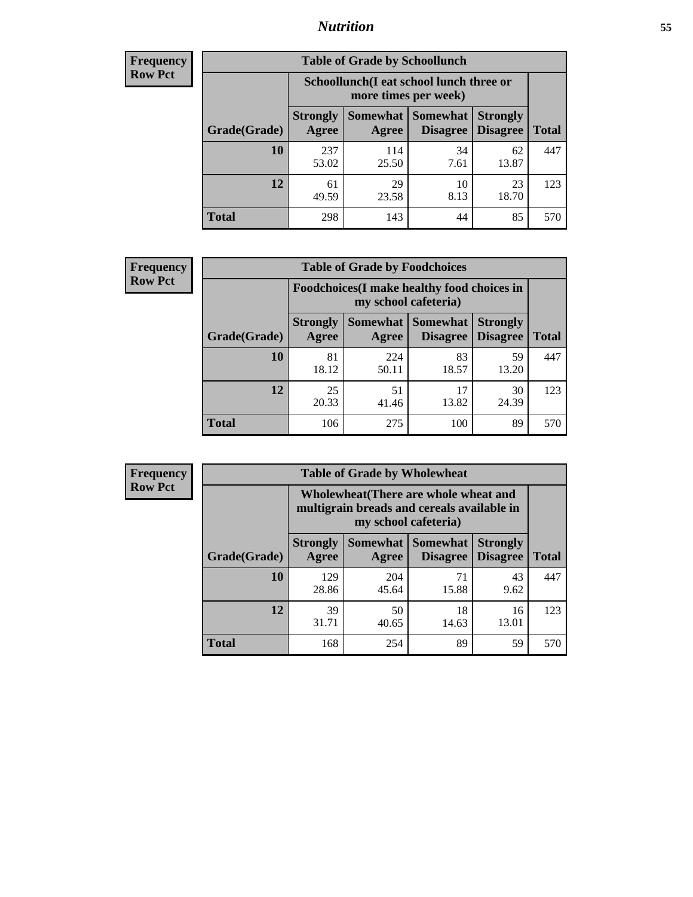## Nutrition

**Frequency**
**Row Pct**

**Table of Grade by Schoollunch**

| Grade(Grade) | Schoollunch(I eat school lunch three or more times per week) | | | | Total |
|---|---|---|---|---|---|
| | Strongly Agree | Somewhat Agree | Somewhat Disagree | Strongly Disagree | |
| 10 | 237<br>53.02 | 114<br>25.50 | 34<br>7.61 | 62<br>13.87 | 447 |
| 12 | 61<br>49.59 | 29<br>23.58 | 10<br>8.13 | 23<br>18.70 | 123 |
| Total | 298 | 143 | 44 | 85 | 570 |

**Frequency**
**Row Pct**

**Table of Grade by Foodchoices**

| Grade(Grade) | Foodchoices(I make healthy food choices in my school cafeteria) | | | | Total |
|---|---|---|---|---|---|
| | Strongly Agree | Somewhat Agree | Somewhat Disagree | Strongly Disagree | |
| 10 | 81<br>18.12 | 224<br>50.11 | 83<br>18.57 | 59<br>13.20 | 447 |
| 12 | 25<br>20.33 | 51<br>41.46 | 17<br>13.82 | 30<br>24.39 | 123 |
| Total | 106 | 275 | 100 | 89 | 570 |

**Frequency**
**Row Pct**

**Table of Grade by Wholewheat**

| Grade(Grade) | Wholewheat(There are whole wheat and multigrain breads and cereals available in my school cafeteria) | | | | Total |
|---|---|---|---|---|---|
| | Strongly Agree | Somewhat Agree | Somewhat Disagree | Strongly Disagree | |
| 10 | 129<br>28.86 | 204<br>45.64 | 71<br>15.88 | 43<br>9.62 | 447 |
| 12 | 39<br>31.71 | 50<br>40.65 | 18<br>14.63 | 16<br>13.01 | 123 |
| Total | 168 | 254 | 89 | 59 | 570 |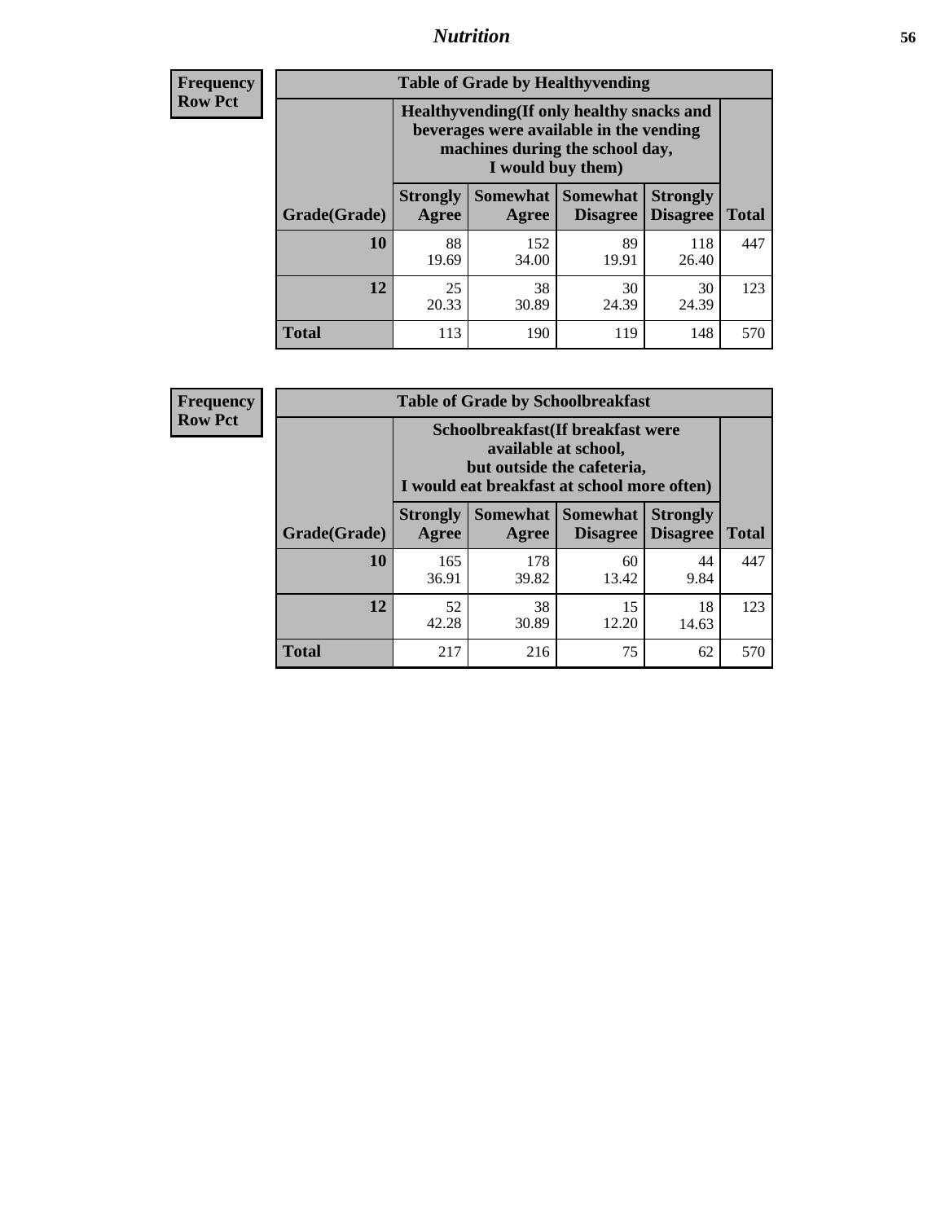| Frequency Row Pct |
|---|

**Table of Grade by Healthyvending**

| Grade(Grade) | Healthyvending(If only healthy snacks and beverages were available in the vending machines during the school day, I would buy them) | | | | Total |
|---|---|---|---|---|---|
| | Strongly Agree | Somewhat Agree | Somewhat Disagree | Strongly Disagree | |
| **10** | 88<br>19.69 | 152<br>34.00 | 89<br>19.91 | 118<br>26.40 | 447 |
| **12** | 25<br>20.33 | 38<br>30.89 | 30<br>24.39 | 30<br>24.39 | 123 |
| **Total** | 113 | 190 | 119 | 148 | 570 |

| Frequency Row Pct |
|---|

**Table of Grade by Schoolbreakfast**

| Grade(Grade) | Schoolbreakfast(If breakfast were available at school, but outside the cafeteria, I would eat breakfast at school more often) | | | | Total |
|---|---|---|---|---|---|
| | Strongly Agree | Somewhat Agree | Somewhat Disagree | Strongly Disagree | |
| **10** | 165<br>36.91 | 178<br>39.82 | 60<br>13.42 | 44<br>9.84 | 447 |
| **12** | 52<br>42.28 | 38<br>30.89 | 15<br>12.20 | 18<br>14.63 | 123 |
| **Total** | 217 | 216 | 75 | 62 | 570 |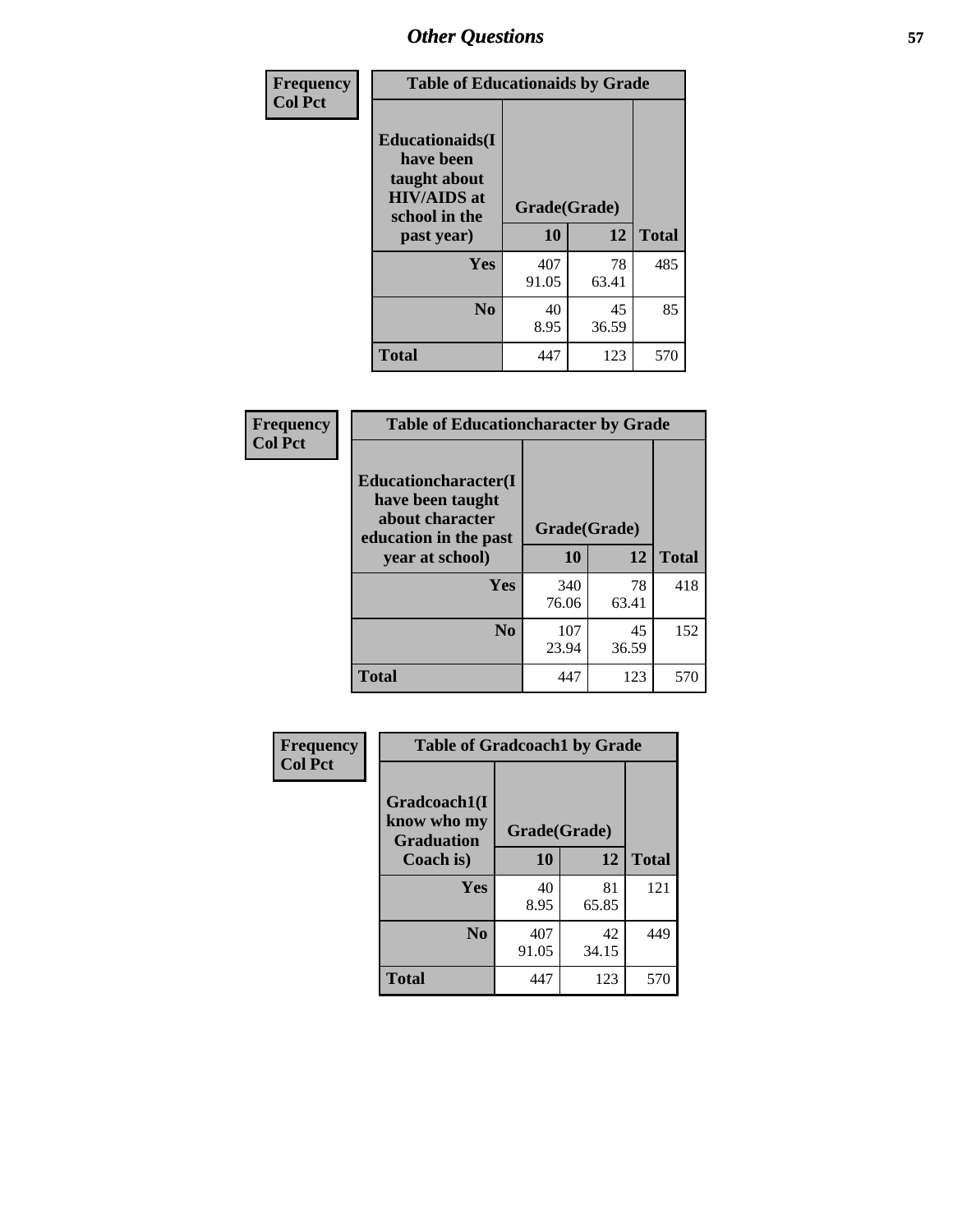# Other Questions

| Frequency<br>Col Pct |
|---|

**Table of Educationaids by Grade**

| Educationaids(I have been taught about HIV/AIDS at school in the past year) | Grade(Grade) | | Total |
|---|---|---|---|
| | 10 | 12 | |
| Yes | 407<br>91.05 | 78<br>63.41 | 485 |
| No | 40<br>8.95 | 45<br>36.59 | 85 |
| Total | 447 | 123 | 570 |

| Frequency<br>Col Pct |
|---|

**Table of Educationcharacter by Grade**

| Educationcharacter(I have been taught about character education in the past year at school) | Grade(Grade) | | Total |
|---|---|---|---|
| | 10 | 12 | |
| Yes | 340<br>76.06 | 78<br>63.41 | 418 |
| No | 107<br>23.94 | 45<br>36.59 | 152 |
| Total | 447 | 123 | 570 |

| Frequency<br>Col Pct |
|---|

**Table of Gradcoach1 by Grade**

| Gradcoach1(I know who my Graduation Coach is) | Grade(Grade) | | Total |
|---|---|---|---|
| | 10 | 12 | |
| Yes | 40<br>8.95 | 81<br>65.85 | 121 |
| No | 407<br>91.05 | 42<br>34.15 | 449 |
| Total | 447 | 123 | 570 |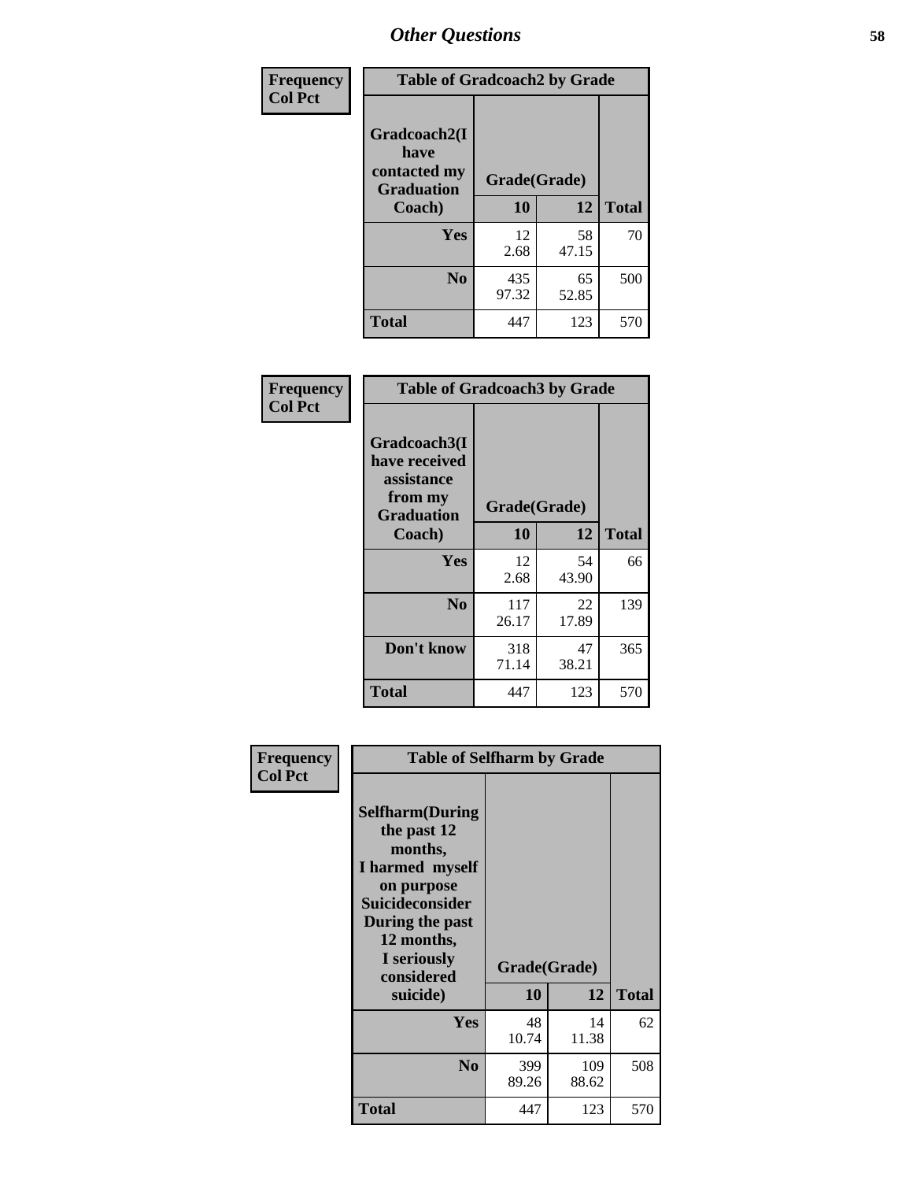# Other Questions

**Frequency**
**Col Pct**

| Table of Gradcoach2 by Grade | | | |
|---|---|---|---|
| Gradcoach2(I have contacted my Graduation Coach) | Grade(Grade) | | |
| | 10 | 12 | Total |
| Yes | 12<br>2.68 | 58<br>47.15 | 70 |
| No | 435<br>97.32 | 65<br>52.85 | 500 |
| Total | 447 | 123 | 570 |

**Frequency**
**Col Pct**

| Table of Gradcoach3 by Grade | | | |
|---|---|---|---|
| Gradcoach3(I have received assistance from my Graduation Coach) | Grade(Grade) | | |
| | 10 | 12 | Total |
| Yes | 12<br>2.68 | 54<br>43.90 | 66 |
| No | 117<br>26.17 | 22<br>17.89 | 139 |
| Don't know | 318<br>71.14 | 47<br>38.21 | 365 |
| Total | 447 | 123 | 570 |

**Frequency**
**Col Pct**

| Table of Selfharm by Grade | | | |
|---|---|---|---|
| Selfharm(During the past 12 months, I harmed myself on purpose Suicideconsider During the past 12 months, I seriously considered suicide) | Grade(Grade) | | |
| | 10 | 12 | Total |
| Yes | 48<br>10.74 | 14<br>11.38 | 62 |
| No | 399<br>89.26 | 109<br>88.62 | 508 |
| Total | 447 | 123 | 570 |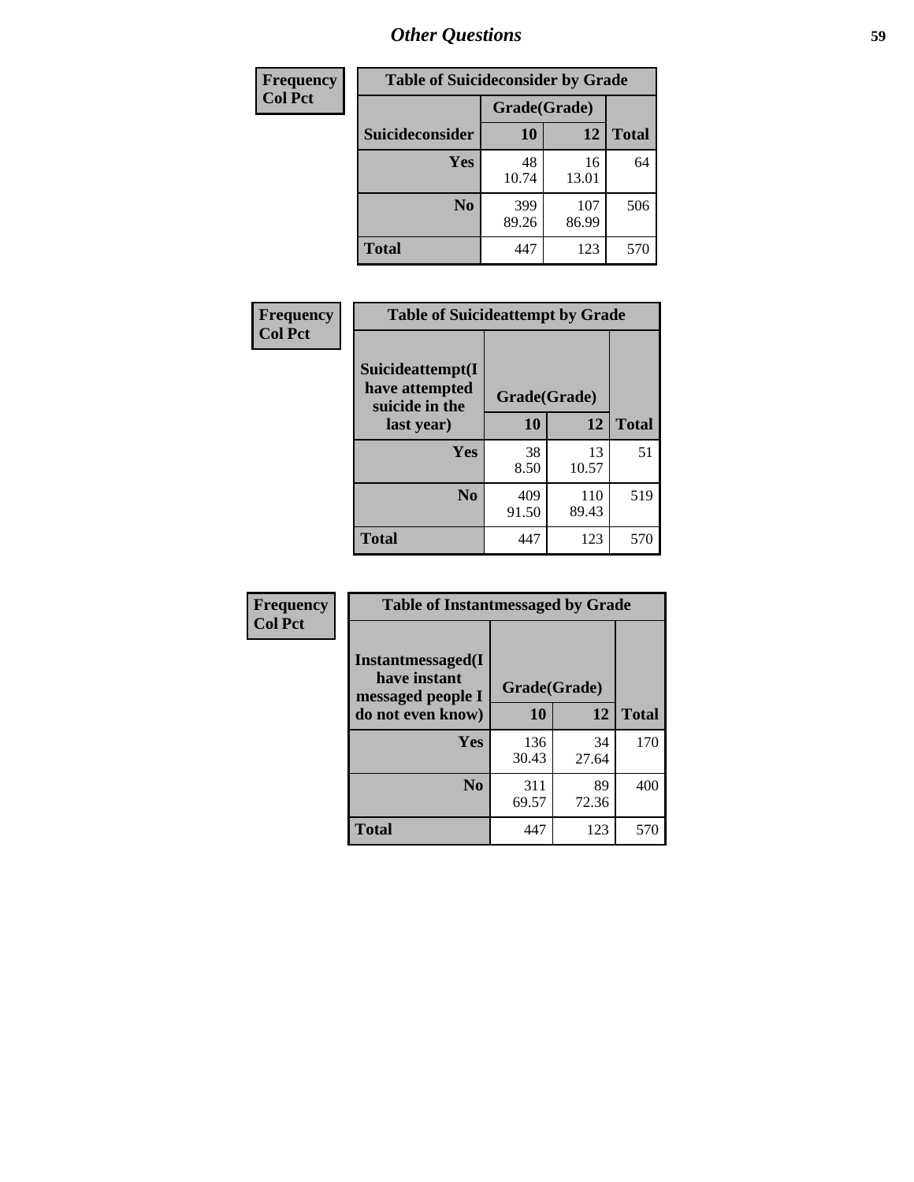## Other Questions

| Frequency<br>Col Pct |
|---|

**Table of Suicideconsider by Grade**

| Suicideconsider | Grade(Grade) 10 | 12 | Total |
|---|---|---|---|
| Yes | 48<br>10.74 | 16<br>13.01 | 64 |
| No | 399<br>89.26 | 107<br>86.99 | 506 |
| Total | 447 | 123 | 570 |

| Frequency<br>Col Pct |
|---|

**Table of Suicideattempt by Grade**

| Suicideattempt(I have attempted suicide in the last year) | Grade(Grade) 10 | 12 | Total |
|---|---|---|---|
| Yes | 38<br>8.50 | 13<br>10.57 | 51 |
| No | 409<br>91.50 | 110<br>89.43 | 519 |
| Total | 447 | 123 | 570 |

| Frequency<br>Col Pct |
|---|

**Table of Instantmessaged by Grade**

| Instantmessaged(I have instant messaged people I do not even know) | Grade(Grade) 10 | 12 | Total |
|---|---|---|---|
| Yes | 136<br>30.43 | 34<br>27.64 | 170 |
| No | 311<br>69.57 | 89<br>72.36 | 400 |
| Total | 447 | 123 | 570 |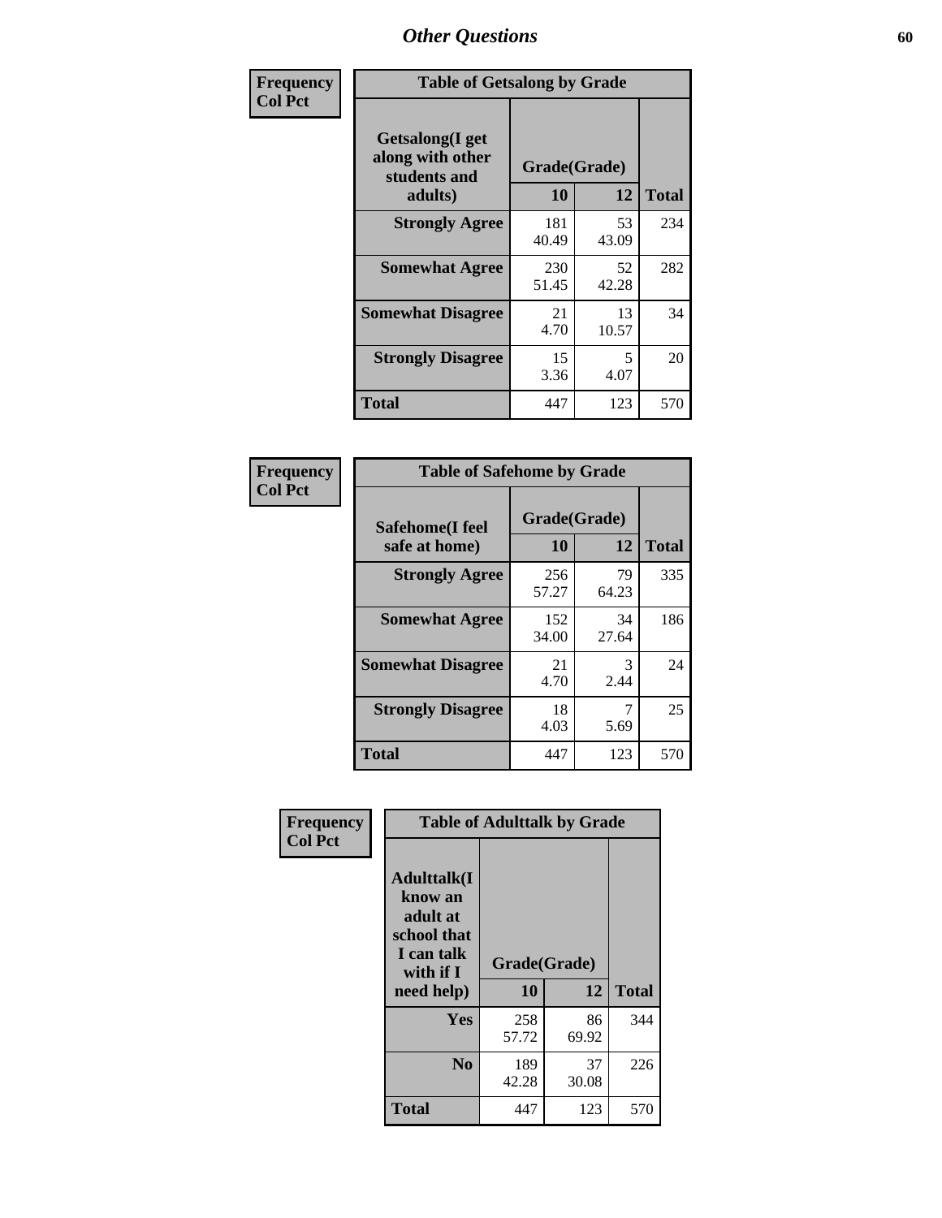## Other Questions

**Frequency / Col Pct**

**Table of Getsalong by Grade**

| Getsalong(I get along with other students and adults) | Grade(Grade) 10 | 12 | Total |
|---|---|---|---|
| **Strongly Agree** | 181<br>40.49 | 53<br>43.09 | 234 |
| **Somewhat Agree** | 230<br>51.45 | 52<br>42.28 | 282 |
| **Somewhat Disagree** | 21<br>4.70 | 13<br>10.57 | 34 |
| **Strongly Disagree** | 15<br>3.36 | 5<br>4.07 | 20 |
| **Total** | 447 | 123 | 570 |

**Frequency / Col Pct**

**Table of Safehome by Grade**

| Safehome(I feel safe at home) | Grade(Grade) 10 | 12 | Total |
|---|---|---|---|
| **Strongly Agree** | 256<br>57.27 | 79<br>64.23 | 335 |
| **Somewhat Agree** | 152<br>34.00 | 34<br>27.64 | 186 |
| **Somewhat Disagree** | 21<br>4.70 | 3<br>2.44 | 24 |
| **Strongly Disagree** | 18<br>4.03 | 7<br>5.69 | 25 |
| **Total** | 447 | 123 | 570 |

**Frequency / Col Pct**

**Table of Adulttalk by Grade**

| Adulttalk(I know an adult at school that I can talk with if I need help) | Grade(Grade) 10 | 12 | Total |
|---|---|---|---|
| **Yes** | 258<br>57.72 | 86<br>69.92 | 344 |
| **No** | 189<br>42.28 | 37<br>30.08 | 226 |
| **Total** | 447 | 123 | 570 |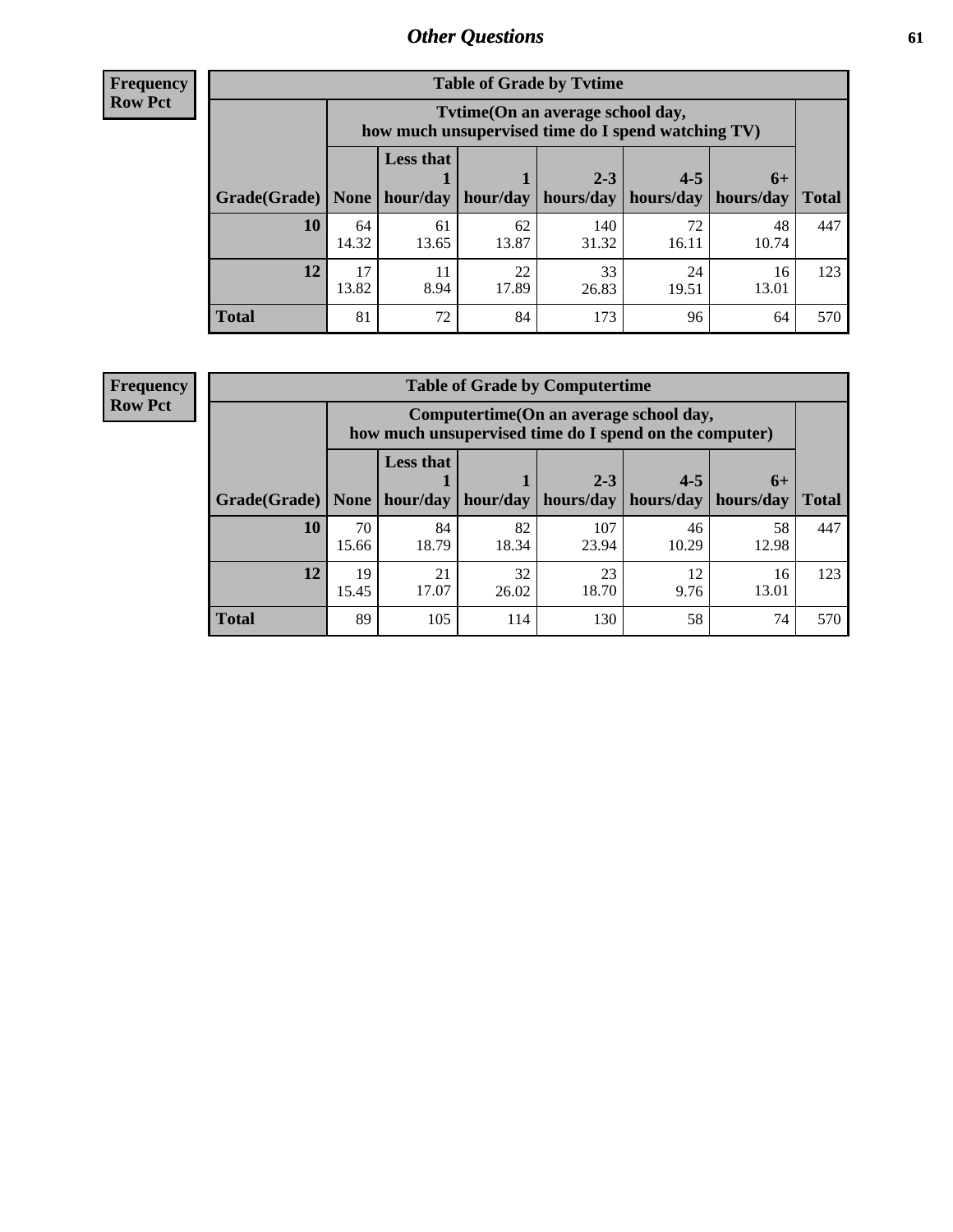**Frequency**
**Row Pct**

| Table of Grade by Tvtime | | | | | | | |
|---|---|---|---|---|---|---|---|
| | Tvtime(On an average school day, how much unsupervised time do I spend watching TV) | | | | | | |
| Grade(Grade) | None | Less that 1 hour/day | 1 hour/day | 2-3 hours/day | 4-5 hours/day | 6+ hours/day | Total |
| **10** | 64<br>14.32 | 61<br>13.65 | 62<br>13.87 | 140<br>31.32 | 72<br>16.11 | 48<br>10.74 | 447 |
| **12** | 17<br>13.82 | 11<br>8.94 | 22<br>17.89 | 33<br>26.83 | 24<br>19.51 | 16<br>13.01 | 123 |
| **Total** | 81 | 72 | 84 | 173 | 96 | 64 | 570 |

**Frequency**
**Row Pct**

| Table of Grade by Computertime | | | | | | | |
|---|---|---|---|---|---|---|---|
| | Computertime(On an average school day, how much unsupervised time do I spend on the computer) | | | | | | |
| Grade(Grade) | None | Less that 1 hour/day | 1 hour/day | 2-3 hours/day | 4-5 hours/day | 6+ hours/day | Total |
| **10** | 70<br>15.66 | 84<br>18.79 | 82<br>18.34 | 107<br>23.94 | 46<br>10.29 | 58<br>12.98 | 447 |
| **12** | 19<br>15.45 | 21<br>17.07 | 32<br>26.02 | 23<br>18.70 | 12<br>9.76 | 16<br>13.01 | 123 |
| **Total** | 89 | 105 | 114 | 130 | 58 | 74 | 570 |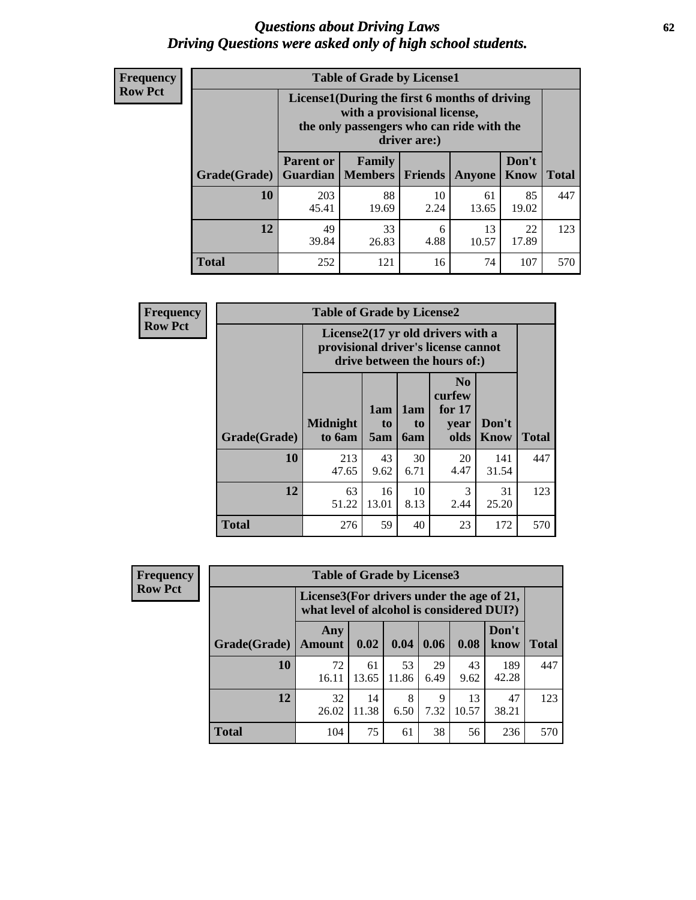# *Questions about Driving Laws*
## *Driving Questions were asked only of high school students.*

**Frequency**
**Row Pct**

**Table of Grade by License1**

| Grade(Grade) | License1(During the first 6 months of driving with a provisional license, the only passengers who can ride with the driver are:) | | | | | Total |
|---|---|---|---|---|---|---|
| | Parent or Guardian | Family Members | Friends | Anyone | Don't Know | |
| 10 | 203<br>45.41 | 88<br>19.69 | 10<br>2.24 | 61<br>13.65 | 85<br>19.02 | 447 |
| 12 | 49<br>39.84 | 33<br>26.83 | 6<br>4.88 | 13<br>10.57 | 22<br>17.89 | 123 |
| Total | 252 | 121 | 16 | 74 | 107 | 570 |

**Frequency**
**Row Pct**

**Table of Grade by License2**

| Grade(Grade) | License2(17 yr old drivers with a provisional driver's license cannot drive between the hours of:) | | | | | Total |
|---|---|---|---|---|---|---|
| | Midnight to 6am | 1am to 5am | 1am to 6am | No curfew for 17 year olds | Don't Know | |
| 10 | 213<br>47.65 | 43<br>9.62 | 30<br>6.71 | 20<br>4.47 | 141<br>31.54 | 447 |
| 12 | 63<br>51.22 | 16<br>13.01 | 10<br>8.13 | 3<br>2.44 | 31<br>25.20 | 123 |
| Total | 276 | 59 | 40 | 23 | 172 | 570 |

**Frequency**
**Row Pct**

**Table of Grade by License3**

| Grade(Grade) | License3(For drivers under the age of 21, what level of alcohol is considered DUI?) | | | | | | Total |
|---|---|---|---|---|---|---|---|
| | Any Amount | 0.02 | 0.04 | 0.06 | 0.08 | Don't know | |
| 10 | 72<br>16.11 | 61<br>13.65 | 53<br>11.86 | 29<br>6.49 | 43<br>9.62 | 189<br>42.28 | 447 |
| 12 | 32<br>26.02 | 14<br>11.38 | 8<br>6.50 | 9<br>7.32 | 13<br>10.57 | 47<br>38.21 | 123 |
| Total | 104 | 75 | 61 | 38 | 56 | 236 | 570 |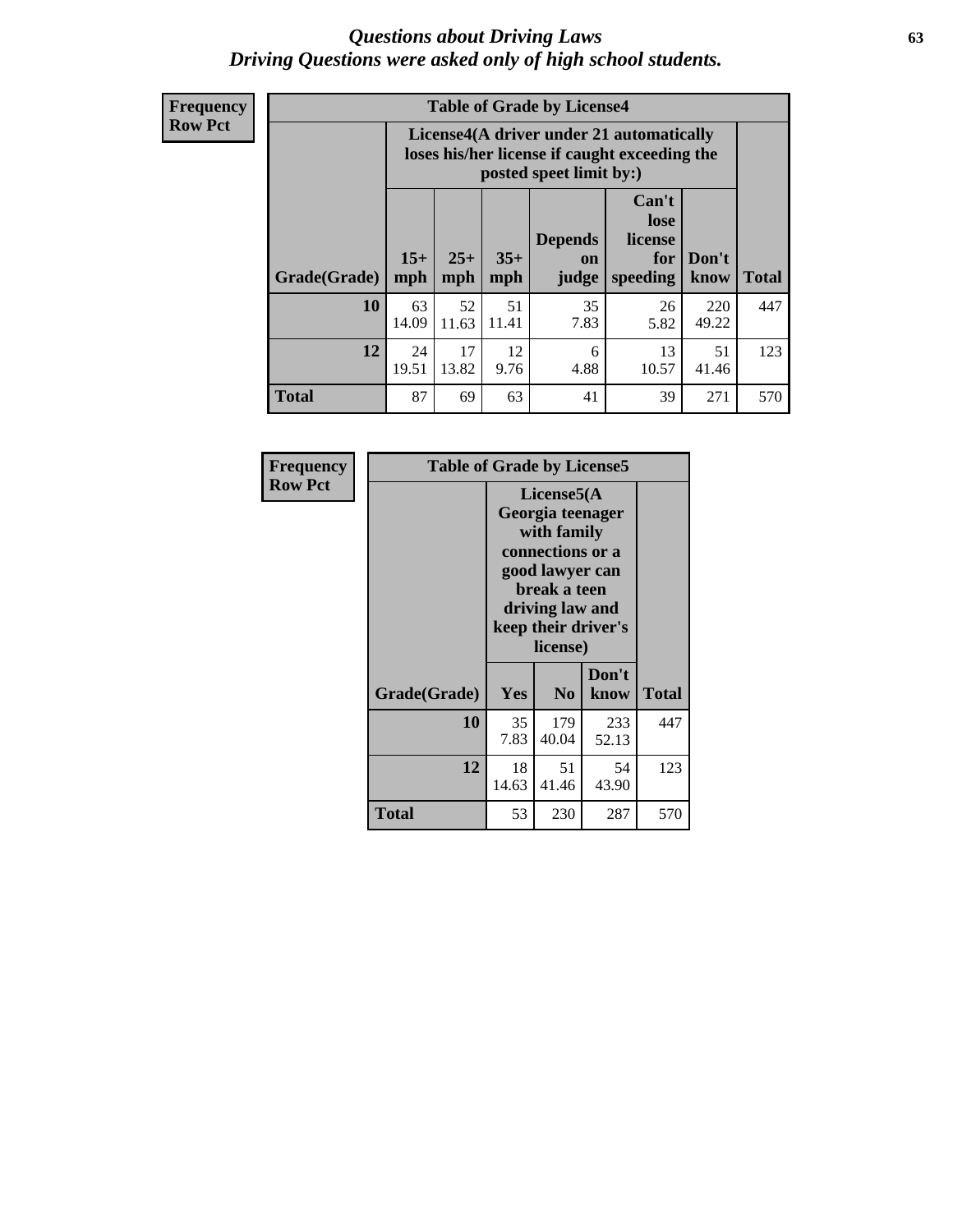# *Questions about Driving Laws*
## *Driving Questions were asked only of high school students.*

**Frequency**
**Row Pct**

| Table of Grade by License4 | | | | | | | |
|---|---|---|---|---|---|---|---|
| | License4(A driver under 21 automatically loses his/her license if caught exceeding the posted speet limit by:) | | | | | | |
| Grade(Grade) | 15+ mph | 25+ mph | 35+ mph | Depends on judge | Can't lose license for speeding | Don't know | Total |
| 10 | 63<br>14.09 | 52<br>11.63 | 51<br>11.41 | 35<br>7.83 | 26<br>5.82 | 220<br>49.22 | 447 |
| 12 | 24<br>19.51 | 17<br>13.82 | 12<br>9.76 | 6<br>4.88 | 13<br>10.57 | 51<br>41.46 | 123 |
| Total | 87 | 69 | 63 | 41 | 39 | 271 | 570 |

**Frequency**
**Row Pct**

| Table of Grade by License5 | | | | |
|---|---|---|---|---|
| | License5(A Georgia teenager with family connections or a good lawyer can break a teen driving law and keep their driver's license) | | | |
| Grade(Grade) | Yes | No | Don't know | Total |
| 10 | 35<br>7.83 | 179<br>40.04 | 233<br>52.13 | 447 |
| 12 | 18<br>14.63 | 51<br>41.46 | 54<br>43.90 | 123 |
| Total | 53 | 230 | 287 | 570 |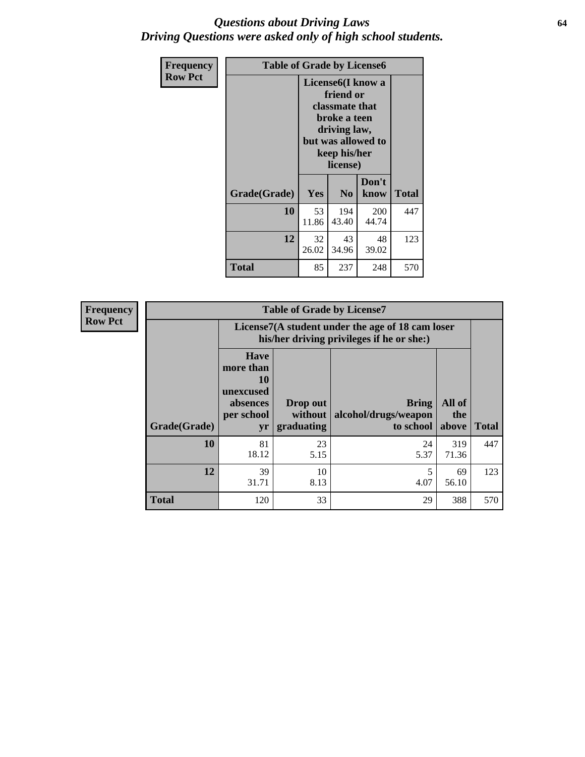# Questions about Driving Laws
## Driving Questions were asked only of high school students.

**Frequency**
**Row Pct**

| Table of Grade by License6 | | | | |
|---|---|---|---|---|
| | License6(I know a friend or classmate that broke a teen driving law, but was allowed to keep his/her license) | | | |
| Grade(Grade) | Yes | No | Don't know | Total |
| 10 | 53<br>11.86 | 194<br>43.40 | 200<br>44.74 | 447 |
| 12 | 32<br>26.02 | 43<br>34.96 | 48<br>39.02 | 123 |
| Total | 85 | 237 | 248 | 570 |

**Frequency**
**Row Pct**

| Table of Grade by License7 | | | | | |
|---|---|---|---|---|---|
| | License7(A student under the age of 18 cam loser his/her driving privileges if he or she:) | | | | |
| Grade(Grade) | Have more than 10 unexcused absences per school yr | Drop out without graduating | Bring alcohol/drugs/weapon to school | All of the above | Total |
| 10 | 81<br>18.12 | 23<br>5.15 | 24<br>5.37 | 319<br>71.36 | 447 |
| 12 | 39<br>31.71 | 10<br>8.13 | 5<br>4.07 | 69<br>56.10 | 123 |
| Total | 120 | 33 | 29 | 388 | 570 |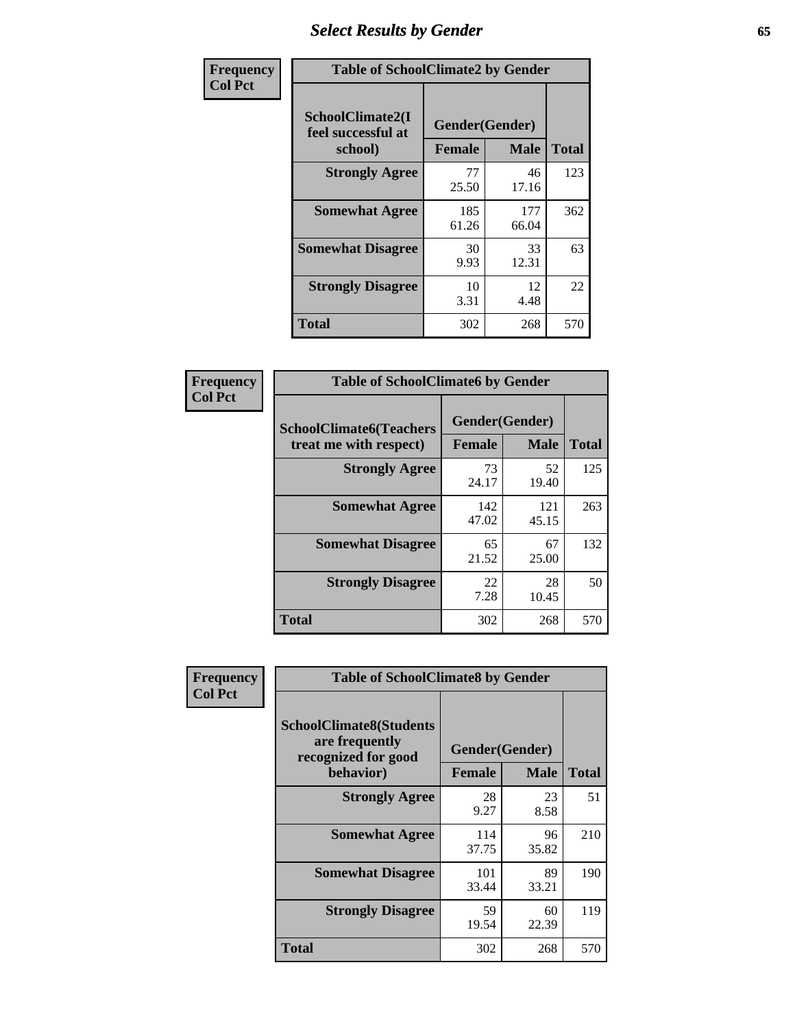# Select Results by Gender

| Frequency<br>Col Pct | | | |
|---|---|---|---|

**Table of SchoolClimate2 by Gender**

| SchoolClimate2(I feel successful at school) | Gender(Gender) | | |
|---|---|---|---|
| | Female | Male | Total |
| Strongly Agree | 77<br>25.50 | 46<br>17.16 | 123 |
| Somewhat Agree | 185<br>61.26 | 177<br>66.04 | 362 |
| Somewhat Disagree | 30<br>9.93 | 33<br>12.31 | 63 |
| Strongly Disagree | 10<br>3.31 | 12<br>4.48 | 22 |
| Total | 302 | 268 | 570 |

**Table of SchoolClimate6 by Gender**

| SchoolClimate6(Teachers treat me with respect) | Gender(Gender) | | |
|---|---|---|---|
| | Female | Male | Total |
| Strongly Agree | 73<br>24.17 | 52<br>19.40 | 125 |
| Somewhat Agree | 142<br>47.02 | 121<br>45.15 | 263 |
| Somewhat Disagree | 65<br>21.52 | 67<br>25.00 | 132 |
| Strongly Disagree | 22<br>7.28 | 28<br>10.45 | 50 |
| Total | 302 | 268 | 570 |

**Table of SchoolClimate8 by Gender**

| SchoolClimate8(Students are frequently recognized for good behavior) | Gender(Gender) | | |
|---|---|---|---|
| | Female | Male | Total |
| Strongly Agree | 28<br>9.27 | 23<br>8.58 | 51 |
| Somewhat Agree | 114<br>37.75 | 96<br>35.82 | 210 |
| Somewhat Disagree | 101<br>33.44 | 89<br>33.21 | 190 |
| Strongly Disagree | 59<br>19.54 | 60<br>22.39 | 119 |
| Total | 302 | 268 | 570 |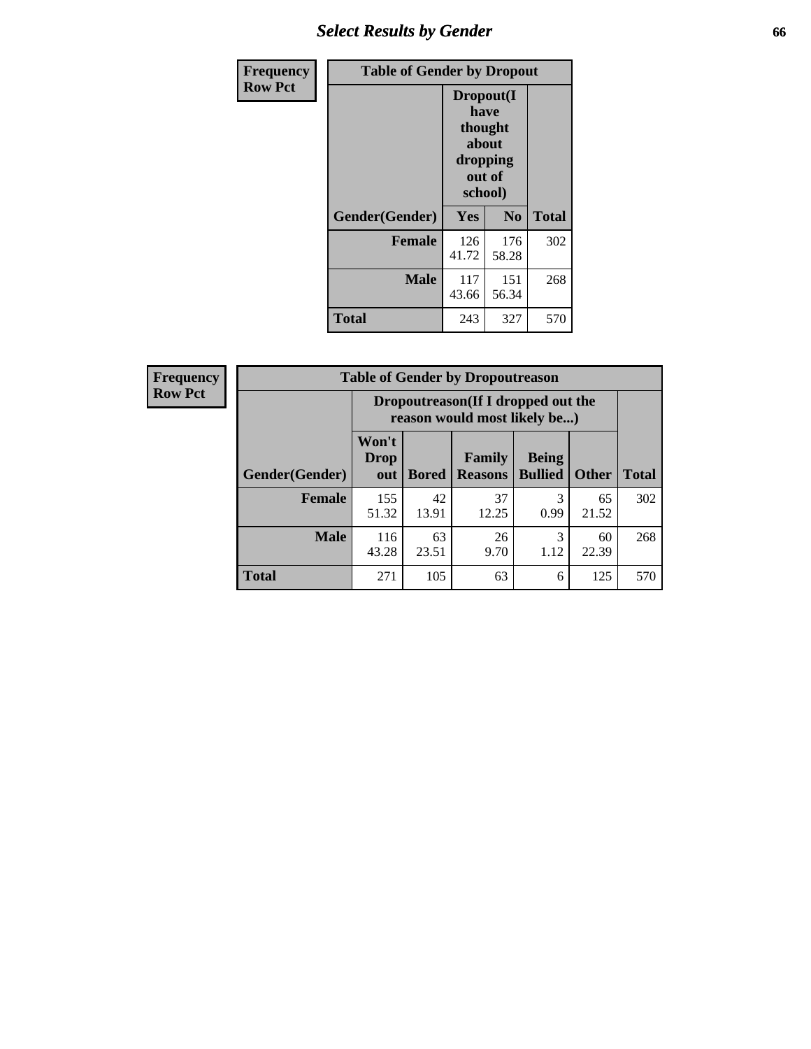## Select Results by Gender

**Frequency**
**Row Pct**

| Table of Gender by Dropout | | | |
|---|---|---|---|
| | Dropout(I have thought about dropping out of school) | | |
| Gender(Gender) | Yes | No | Total |
| **Female** | 126<br>41.72 | 176<br>58.28 | 302 |
| **Male** | 117<br>43.66 | 151<br>56.34 | 268 |
| **Total** | 243 | 327 | 570 |

**Frequency**
**Row Pct**

| Table of Gender by Dropoutreason | | | | | | |
|---|---|---|---|---|---|---|
| | Dropoutreason(If I dropped out the reason would most likely be...) | | | | | |
| Gender(Gender) | Won't Drop out | Bored | Family Reasons | Being Bullied | Other | Total |
| **Female** | 155<br>51.32 | 42<br>13.91 | 37<br>12.25 | 3<br>0.99 | 65<br>21.52 | 302 |
| **Male** | 116<br>43.28 | 63<br>23.51 | 26<br>9.70 | 3<br>1.12 | 60<br>22.39 | 268 |
| **Total** | 271 | 105 | 63 | 6 | 125 | 570 |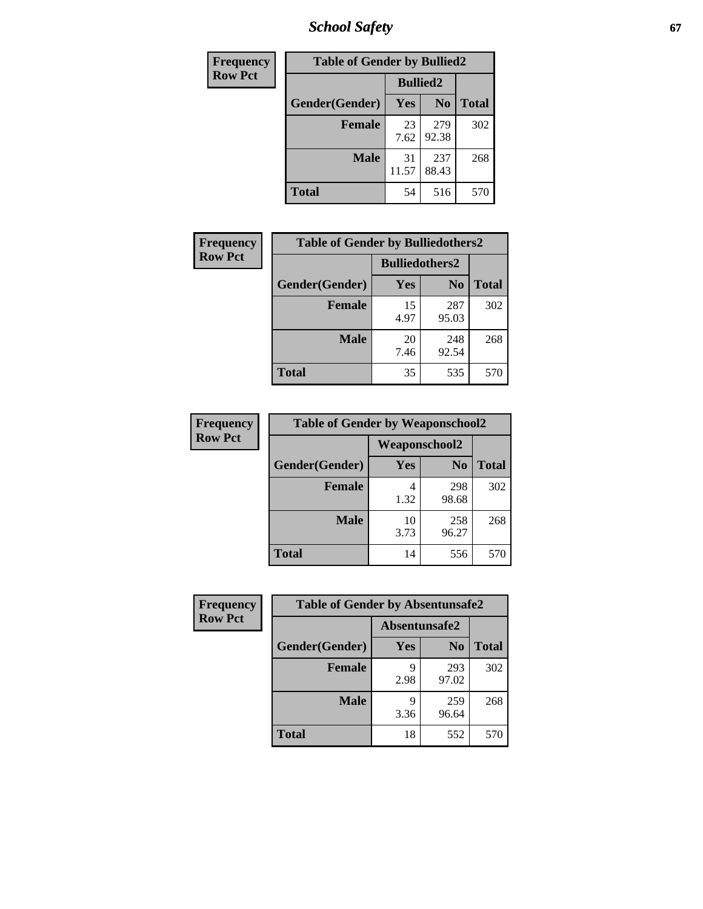| Frequency<br>Row Pct | Table of Gender by Bullied2 | | |
|---|---|---|---|
| | Bullied2 | | |
| Gender(Gender) | Yes | No | Total |
| Female | 23<br>7.62 | 279<br>92.38 | 302 |
| Male | 31<br>11.57 | 237<br>88.43 | 268 |
| Total | 54 | 516 | 570 |

| Frequency<br>Row Pct | Table of Gender by Bulliedothers2 | | |
|---|---|---|---|
| | Bulliedothers2 | | |
| Gender(Gender) | Yes | No | Total |
| Female | 15<br>4.97 | 287<br>95.03 | 302 |
| Male | 20<br>7.46 | 248<br>92.54 | 268 |
| Total | 35 | 535 | 570 |

| Frequency<br>Row Pct | Table of Gender by Weaponschool2 | | |
|---|---|---|---|
| | Weaponschool2 | | |
| Gender(Gender) | Yes | No | Total |
| Female | 4<br>1.32 | 298<br>98.68 | 302 |
| Male | 10<br>3.73 | 258<br>96.27 | 268 |
| Total | 14 | 556 | 570 |

| Frequency<br>Row Pct | Table of Gender by Absentunsafe2 | | |
|---|---|---|---|
| | Absentunsafe2 | | |
| Gender(Gender) | Yes | No | Total |
| Female | 9<br>2.98 | 293<br>97.02 | 302 |
| Male | 9<br>3.36 | 259<br>96.64 | 268 |
| Total | 18 | 552 | 570 |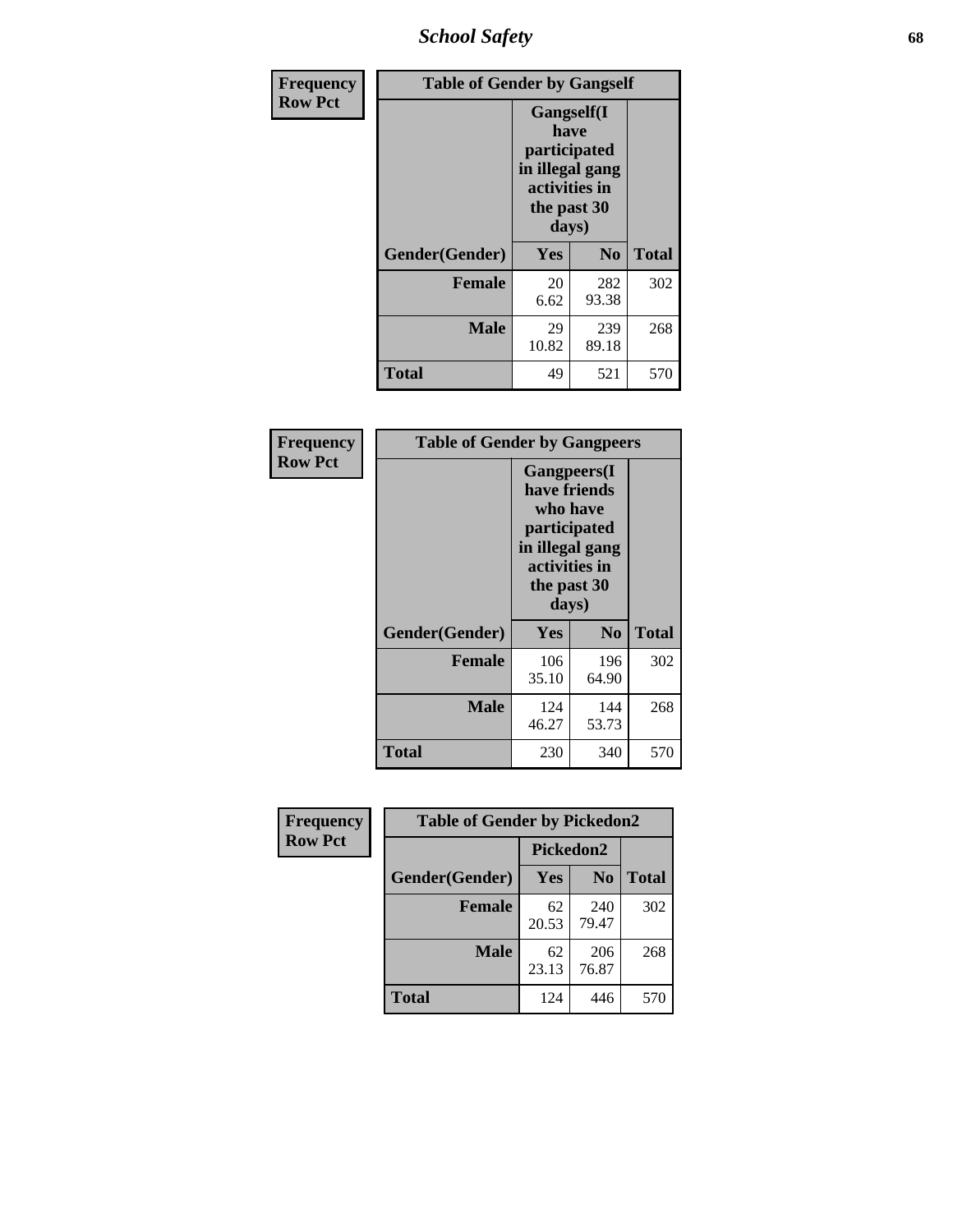# School Safety

**Frequency**
**Row Pct**

| Table of Gender by Gangself | | | |
|---|---|---|---|
| | Gangself(I have participated in illegal gang activities in the past 30 days) | | |
| Gender(Gender) | Yes | No | Total |
| Female | 20<br>6.62 | 282<br>93.38 | 302 |
| Male | 29<br>10.82 | 239<br>89.18 | 268 |
| Total | 49 | 521 | 570 |

**Frequency**
**Row Pct**

| Table of Gender by Gangpeers | | | |
|---|---|---|---|
| | Gangpeers(I have friends who have participated in illegal gang activities in the past 30 days) | | |
| Gender(Gender) | Yes | No | Total |
| Female | 106<br>35.10 | 196<br>64.90 | 302 |
| Male | 124<br>46.27 | 144<br>53.73 | 268 |
| Total | 230 | 340 | 570 |

**Frequency**
**Row Pct**

| Table of Gender by Pickedon2 | | | |
|---|---|---|---|
| | Pickedon2 | | |
| Gender(Gender) | Yes | No | Total |
| Female | 62<br>20.53 | 240<br>79.47 | 302 |
| Male | 62<br>23.13 | 206<br>76.87 | 268 |
| Total | 124 | 446 | 570 |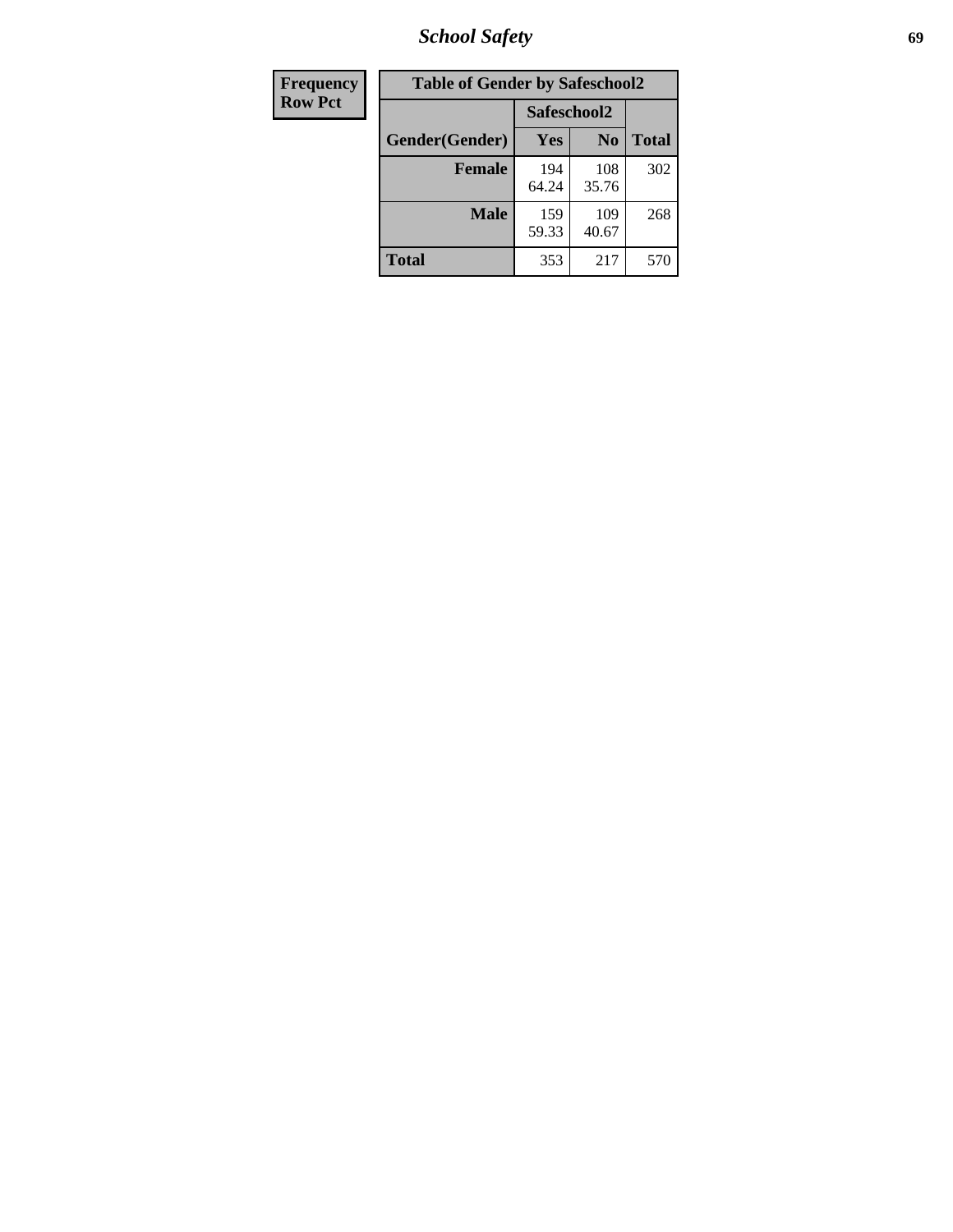| Frequency<br>Row Pct | Table of Gender by Safeschool2 | | | |
|---|---|---|---|---|
| | | Safeschool2 | | |
| | Gender(Gender) | Yes | No | Total |
| | **Female** | 194<br>64.24 | 108<br>35.76 | 302 |
| | **Male** | 159<br>59.33 | 109<br>40.67 | 268 |
| | **Total** | 353 | 217 | 570 |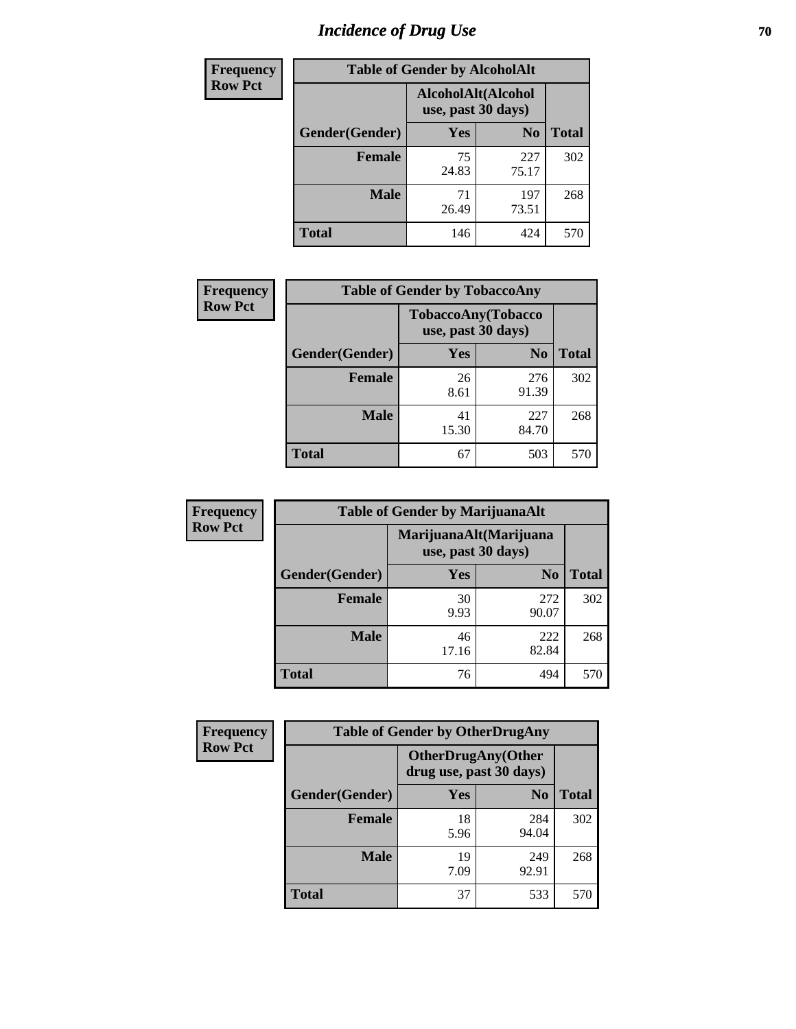# Incidence of Drug Use

**Frequency Row Pct**

| Table of Gender by AlcoholAlt | | | |
|---|---|---|---|
| | AlcoholAlt(Alcohol use, past 30 days) | | |
| Gender(Gender) | Yes | No | Total |
| Female | 75<br>24.83 | 227<br>75.17 | 302 |
| Male | 71<br>26.49 | 197<br>73.51 | 268 |
| Total | 146 | 424 | 570 |

**Frequency Row Pct**

| Table of Gender by TobaccoAny | | | |
|---|---|---|---|
| | TobaccoAny(Tobacco use, past 30 days) | | |
| Gender(Gender) | Yes | No | Total |
| Female | 26<br>8.61 | 276<br>91.39 | 302 |
| Male | 41<br>15.30 | 227<br>84.70 | 268 |
| Total | 67 | 503 | 570 |

**Frequency Row Pct**

| Table of Gender by MarijuanaAlt | | | |
|---|---|---|---|
| | MarijuanaAlt(Marijuana use, past 30 days) | | |
| Gender(Gender) | Yes | No | Total |
| Female | 30<br>9.93 | 272<br>90.07 | 302 |
| Male | 46<br>17.16 | 222<br>82.84 | 268 |
| Total | 76 | 494 | 570 |

**Frequency Row Pct**

| Table of Gender by OtherDrugAny | | | |
|---|---|---|---|
| | OtherDrugAny(Other drug use, past 30 days) | | |
| Gender(Gender) | Yes | No | Total |
| Female | 18<br>5.96 | 284<br>94.04 | 302 |
| Male | 19<br>7.09 | 249<br>92.91 | 268 |
| Total | 37 | 533 | 570 |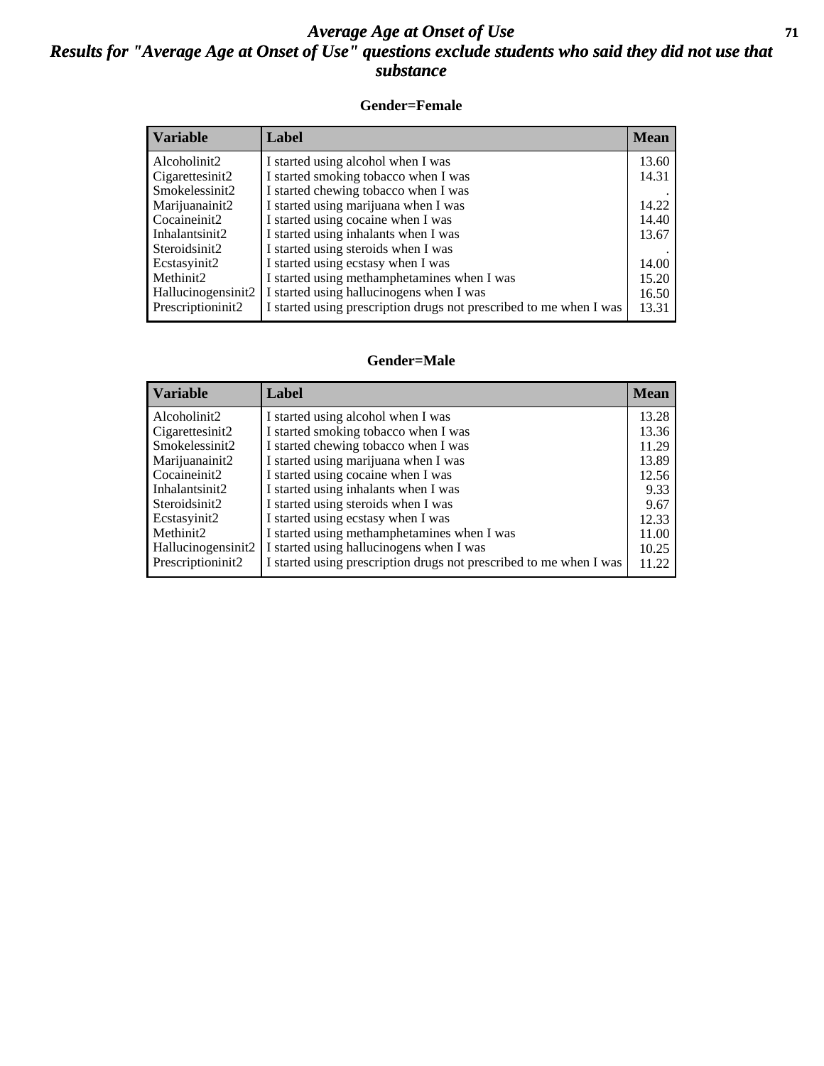# *Average Age at Onset of Use*

## *Results for "Average Age at Onset of Use" questions exclude students who said they did not use that substance*

### Gender=Female

| Variable | Label | Mean |
|---|---|---|
| Alcoholinit2 | I started using alcohol when I was | 13.60 |
| Cigarettesinit2 | I started smoking tobacco when I was | 14.31 |
| Smokelessinit2 | I started chewing tobacco when I was | . |
| Marijuanainit2 | I started using marijuana when I was | 14.22 |
| Cocaineinit2 | I started using cocaine when I was | 14.40 |
| Inhalantsinit2 | I started using inhalants when I was | 13.67 |
| Steroidsinit2 | I started using steroids when I was | . |
| Ecstasyinit2 | I started using ecstasy when I was | 14.00 |
| Methinit2 | I started using methamphetamines when I was | 15.20 |
| Hallucinogensinit2 | I started using hallucinogens when I was | 16.50 |
| Prescriptioninit2 | I started using prescription drugs not prescribed to me when I was | 13.31 |

### Gender=Male

| Variable | Label | Mean |
|---|---|---|
| Alcoholinit2 | I started using alcohol when I was | 13.28 |
| Cigarettesinit2 | I started smoking tobacco when I was | 13.36 |
| Smokelessinit2 | I started chewing tobacco when I was | 11.29 |
| Marijuanainit2 | I started using marijuana when I was | 13.89 |
| Cocaineinit2 | I started using cocaine when I was | 12.56 |
| Inhalantsinit2 | I started using inhalants when I was | 9.33 |
| Steroidsinit2 | I started using steroids when I was | 9.67 |
| Ecstasyinit2 | I started using ecstasy when I was | 12.33 |
| Methinit2 | I started using methamphetamines when I was | 11.00 |
| Hallucinogensinit2 | I started using hallucinogens when I was | 10.25 |
| Prescriptioninit2 | I started using prescription drugs not prescribed to me when I was | 11.22 |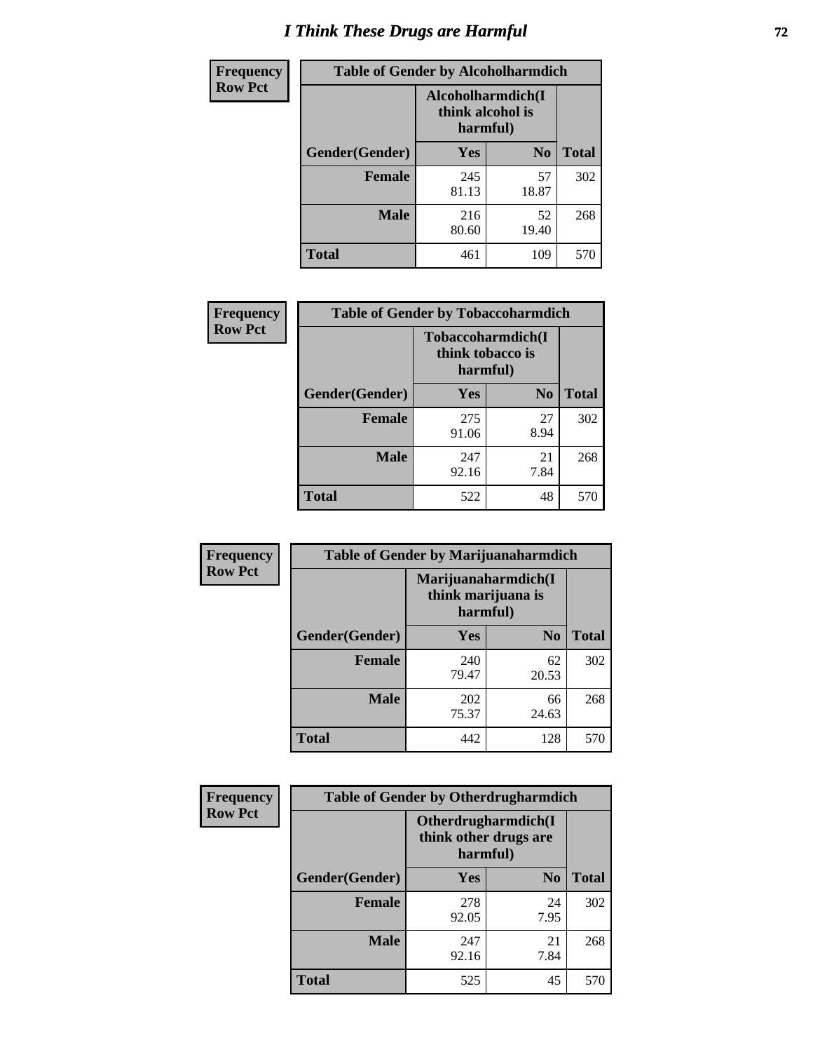# I Think These Drugs are Harmful

**Frequency**
**Row Pct**

| Table of Gender by Alcoholharmdich | | | |
|---|---|---|---|
| | Alcoholharmdich(I think alcohol is harmful) | | |
| Gender(Gender) | Yes | No | Total |
| Female | 245<br>81.13 | 57<br>18.87 | 302 |
| Male | 216<br>80.60 | 52<br>19.40 | 268 |
| Total | 461 | 109 | 570 |

**Frequency**
**Row Pct**

| Table of Gender by Tobaccoharmdich | | | |
|---|---|---|---|
| | Tobaccoharmdich(I think tobacco is harmful) | | |
| Gender(Gender) | Yes | No | Total |
| Female | 275<br>91.06 | 27<br>8.94 | 302 |
| Male | 247<br>92.16 | 21<br>7.84 | 268 |
| Total | 522 | 48 | 570 |

**Frequency**
**Row Pct**

| Table of Gender by Marijuanaharmdich | | | |
|---|---|---|---|
| | Marijuanaharmdich(I think marijuana is harmful) | | |
| Gender(Gender) | Yes | No | Total |
| Female | 240<br>79.47 | 62<br>20.53 | 302 |
| Male | 202<br>75.37 | 66<br>24.63 | 268 |
| Total | 442 | 128 | 570 |

**Frequency**
**Row Pct**

| Table of Gender by Otherdrugharmdich | | | |
|---|---|---|---|
| | Otherdrugharmdich(I think other drugs are harmful) | | |
| Gender(Gender) | Yes | No | Total |
| Female | 278<br>92.05 | 24<br>7.95 | 302 |
| Male | 247<br>92.16 | 21<br>7.84 | 268 |
| Total | 525 | 45 | 570 |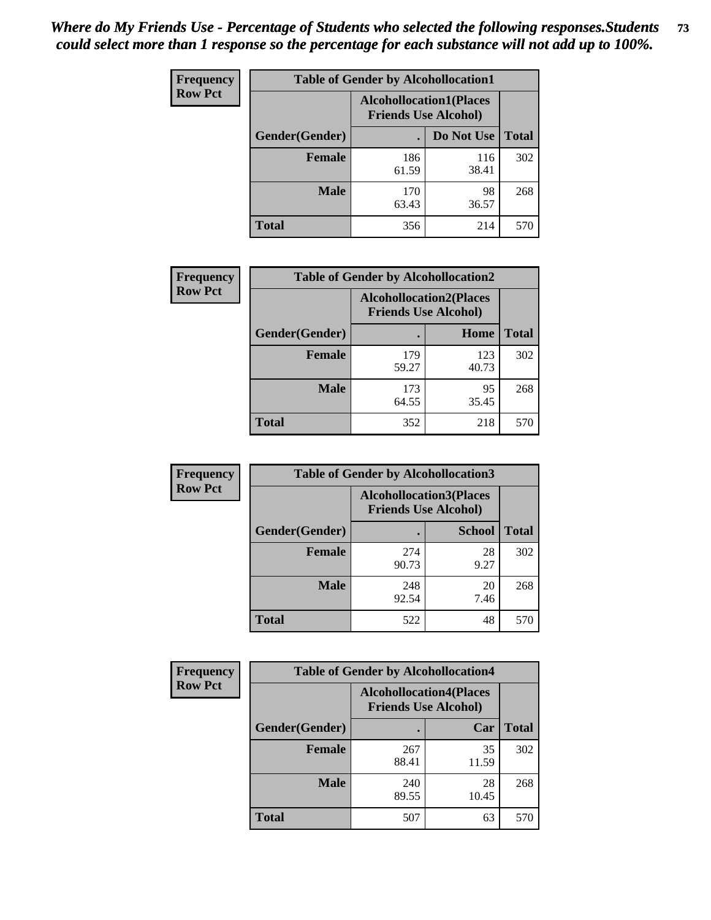*Where do My Friends Use - Percentage of Students who selected the following responses.Students could select more than 1 response so the percentage for each substance will not add up to 100%.*

**Frequency Row Pct**

| Table of Gender by Alcohollocation1 | | | |
|---|---|---|---|
| | Alcohollocation1(Places Friends Use Alcohol) | | |
| Gender(Gender) | . | Do Not Use | Total |
| Female | 186<br>61.59 | 116<br>38.41 | 302 |
| Male | 170<br>63.43 | 98<br>36.57 | 268 |
| Total | 356 | 214 | 570 |

**Frequency Row Pct**

| Table of Gender by Alcohollocation2 | | | |
|---|---|---|---|
| | Alcohollocation2(Places Friends Use Alcohol) | | |
| Gender(Gender) | . | Home | Total |
| Female | 179<br>59.27 | 123<br>40.73 | 302 |
| Male | 173<br>64.55 | 95<br>35.45 | 268 |
| Total | 352 | 218 | 570 |

**Frequency Row Pct**

| Table of Gender by Alcohollocation3 | | | |
|---|---|---|---|
| | Alcohollocation3(Places Friends Use Alcohol) | | |
| Gender(Gender) | . | School | Total |
| Female | 274<br>90.73 | 28<br>9.27 | 302 |
| Male | 248<br>92.54 | 20<br>7.46 | 268 |
| Total | 522 | 48 | 570 |

**Frequency Row Pct**

| Table of Gender by Alcohollocation4 | | | |
|---|---|---|---|
| | Alcohollocation4(Places Friends Use Alcohol) | | |
| Gender(Gender) | . | Car | Total |
| Female | 267<br>88.41 | 35<br>11.59 | 302 |
| Male | 240<br>89.55 | 28<br>10.45 | 268 |
| Total | 507 | 63 | 570 |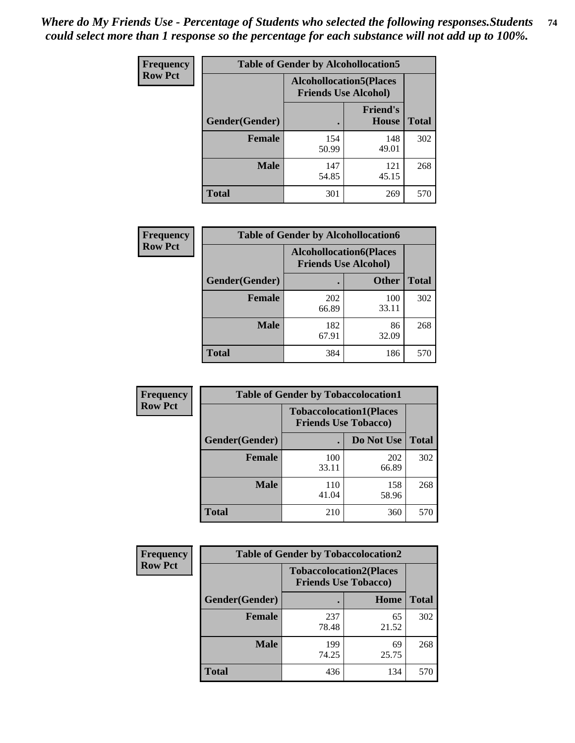*Where do My Friends Use - Percentage of Students who selected the following responses.Students could select more than 1 response so the percentage for each substance will not add up to 100%.*

**Frequency**
**Row Pct**

| Table of Gender by Alcohollocation5 | | | |
|---|---|---|---|
| | Alcohollocation5(Places Friends Use Alcohol) | | |
| Gender(Gender) | . | Friend's House | Total |
| **Female** | 154<br>50.99 | 148<br>49.01 | 302 |
| **Male** | 147<br>54.85 | 121<br>45.15 | 268 |
| **Total** | 301 | 269 | 570 |

**Frequency**
**Row Pct**

| Table of Gender by Alcohollocation6 | | | |
|---|---|---|---|
| | Alcohollocation6(Places Friends Use Alcohol) | | |
| Gender(Gender) | . | Other | Total |
| **Female** | 202<br>66.89 | 100<br>33.11 | 302 |
| **Male** | 182<br>67.91 | 86<br>32.09 | 268 |
| **Total** | 384 | 186 | 570 |

**Frequency**
**Row Pct**

| Table of Gender by Tobaccolocation1 | | | |
|---|---|---|---|
| | Tobaccolocation1(Places Friends Use Tobacco) | | |
| Gender(Gender) | . | Do Not Use | Total |
| **Female** | 100<br>33.11 | 202<br>66.89 | 302 |
| **Male** | 110<br>41.04 | 158<br>58.96 | 268 |
| **Total** | 210 | 360 | 570 |

**Frequency**
**Row Pct**

| Table of Gender by Tobaccolocation2 | | | |
|---|---|---|---|
| | Tobaccolocation2(Places Friends Use Tobacco) | | |
| Gender(Gender) | . | Home | Total |
| **Female** | 237<br>78.48 | 65<br>21.52 | 302 |
| **Male** | 199<br>74.25 | 69<br>25.75 | 268 |
| **Total** | 436 | 134 | 570 |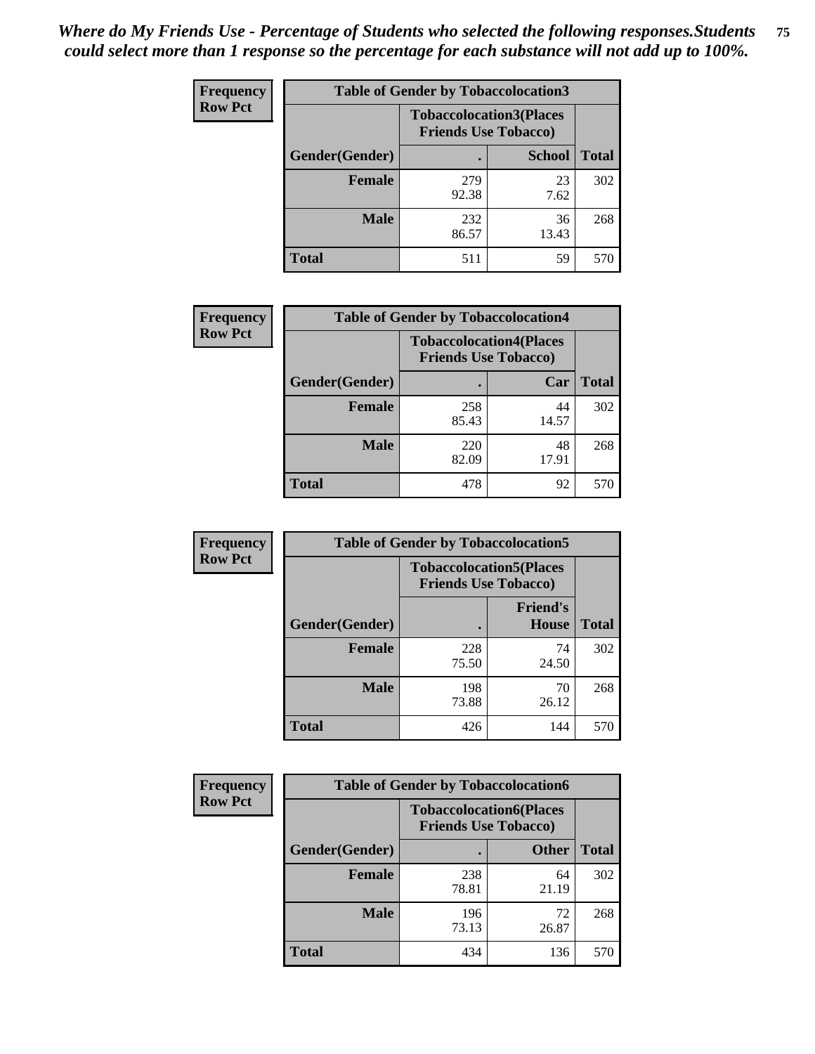*Where do My Friends Use - Percentage of Students who selected the following responses.Students could select more than 1 response so the percentage for each substance will not add up to 100%.*

**Frequency Row Pct**

| Table of Gender by Tobaccolocation3 | | | |
|---|---|---|---|
| | Tobaccolocation3(Places Friends Use Tobacco) | | |
| Gender(Gender) | . | School | Total |
| Female | 279<br>92.38 | 23<br>7.62 | 302 |
| Male | 232<br>86.57 | 36<br>13.43 | 268 |
| Total | 511 | 59 | 570 |

**Frequency Row Pct**

| Table of Gender by Tobaccolocation4 | | | |
|---|---|---|---|
| | Tobaccolocation4(Places Friends Use Tobacco) | | |
| Gender(Gender) | . | Car | Total |
| Female | 258<br>85.43 | 44<br>14.57 | 302 |
| Male | 220<br>82.09 | 48<br>17.91 | 268 |
| Total | 478 | 92 | 570 |

**Frequency Row Pct**

| Table of Gender by Tobaccolocation5 | | | |
|---|---|---|---|
| | Tobaccolocation5(Places Friends Use Tobacco) | | |
| Gender(Gender) | . | Friend's House | Total |
| Female | 228<br>75.50 | 74<br>24.50 | 302 |
| Male | 198<br>73.88 | 70<br>26.12 | 268 |
| Total | 426 | 144 | 570 |

**Frequency Row Pct**

| Table of Gender by Tobaccolocation6 | | | |
|---|---|---|---|
| | Tobaccolocation6(Places Friends Use Tobacco) | | |
| Gender(Gender) | . | Other | Total |
| Female | 238<br>78.81 | 64<br>21.19 | 302 |
| Male | 196<br>73.13 | 72<br>26.87 | 268 |
| Total | 434 | 136 | 570 |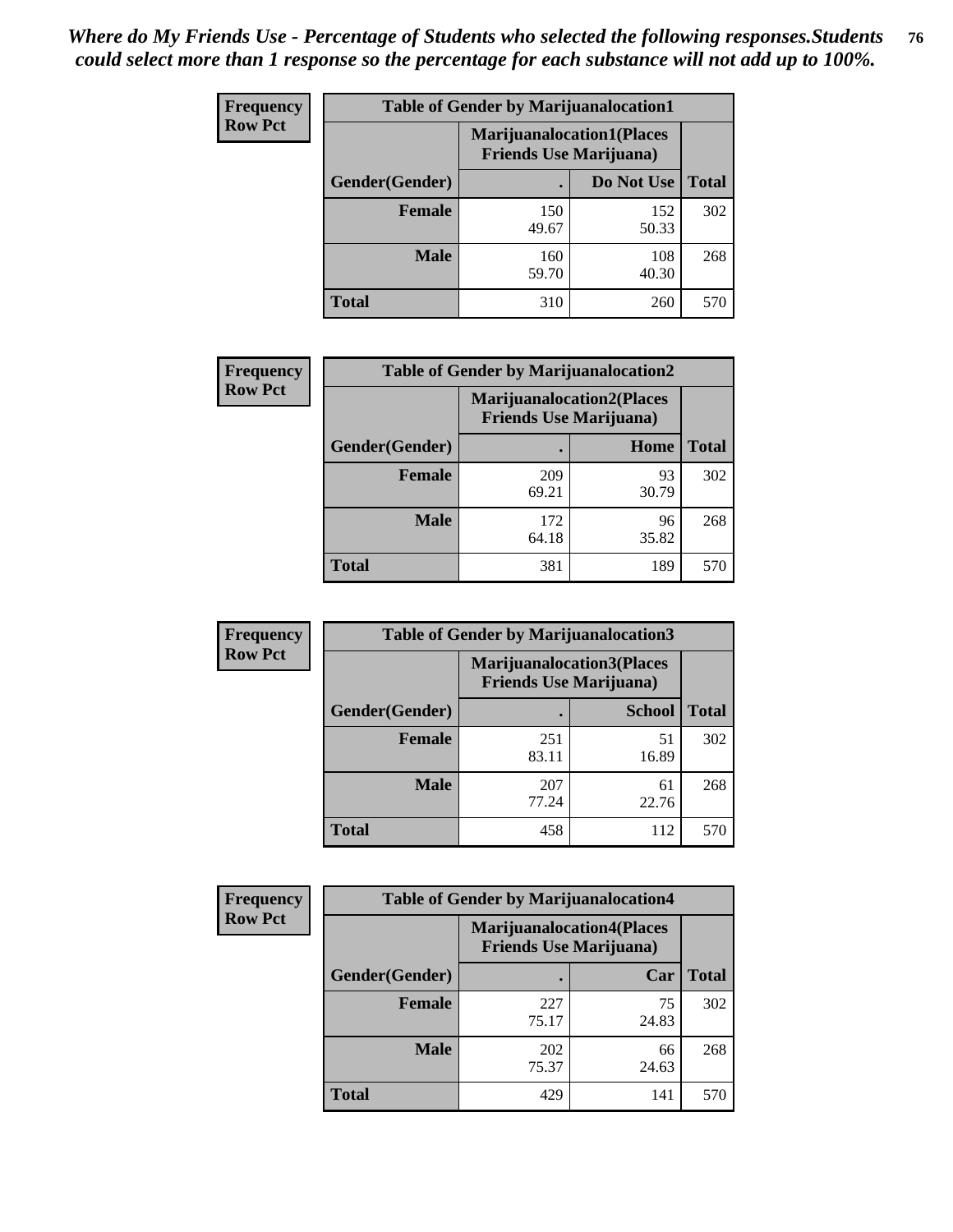*Where do My Friends Use - Percentage of Students who selected the following responses.Students could select more than 1 response so the percentage for each substance will not add up to 100%.*

**Frequency**
**Row Pct**

| Table of Gender by Marijuanalocation1 | | | |
|---|---|---|---|
| | Marijuanalocation1(Places Friends Use Marijuana) | | |
| Gender(Gender) | . | Do Not Use | Total |
| **Female** | 150<br>49.67 | 152<br>50.33 | 302 |
| **Male** | 160<br>59.70 | 108<br>40.30 | 268 |
| **Total** | 310 | 260 | 570 |

**Frequency**
**Row Pct**

| Table of Gender by Marijuanalocation2 | | | |
|---|---|---|---|
| | Marijuanalocation2(Places Friends Use Marijuana) | | |
| Gender(Gender) | . | Home | Total |
| **Female** | 209<br>69.21 | 93<br>30.79 | 302 |
| **Male** | 172<br>64.18 | 96<br>35.82 | 268 |
| **Total** | 381 | 189 | 570 |

**Frequency**
**Row Pct**

| Table of Gender by Marijuanalocation3 | | | |
|---|---|---|---|
| | Marijuanalocation3(Places Friends Use Marijuana) | | |
| Gender(Gender) | . | School | Total |
| **Female** | 251<br>83.11 | 51<br>16.89 | 302 |
| **Male** | 207<br>77.24 | 61<br>22.76 | 268 |
| **Total** | 458 | 112 | 570 |

**Frequency**
**Row Pct**

| Table of Gender by Marijuanalocation4 | | | |
|---|---|---|---|
| | Marijuanalocation4(Places Friends Use Marijuana) | | |
| Gender(Gender) | . | Car | Total |
| **Female** | 227<br>75.17 | 75<br>24.83 | 302 |
| **Male** | 202<br>75.37 | 66<br>24.63 | 268 |
| **Total** | 429 | 141 | 570 |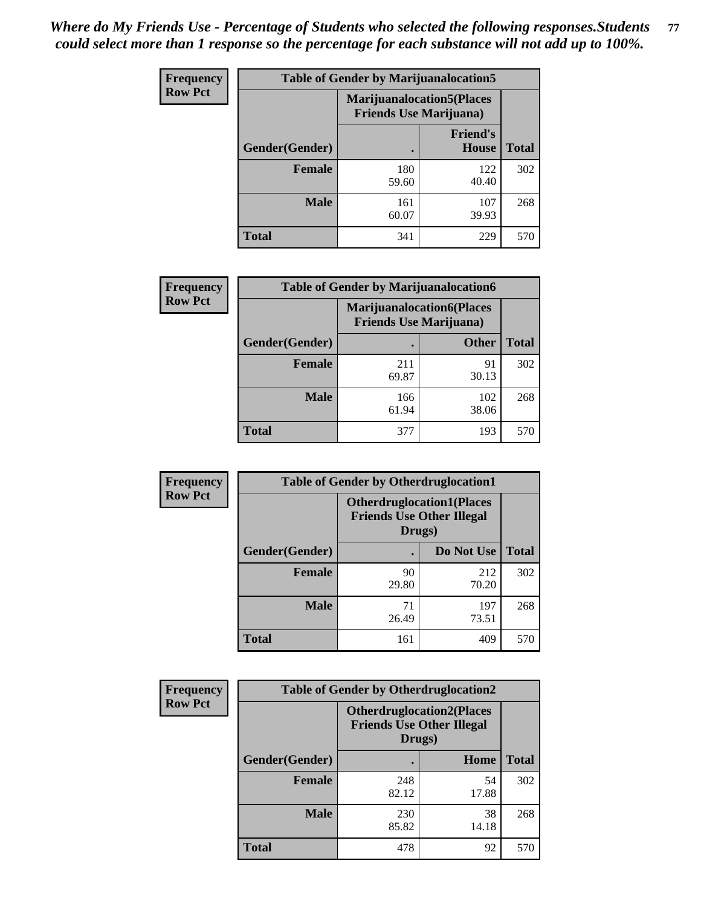*Where do My Friends Use - Percentage of Students who selected the following responses.Students could select more than 1 response so the percentage for each substance will not add up to 100%.*

**Frequency / Row Pct**

| Table of Gender by Marijuanalocation5 | | | |
|---|---|---|---|
| | Marijuanalocation5(Places Friends Use Marijuana) | | |
| Gender(Gender) | . | Friend's House | Total |
| **Female** | 180<br>59.60 | 122<br>40.40 | 302 |
| **Male** | 161<br>60.07 | 107<br>39.93 | 268 |
| **Total** | 341 | 229 | 570 |

**Frequency / Row Pct**

| Table of Gender by Marijuanalocation6 | | | |
|---|---|---|---|
| | Marijuanalocation6(Places Friends Use Marijuana) | | |
| Gender(Gender) | . | Other | Total |
| **Female** | 211<br>69.87 | 91<br>30.13 | 302 |
| **Male** | 166<br>61.94 | 102<br>38.06 | 268 |
| **Total** | 377 | 193 | 570 |

**Frequency / Row Pct**

| Table of Gender by Otherdruglocation1 | | | |
|---|---|---|---|
| | Otherdruglocation1(Places Friends Use Other Illegal Drugs) | | |
| Gender(Gender) | . | Do Not Use | Total |
| **Female** | 90<br>29.80 | 212<br>70.20 | 302 |
| **Male** | 71<br>26.49 | 197<br>73.51 | 268 |
| **Total** | 161 | 409 | 570 |

**Frequency / Row Pct**

| Table of Gender by Otherdruglocation2 | | | |
|---|---|---|---|
| | Otherdruglocation2(Places Friends Use Other Illegal Drugs) | | |
| Gender(Gender) | . | Home | Total |
| **Female** | 248<br>82.12 | 54<br>17.88 | 302 |
| **Male** | 230<br>85.82 | 38<br>14.18 | 268 |
| **Total** | 478 | 92 | 570 |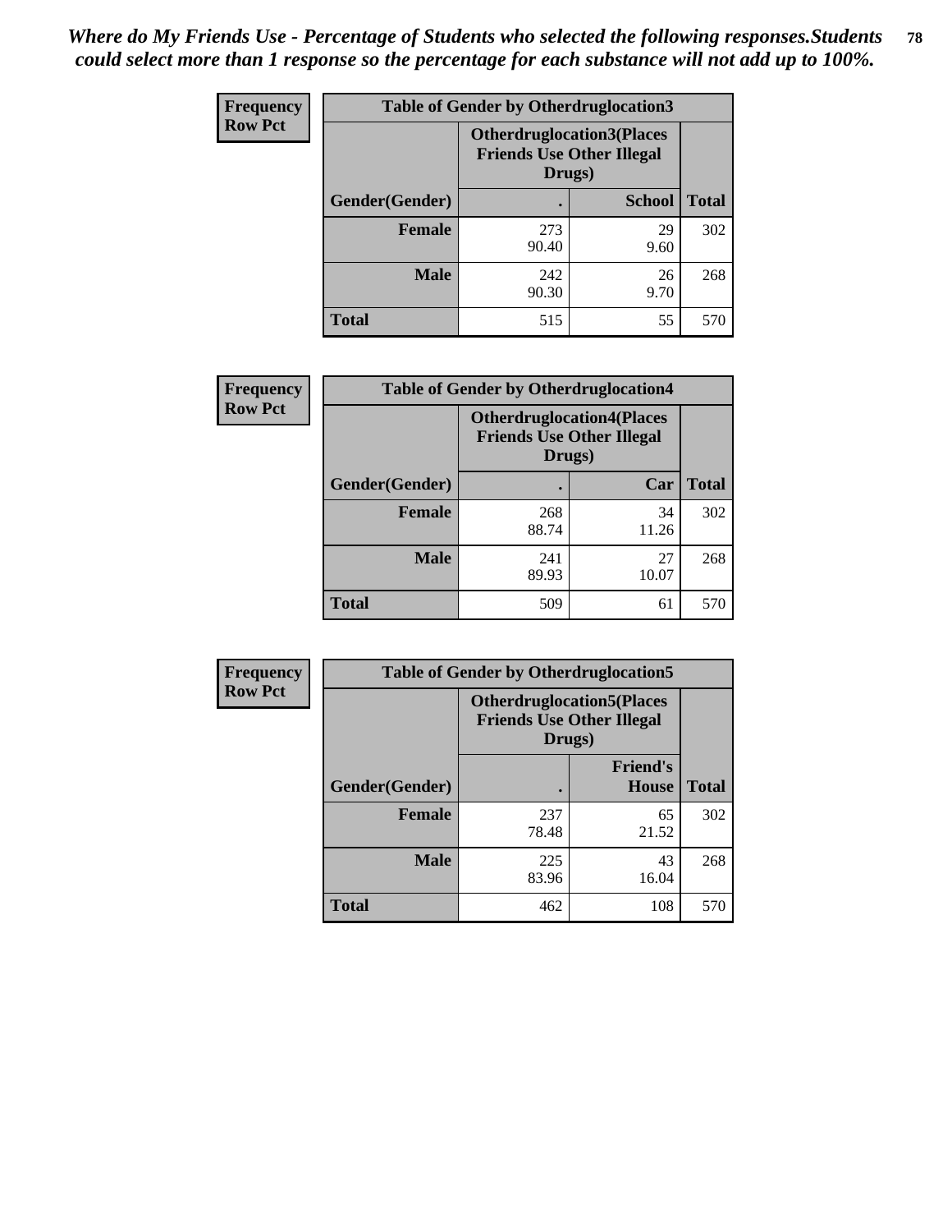*Where do My Friends Use - Percentage of Students who selected the following responses.Students could select more than 1 response so the percentage for each substance will not add up to 100%.*

**Frequency**
**Row Pct**

| Table of Gender by Otherdruglocation3 | | | |
|---|---|---|---|
| | **Otherdruglocation3(Places Friends Use Other Illegal Drugs)** | | |
| **Gender(Gender)** | **.** | **School** | **Total** |
| **Female** | 273<br>90.40 | 29<br>9.60 | 302 |
| **Male** | 242<br>90.30 | 26<br>9.70 | 268 |
| **Total** | 515 | 55 | 570 |

**Frequency**
**Row Pct**

| Table of Gender by Otherdruglocation4 | | | |
|---|---|---|---|
| | **Otherdruglocation4(Places Friends Use Other Illegal Drugs)** | | |
| **Gender(Gender)** | **.** | **Car** | **Total** |
| **Female** | 268<br>88.74 | 34<br>11.26 | 302 |
| **Male** | 241<br>89.93 | 27<br>10.07 | 268 |
| **Total** | 509 | 61 | 570 |

**Frequency**
**Row Pct**

| Table of Gender by Otherdruglocation5 | | | |
|---|---|---|---|
| | **Otherdruglocation5(Places Friends Use Other Illegal Drugs)** | | |
| **Gender(Gender)** | **.** | **Friend's House** | **Total** |
| **Female** | 237<br>78.48 | 65<br>21.52 | 302 |
| **Male** | 225<br>83.96 | 43<br>16.04 | 268 |
| **Total** | 462 | 108 | 570 |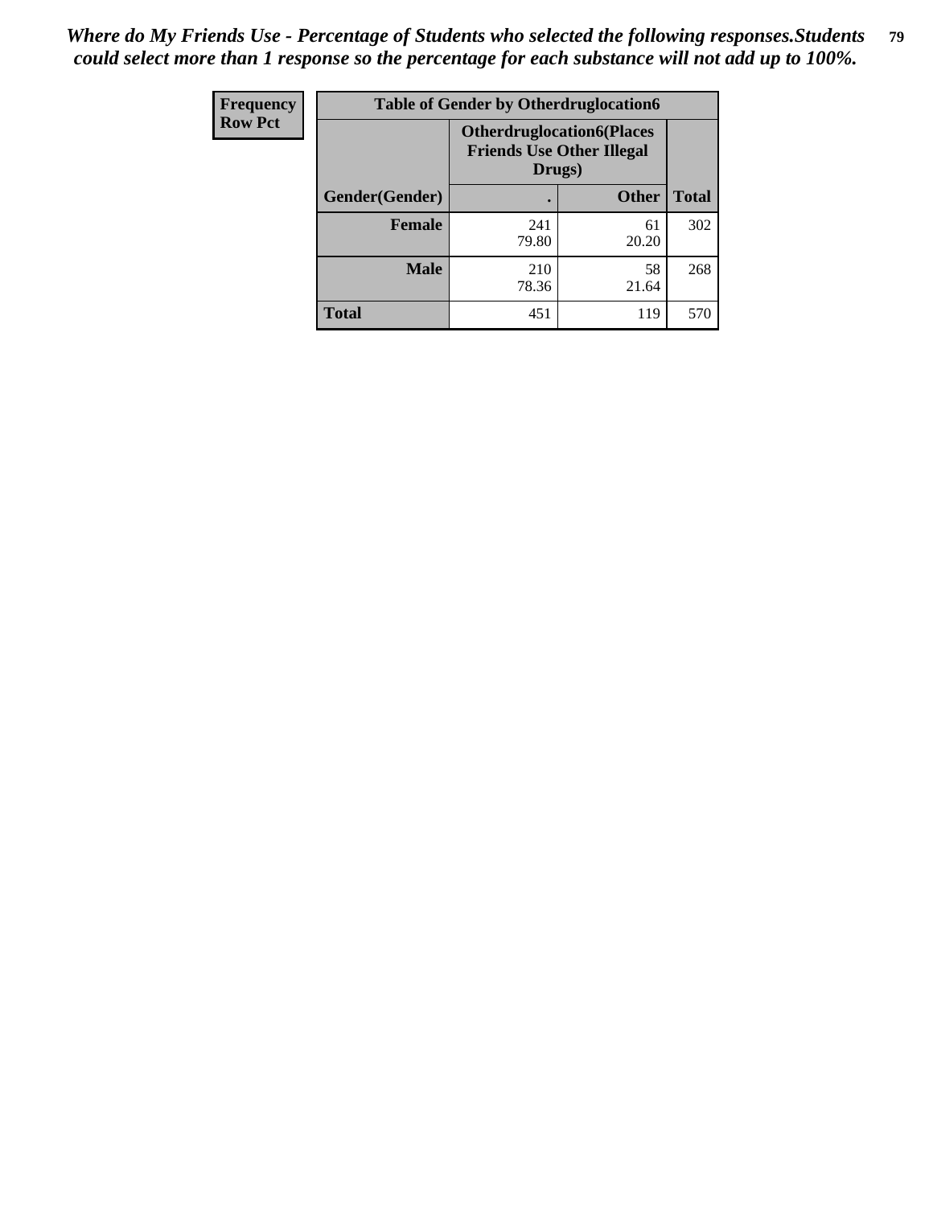*Where do My Friends Use - Percentage of Students who selected the following responses.Students could select more than 1 response so the percentage for each substance will not add up to 100%.*

| Frequency Row Pct | Table of Gender by Otherdruglocation6 | | |
|---|---|---|---|
| | **Otherdruglocation6(Places Friends Use Other Illegal Drugs)** | | |
| **Gender(Gender)** | **.** | **Other** | **Total** |
| **Female** | 241<br>79.80 | 61<br>20.20 | 302 |
| **Male** | 210<br>78.36 | 58<br>21.64 | 268 |
| **Total** | 451 | 119 | 570 |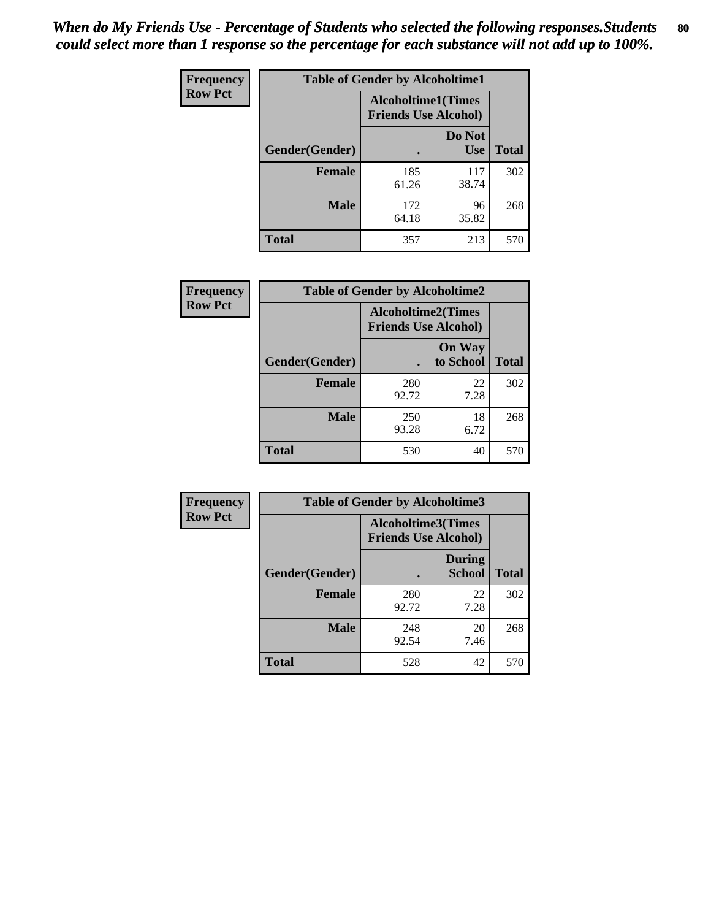*When do My Friends Use - Percentage of Students who selected the following responses.Students could select more than 1 response so the percentage for each substance will not add up to 100%.*

**Frequency**
**Row Pct**

| Table of Gender by Alcoholtime1 | | | |
|---|---|---|---|
| | Alcoholtime1(Times Friends Use Alcohol) | | |
| Gender(Gender) | . | Do Not Use | Total |
| **Female** | 185<br>61.26 | 117<br>38.74 | 302 |
| **Male** | 172<br>64.18 | 96<br>35.82 | 268 |
| **Total** | 357 | 213 | 570 |

**Frequency**
**Row Pct**

| Table of Gender by Alcoholtime2 | | | |
|---|---|---|---|
| | Alcoholtime2(Times Friends Use Alcohol) | | |
| Gender(Gender) | . | On Way to School | Total |
| **Female** | 280<br>92.72 | 22<br>7.28 | 302 |
| **Male** | 250<br>93.28 | 18<br>6.72 | 268 |
| **Total** | 530 | 40 | 570 |

**Frequency**
**Row Pct**

| Table of Gender by Alcoholtime3 | | | |
|---|---|---|---|
| | Alcoholtime3(Times Friends Use Alcohol) | | |
| Gender(Gender) | . | During School | Total |
| **Female** | 280<br>92.72 | 22<br>7.28 | 302 |
| **Male** | 248<br>92.54 | 20<br>7.46 | 268 |
| **Total** | 528 | 42 | 570 |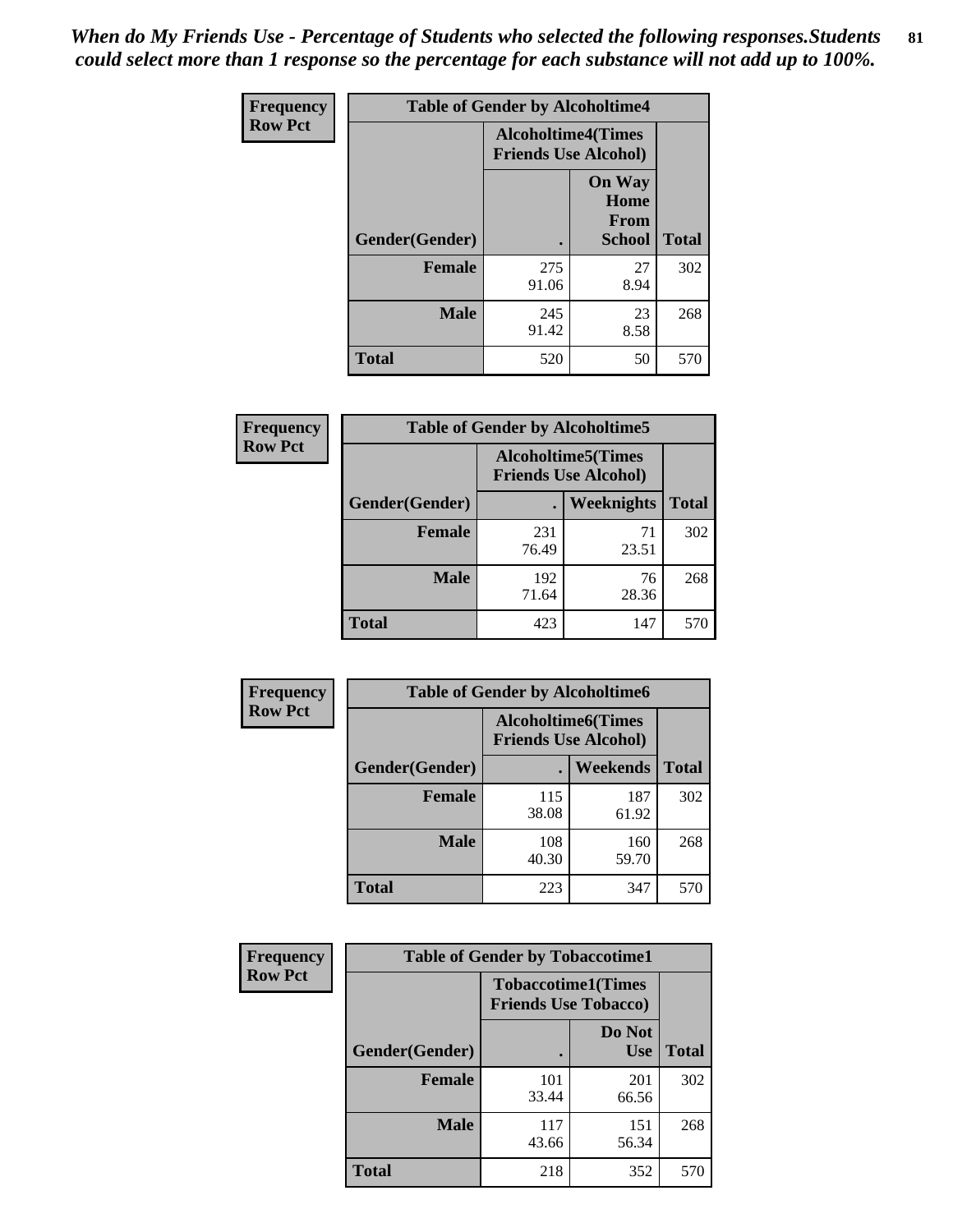*When do My Friends Use - Percentage of Students who selected the following responses.Students could select more than 1 response so the percentage for each substance will not add up to 100%.*

**Frequency / Row Pct**

| Table of Gender by Alcoholtime4 | | | |
|---|---|---|---|
| | Alcoholtime4(Times Friends Use Alcohol) | | |
| Gender(Gender) | . | On Way Home From School | Total |
| **Female** | 275<br>91.06 | 27<br>8.94 | 302 |
| **Male** | 245<br>91.42 | 23<br>8.58 | 268 |
| **Total** | 520 | 50 | 570 |

**Frequency / Row Pct**

| Table of Gender by Alcoholtime5 | | | |
|---|---|---|---|
| | Alcoholtime5(Times Friends Use Alcohol) | | |
| Gender(Gender) | . | Weeknights | Total |
| **Female** | 231<br>76.49 | 71<br>23.51 | 302 |
| **Male** | 192<br>71.64 | 76<br>28.36 | 268 |
| **Total** | 423 | 147 | 570 |

**Frequency / Row Pct**

| Table of Gender by Alcoholtime6 | | | |
|---|---|---|---|
| | Alcoholtime6(Times Friends Use Alcohol) | | |
| Gender(Gender) | . | Weekends | Total |
| **Female** | 115<br>38.08 | 187<br>61.92 | 302 |
| **Male** | 108<br>40.30 | 160<br>59.70 | 268 |
| **Total** | 223 | 347 | 570 |

**Frequency / Row Pct**

| Table of Gender by Tobaccotime1 | | | |
|---|---|---|---|
| | Tobaccotime1(Times Friends Use Tobacco) | | |
| Gender(Gender) | . | Do Not Use | Total |
| **Female** | 101<br>33.44 | 201<br>66.56 | 302 |
| **Male** | 117<br>43.66 | 151<br>56.34 | 268 |
| **Total** | 218 | 352 | 570 |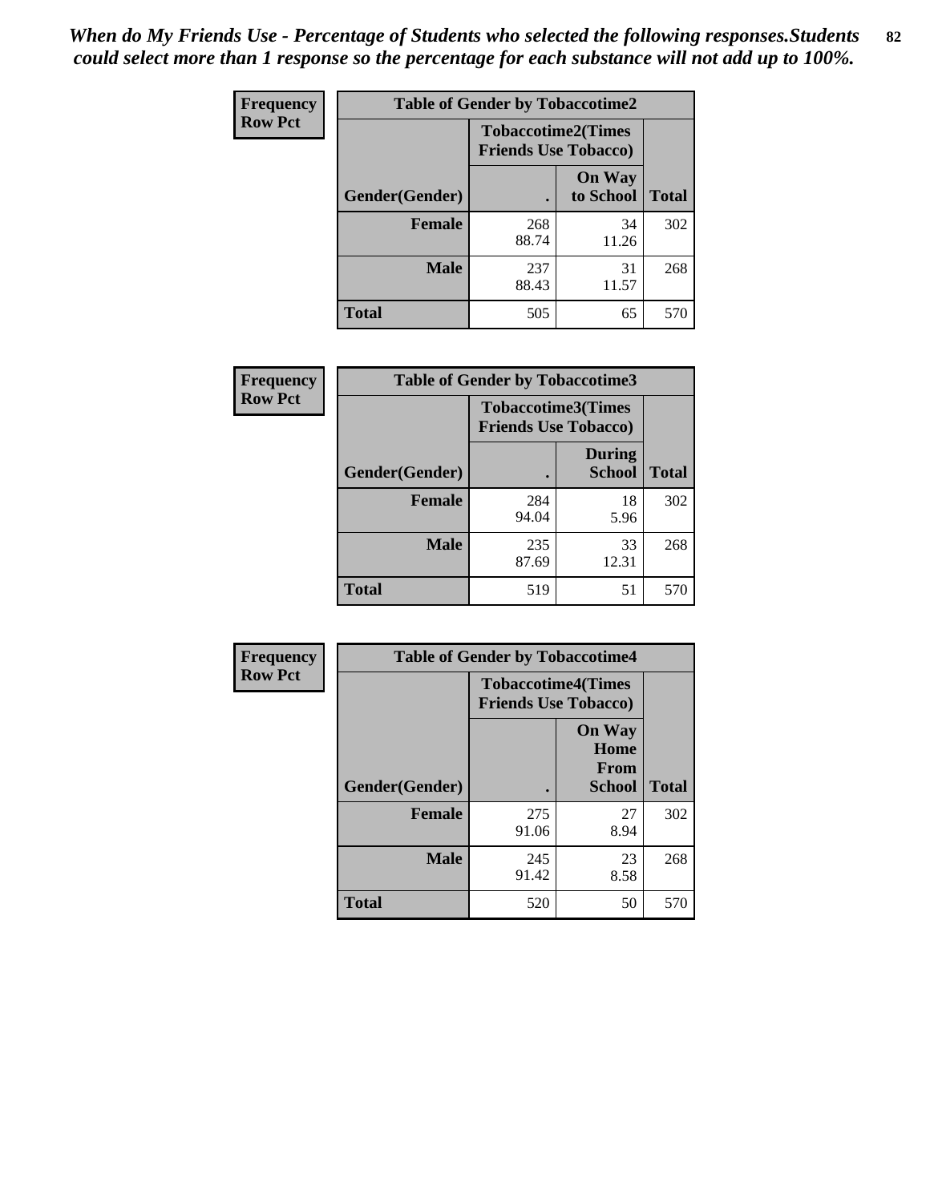*When do My Friends Use - Percentage of Students who selected the following responses.Students could select more than 1 response so the percentage for each substance will not add up to 100%.*

**Frequency**
**Row Pct**

| Table of Gender by Tobaccotime2 | | | |
|---|---|---|---|
| | Tobaccotime2(Times Friends Use Tobacco) | | |
| Gender(Gender) | . | On Way to School | Total |
| **Female** | 268<br>88.74 | 34<br>11.26 | 302 |
| **Male** | 237<br>88.43 | 31<br>11.57 | 268 |
| **Total** | 505 | 65 | 570 |

**Frequency**
**Row Pct**

| Table of Gender by Tobaccotime3 | | | |
|---|---|---|---|
| | Tobaccotime3(Times Friends Use Tobacco) | | |
| Gender(Gender) | . | During School | Total |
| **Female** | 284<br>94.04 | 18<br>5.96 | 302 |
| **Male** | 235<br>87.69 | 33<br>12.31 | 268 |
| **Total** | 519 | 51 | 570 |

**Frequency**
**Row Pct**

| Table of Gender by Tobaccotime4 | | | |
|---|---|---|---|
| | Tobaccotime4(Times Friends Use Tobacco) | | |
| Gender(Gender) | . | On Way Home From School | Total |
| **Female** | 275<br>91.06 | 27<br>8.94 | 302 |
| **Male** | 245<br>91.42 | 23<br>8.58 | 268 |
| **Total** | 520 | 50 | 570 |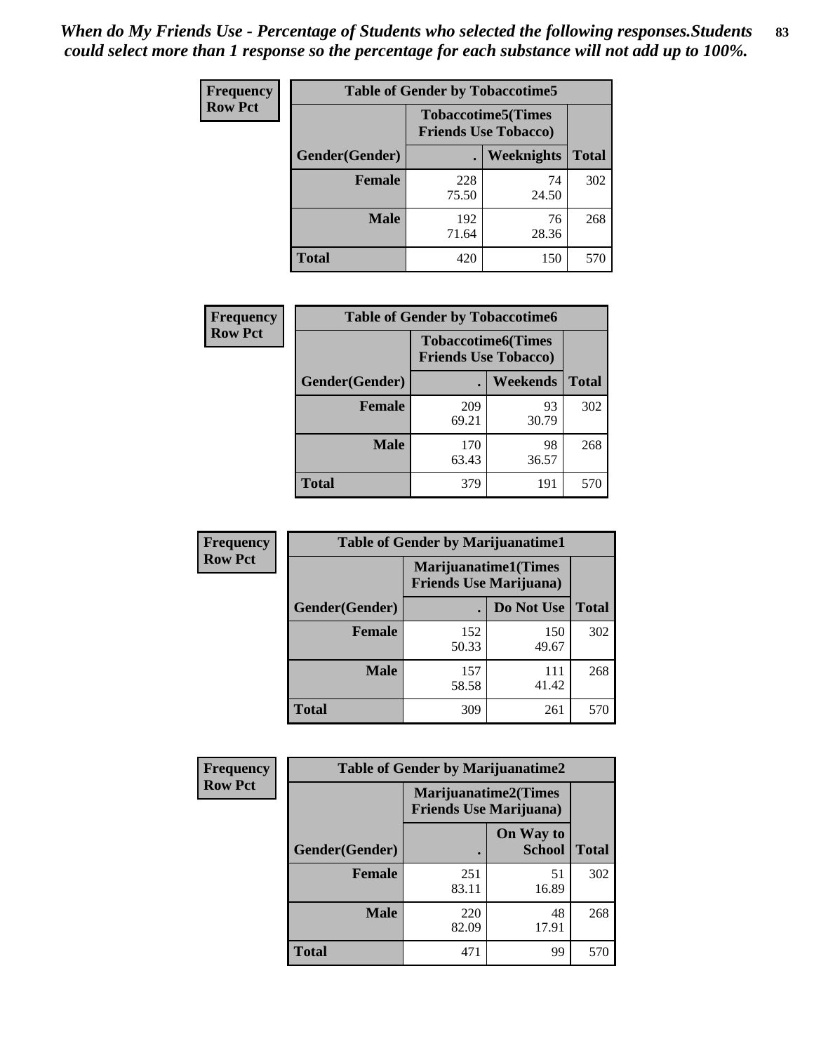*When do My Friends Use - Percentage of Students who selected the following responses.Students could select more than 1 response so the percentage for each substance will not add up to 100%.*

| Frequency Row Pct | Table of Gender by Tobaccotime5 | | |
|---|---|---|---|
| | Tobaccotime5(Times Friends Use Tobacco) | | |
| Gender(Gender) | . | Weeknights | Total |
| Female | 228<br>75.50 | 74<br>24.50 | 302 |
| Male | 192<br>71.64 | 76<br>28.36 | 268 |
| Total | 420 | 150 | 570 |

| Frequency Row Pct | Table of Gender by Tobaccotime6 | | |
|---|---|---|---|
| | Tobaccotime6(Times Friends Use Tobacco) | | |
| Gender(Gender) | . | Weekends | Total |
| Female | 209<br>69.21 | 93<br>30.79 | 302 |
| Male | 170<br>63.43 | 98<br>36.57 | 268 |
| Total | 379 | 191 | 570 |

| Frequency Row Pct | Table of Gender by Marijuanatime1 | | |
|---|---|---|---|
| | Marijuanatime1(Times Friends Use Marijuana) | | |
| Gender(Gender) | . | Do Not Use | Total |
| Female | 152<br>50.33 | 150<br>49.67 | 302 |
| Male | 157<br>58.58 | 111<br>41.42 | 268 |
| Total | 309 | 261 | 570 |

| Frequency Row Pct | Table of Gender by Marijuanatime2 | | |
|---|---|---|---|
| | Marijuanatime2(Times Friends Use Marijuana) | | |
| Gender(Gender) | . | On Way to School | Total |
| Female | 251<br>83.11 | 51<br>16.89 | 302 |
| Male | 220<br>82.09 | 48<br>17.91 | 268 |
| Total | 471 | 99 | 570 |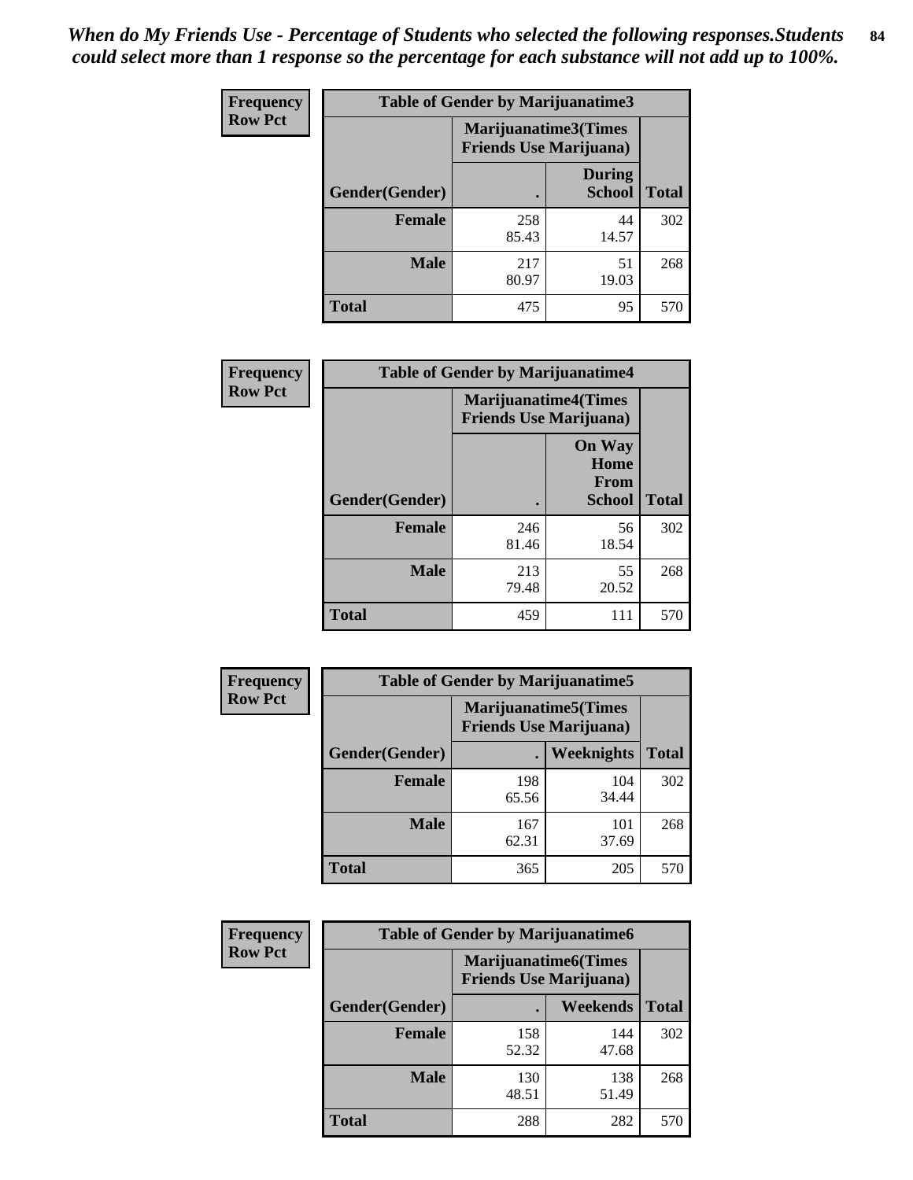*When do My Friends Use - Percentage of Students who selected the following responses.Students could select more than 1 response so the percentage for each substance will not add up to 100%.*

**Frequency / Row Pct**

| Table of Gender by Marijuanatime3 | | | |
|---|---|---|---|
| | Marijuanatime3(Times Friends Use Marijuana) | | |
| Gender(Gender) | . | During School | Total |
| Female | 258<br>85.43 | 44<br>14.57 | 302 |
| Male | 217<br>80.97 | 51<br>19.03 | 268 |
| Total | 475 | 95 | 570 |

**Frequency / Row Pct**

| Table of Gender by Marijuanatime4 | | | |
|---|---|---|---|
| | Marijuanatime4(Times Friends Use Marijuana) | | |
| Gender(Gender) | . | On Way Home From School | Total |
| Female | 246<br>81.46 | 56<br>18.54 | 302 |
| Male | 213<br>79.48 | 55<br>20.52 | 268 |
| Total | 459 | 111 | 570 |

**Frequency / Row Pct**

| Table of Gender by Marijuanatime5 | | | |
|---|---|---|---|
| | Marijuanatime5(Times Friends Use Marijuana) | | |
| Gender(Gender) | . | Weeknights | Total |
| Female | 198<br>65.56 | 104<br>34.44 | 302 |
| Male | 167<br>62.31 | 101<br>37.69 | 268 |
| Total | 365 | 205 | 570 |

**Frequency / Row Pct**

| Table of Gender by Marijuanatime6 | | | |
|---|---|---|---|
| | Marijuanatime6(Times Friends Use Marijuana) | | |
| Gender(Gender) | . | Weekends | Total |
| Female | 158<br>52.32 | 144<br>47.68 | 302 |
| Male | 130<br>48.51 | 138<br>51.49 | 268 |
| Total | 288 | 282 | 570 |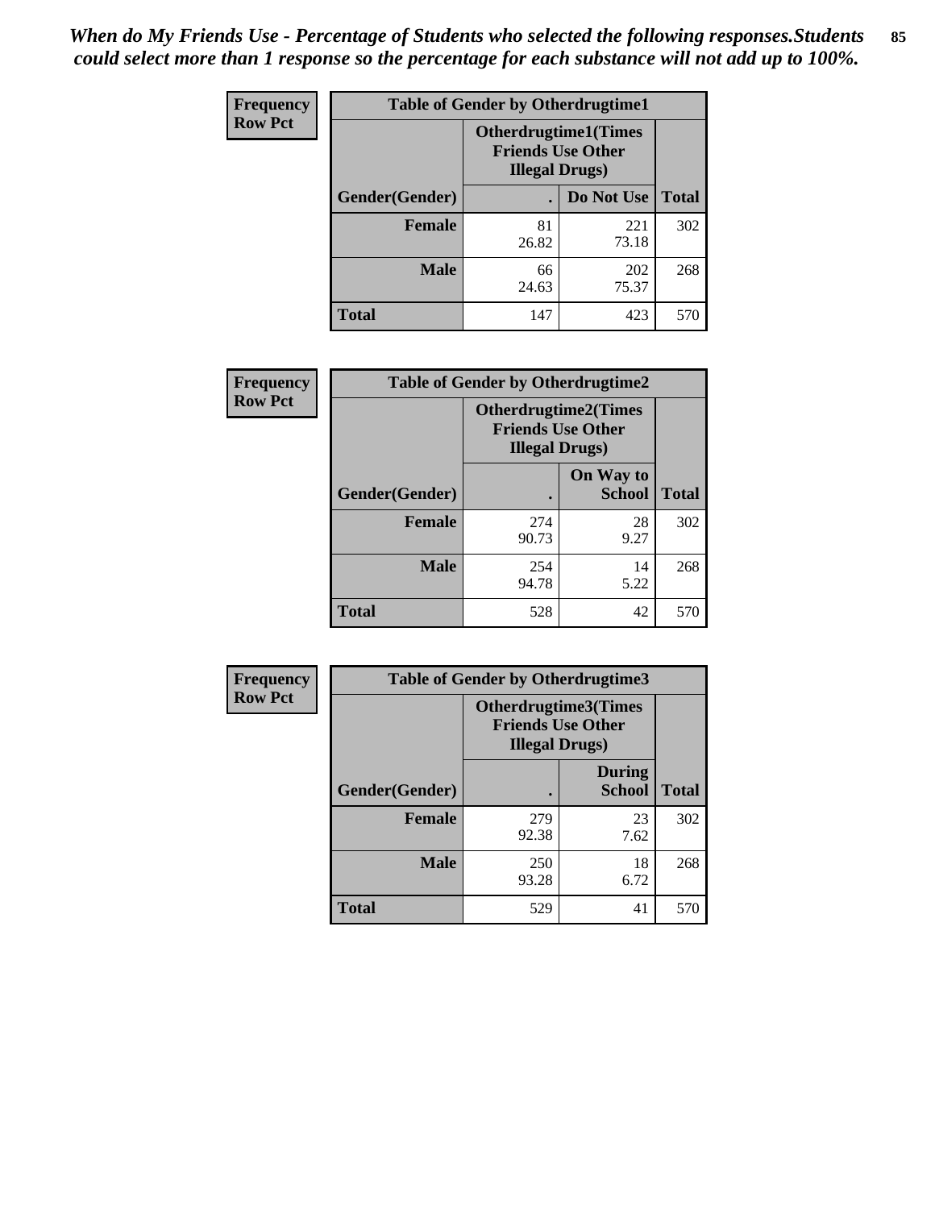*When do My Friends Use - Percentage of Students who selected the following responses.Students could select more than 1 response so the percentage for each substance will not add up to 100%.*

**Frequency**
**Row Pct**

| Table of Gender by Otherdrugtime1 | | | |
|---|---|---|---|
| | Otherdrugtime1(Times Friends Use Other Illegal Drugs) | | |
| Gender(Gender) | . | Do Not Use | Total |
| Female | 81<br>26.82 | 221<br>73.18 | 302 |
| Male | 66<br>24.63 | 202<br>75.37 | 268 |
| Total | 147 | 423 | 570 |

**Frequency**
**Row Pct**

| Table of Gender by Otherdrugtime2 | | | |
|---|---|---|---|
| | Otherdrugtime2(Times Friends Use Other Illegal Drugs) | | |
| Gender(Gender) | . | On Way to School | Total |
| Female | 274<br>90.73 | 28<br>9.27 | 302 |
| Male | 254<br>94.78 | 14<br>5.22 | 268 |
| Total | 528 | 42 | 570 |

**Frequency**
**Row Pct**

| Table of Gender by Otherdrugtime3 | | | |
|---|---|---|---|
| | Otherdrugtime3(Times Friends Use Other Illegal Drugs) | | |
| Gender(Gender) | . | During School | Total |
| Female | 279<br>92.38 | 23<br>7.62 | 302 |
| Male | 250<br>93.28 | 18<br>6.72 | 268 |
| Total | 529 | 41 | 570 |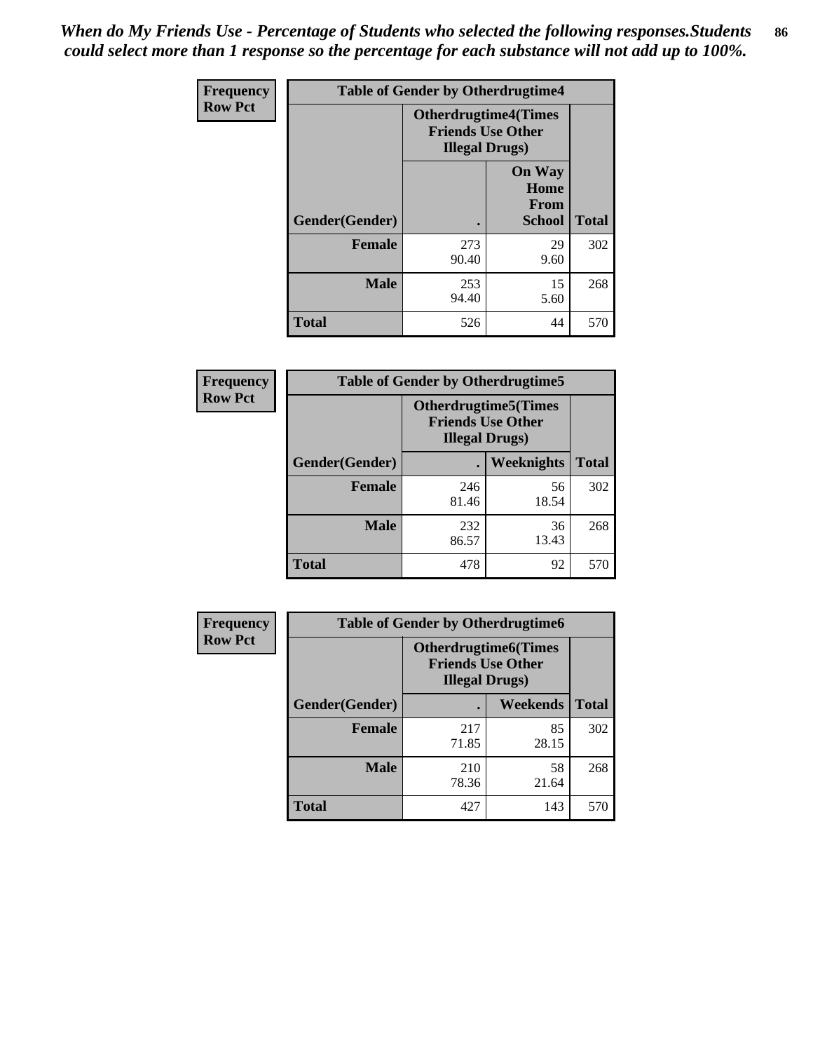*When do My Friends Use - Percentage of Students who selected the following responses.Students could select more than 1 response so the percentage for each substance will not add up to 100%.*

**Frequency**
**Row Pct**

| Table of Gender by Otherdrugtime4 | | | |
|---|---|---|---|
| | Otherdrugtime4(Times Friends Use Other Illegal Drugs) | | |
| Gender(Gender) | . | On Way Home From School | Total |
| **Female** | 273<br>90.40 | 29<br>9.60 | 302 |
| **Male** | 253<br>94.40 | 15<br>5.60 | 268 |
| **Total** | 526 | 44 | 570 |

**Frequency**
**Row Pct**

| Table of Gender by Otherdrugtime5 | | | |
|---|---|---|---|
| | Otherdrugtime5(Times Friends Use Other Illegal Drugs) | | |
| Gender(Gender) | . | Weeknights | Total |
| **Female** | 246<br>81.46 | 56<br>18.54 | 302 |
| **Male** | 232<br>86.57 | 36<br>13.43 | 268 |
| **Total** | 478 | 92 | 570 |

**Frequency**
**Row Pct**

| Table of Gender by Otherdrugtime6 | | | |
|---|---|---|---|
| | Otherdrugtime6(Times Friends Use Other Illegal Drugs) | | |
| Gender(Gender) | . | Weekends | Total |
| **Female** | 217<br>71.85 | 85<br>28.15 | 302 |
| **Male** | 210<br>78.36 | 58<br>21.64 | 268 |
| **Total** | 427 | 143 | 570 |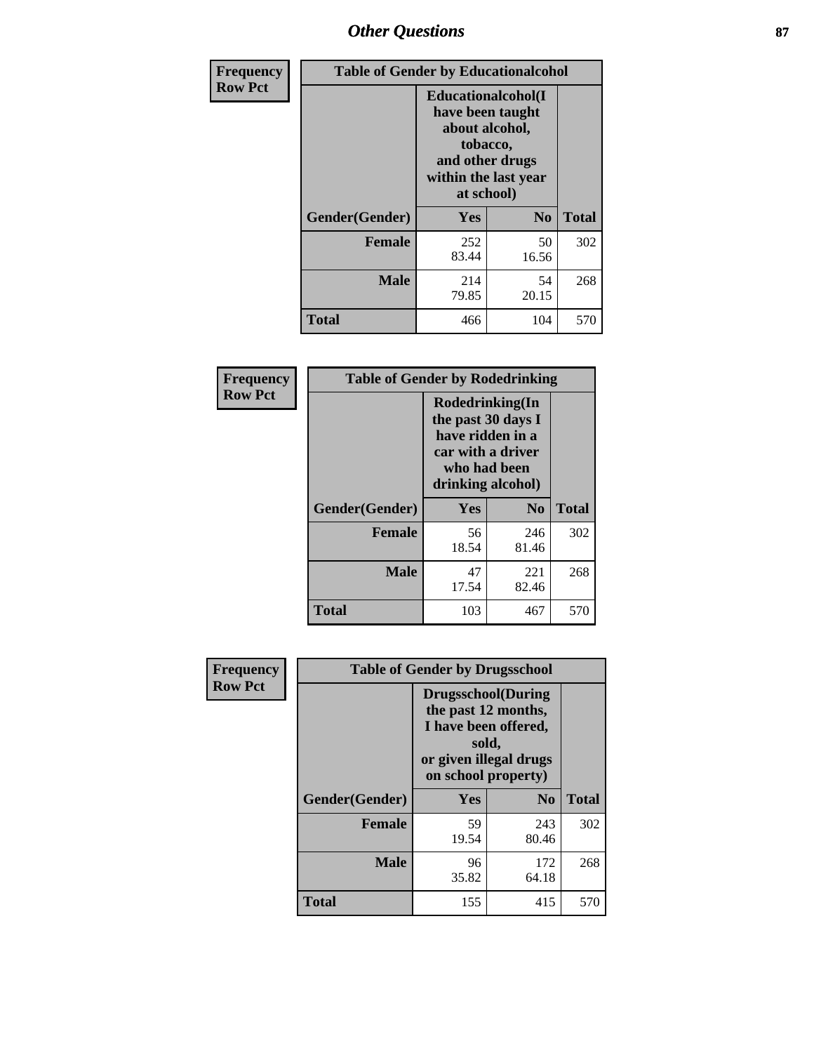## Other Questions

| Frequency<br>Row Pct | Table of Gender by Educationalcohol | | |
|---|---|---|---|
| | Educationalcohol(I have been taught about alcohol, tobacco, and other drugs within the last year at school) | | |
| Gender(Gender) | Yes | No | Total |
| Female | 252<br>83.44 | 50<br>16.56 | 302 |
| Male | 214<br>79.85 | 54<br>20.15 | 268 |
| Total | 466 | 104 | 570 |

| Frequency<br>Row Pct | Table of Gender by Rodedrinking | | |
|---|---|---|---|
| | Rodedrinking(In the past 30 days I have ridden in a car with a driver who had been drinking alcohol) | | |
| Gender(Gender) | Yes | No | Total |
| Female | 56<br>18.54 | 246<br>81.46 | 302 |
| Male | 47<br>17.54 | 221<br>82.46 | 268 |
| Total | 103 | 467 | 570 |

| Frequency<br>Row Pct | Table of Gender by Drugsschool | | |
|---|---|---|---|
| | Drugsschool(During the past 12 months, I have been offered, sold, or given illegal drugs on school property) | | |
| Gender(Gender) | Yes | No | Total |
| Female | 59<br>19.54 | 243<br>80.46 | 302 |
| Male | 96<br>35.82 | 172<br>64.18 | 268 |
| Total | 155 | 415 | 570 |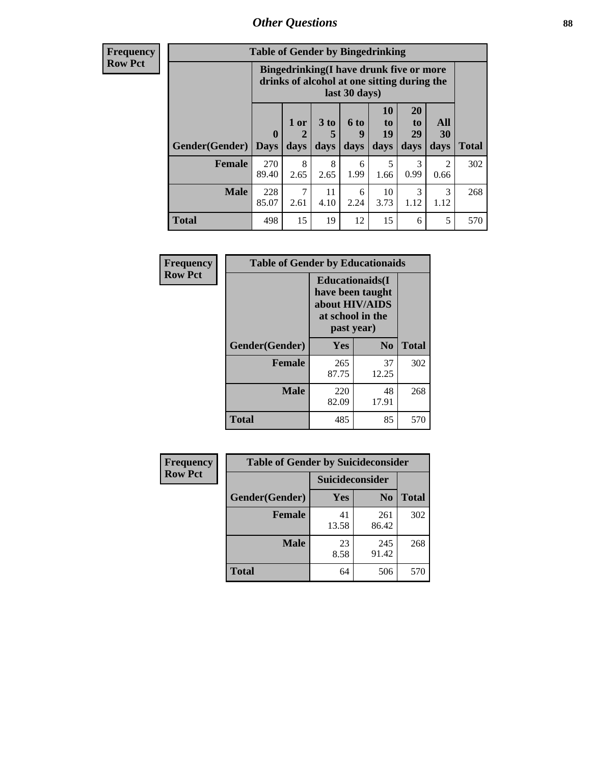# Other Questions

**Frequency**
**Row Pct**

| Table of Gender by Bingedrinking | | | | | | | | |
|---|---|---|---|---|---|---|---|---|
| | Bingedrinking(I have drunk five or more drinks of alcohol at one sitting during the last 30 days) | | | | | | | |
| Gender(Gender) | 0 Days | 1 or 2 days | 3 to 5 days | 6 to 9 days | 10 to 19 days | 20 to 29 days | All 30 days | Total |
| **Female** | 270<br>89.40 | 8<br>2.65 | 8<br>2.65 | 6<br>1.99 | 5<br>1.66 | 3<br>0.99 | 2<br>0.66 | 302 |
| **Male** | 228<br>85.07 | 7<br>2.61 | 11<br>4.10 | 6<br>2.24 | 10<br>3.73 | 3<br>1.12 | 3<br>1.12 | 268 |
| **Total** | 498 | 15 | 19 | 12 | 15 | 6 | 5 | 570 |

**Frequency**
**Row Pct**

| Table of Gender by Educationaids | | | |
|---|---|---|---|
| | Educationaids(I have been taught about HIV/AIDS at school in the past year) | | |
| Gender(Gender) | Yes | No | Total |
| **Female** | 265<br>87.75 | 37<br>12.25 | 302 |
| **Male** | 220<br>82.09 | 48<br>17.91 | 268 |
| **Total** | 485 | 85 | 570 |

**Frequency**
**Row Pct**

| Table of Gender by Suicideconsider | | | |
|---|---|---|---|
| | Suicideconsider | | |
| Gender(Gender) | Yes | No | Total |
| **Female** | 41<br>13.58 | 261<br>86.42 | 302 |
| **Male** | 23<br>8.58 | 245<br>91.42 | 268 |
| **Total** | 64 | 506 | 570 |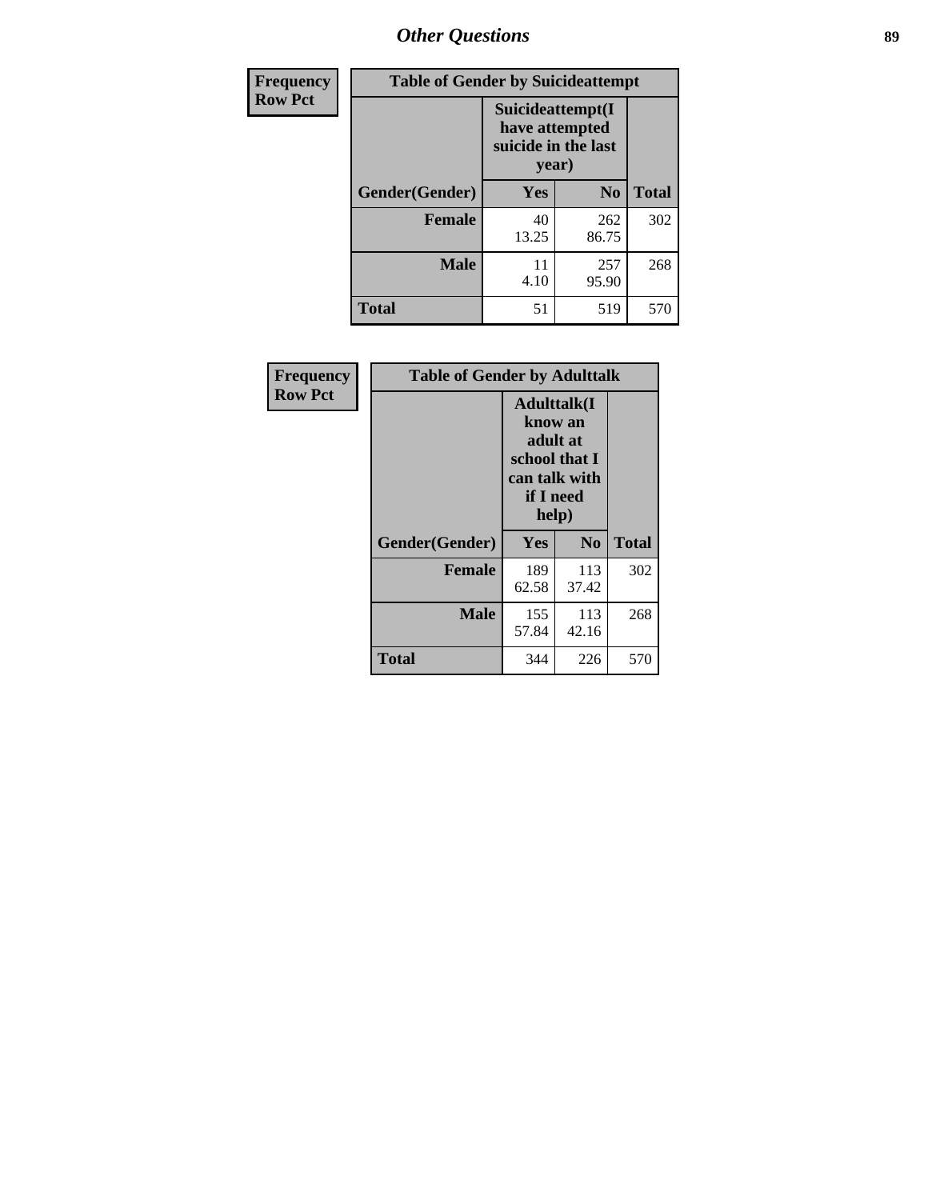## Other Questions

| Frequency Row Pct | Table of Gender by Suicideattempt | | |
|---|---|---|---|
| | Suicideattempt(I have attempted suicide in the last year) | | |
| Gender(Gender) | Yes | No | Total |
| Female | 40<br>13.25 | 262<br>86.75 | 302 |
| Male | 11<br>4.10 | 257<br>95.90 | 268 |
| Total | 51 | 519 | 570 |

| Frequency Row Pct | Table of Gender by Adulttalk | | |
|---|---|---|---|
| | Adulttalk(I know an adult at school that I can talk with if I need help) | | |
| Gender(Gender) | Yes | No | Total |
| Female | 189<br>62.58 | 113<br>37.42 | 302 |
| Male | 155<br>57.84 | 113<br>42.16 | 268 |
| Total | 344 | 226 | 570 |